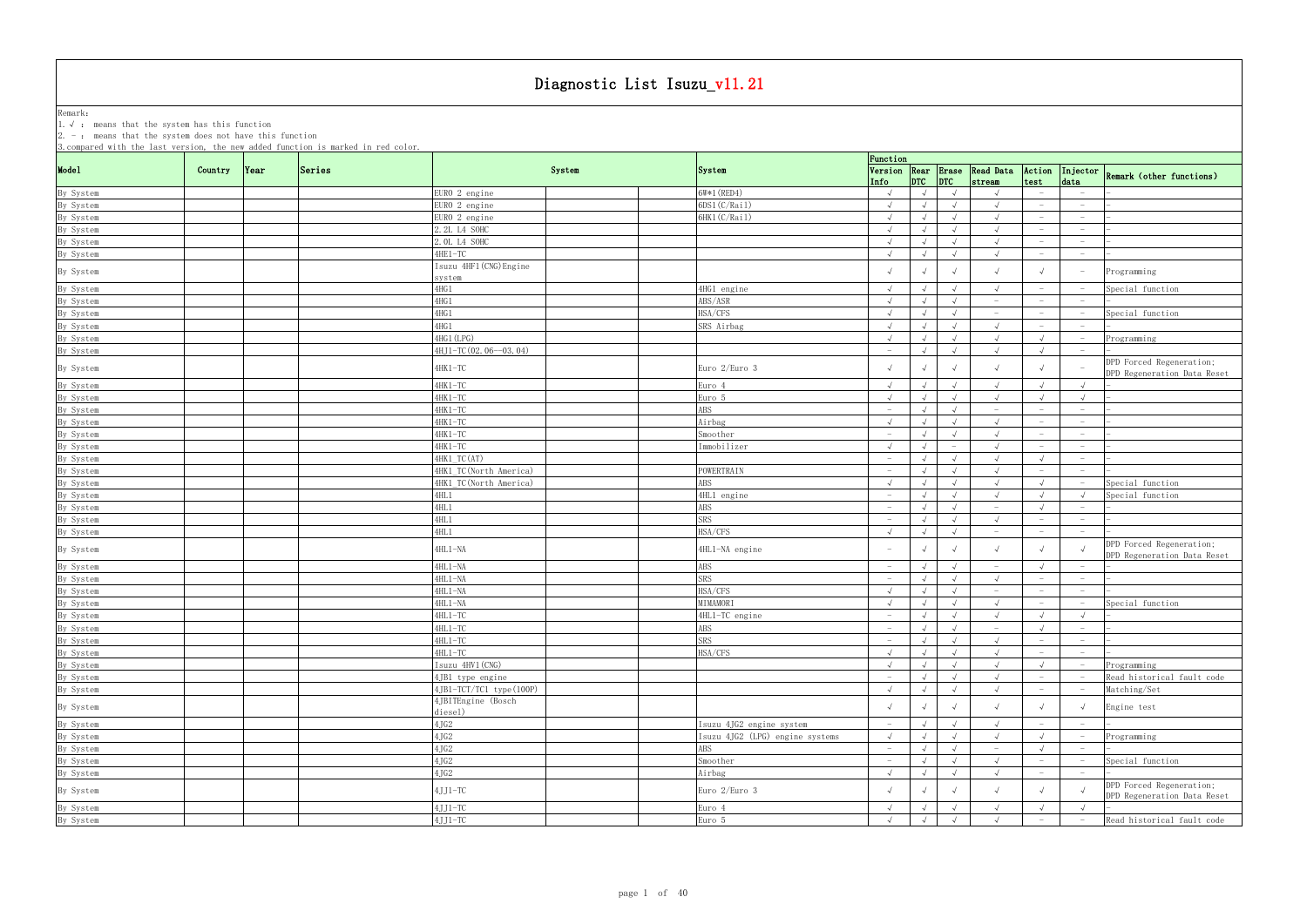# Diagnostic List Isuzu_v11.21

Remark:
1. √ : means that the system has this function
2. － : means that the system does not have this function
3. compared with the last version, the new added function is marked in red color.

| Model | Country | Year | Series | System | | | System | Function | | | | | | Remark (other functions) |
|---|---|---|---|---|---|---|---|---|---|---|---|---|---|---|
| | | | | | | | | Version Info | Rear DTC | Erase DTC | Read Data stream | Action test | Injector data | |
| By System | | | | EURO 2 engine | | | 6W*1(RED4) | √ | √ | √ | √ | － | － | － |
| By System | | | | EURO 2 engine | | | 6DS1(C/Rail) | √ | √ | √ | √ | － | － | － |
| By System | | | | EURO 2 engine | | | 6HK1(C/Rail) | √ | √ | √ | √ | － | － | － |
| By System | | | | 2.2L L4 SOHC | | | | √ | √ | √ | √ | － | － | － |
| By System | | | | 2.0L L4 SOHC | | | | √ | √ | √ | √ | － | － | － |
| By System | | | | 4HE1-TC | | | | √ | √ | √ | √ | － | － | － |
| By System | | | | Isuzu 4HF1(CNG)Engine system | | | | √ | √ | √ | √ | √ | － | Programming |
| By System | | | | 4HG1 | | | 4HG1 engine | √ | √ | √ | √ | － | － | Special function |
| By System | | | | 4HG1 | | | ABS/ASR | √ | √ | √ | － | － | － | － |
| By System | | | | 4HG1 | | | HSA/CFS | √ | √ | √ | － | － | － | Special function |
| By System | | | | 4HG1 | | | SRS Airbag | √ | √ | √ | √ | － | － | － |
| By System | | | | 4HG1(LPG) | | | | √ | √ | √ | √ | √ | － | Programming |
| By System | | | | 4HJ1-TC(02.06—03.04) | | | | － | √ | √ | √ | √ | － | － |
| By System | | | | 4HK1-TC | | | Euro 2/Euro 3 | √ | √ | √ | √ | √ | － | DPD Forced Regeneration; DPD Regeneration Data Reset |
| By System | | | | 4HK1-TC | | | Euro 4 | √ | √ | √ | √ | √ | √ | － |
| By System | | | | 4HK1-TC | | | Euro 5 | √ | √ | √ | √ | √ | √ | － |
| By System | | | | 4HK1-TC | | | ABS | － | √ | √ | － | － | － | － |
| By System | | | | 4HK1-TC | | | Airbag | √ | √ | √ | √ | － | － | － |
| By System | | | | 4HK1-TC | | | Smoother | － | √ | √ | √ | － | － | － |
| By System | | | | 4HK1-TC | | | Immobilizer | √ | √ | － | √ | － | － | － |
| By System | | | | 4HK1_TC(AT) | | | | － | √ | √ | √ | √ | － | － |
| By System | | | | 4HK1_TC(North America) | | | POWERTRAIN | － | √ | √ | √ | － | － | － |
| By System | | | | 4HK1_TC(North America) | | | ABS | √ | √ | √ | √ | √ | － | Special function |
| By System | | | | 4HL1 | | | 4HL1 engine | － | √ | √ | √ | √ | √ | Special function |
| By System | | | | 4HL1 | | | ABS | － | √ | √ | － | √ | － | － |
| By System | | | | 4HL1 | | | SRS | － | √ | √ | √ | － | － | － |
| By System | | | | 4HL1 | | | HSA/CFS | √ | √ | √ | － | － | － | － |
| By System | | | | 4HL1-NA | | | 4HL1-NA engine | － | √ | √ | √ | √ | √ | DPD Forced Regeneration; DPD Regeneration Data Reset |
| By System | | | | 4HL1-NA | | | ABS | － | √ | √ | － | √ | － | － |
| By System | | | | 4HL1-NA | | | SRS | － | √ | √ | √ | － | － | － |
| By System | | | | 4HL1-NA | | | HSA/CFS | √ | √ | √ | － | － | － | － |
| By System | | | | 4HL1-NA | | | MIMAMORI | √ | √ | √ | √ | － | － | Special function |
| By System | | | | 4HL1-TC | | | 4HL1-TC engine | － | √ | √ | √ | √ | √ | － |
| By System | | | | 4HL1-TC | | | ABS | － | √ | √ | － | √ | － | － |
| By System | | | | 4HL1-TC | | | SRS | － | √ | √ | √ | － | － | － |
| By System | | | | 4HL1-TC | | | HSA/CFS | √ | √ | √ | √ | － | － | － |
| By System | | | | Isuzu 4HV1(CNG) | | | | √ | √ | √ | √ | √ | － | Programming |
| By System | | | | 4JB1 type engine | | | | － | √ | √ | √ | － | － | Read historical fault code |
| By System | | | | 4JB1-TCT/TC1 type(100P) | | | | √ | √ | √ | √ | － | － | Matching/Set |
| By System | | | | 4JBITEngine (Bosch diesel) | | | | √ | √ | √ | √ | √ | √ | Engine test |
| By System | | | | 4JG2 | | | Isuzu 4JG2 engine system | － | √ | √ | √ | － | － | － |
| By System | | | | 4JG2 | | | Isuzu 4JG2 (LPG) engine systems | √ | √ | √ | √ | √ | － | Programming |
| By System | | | | 4JG2 | | | ABS | － | √ | √ | － | √ | － | － |
| By System | | | | 4JG2 | | | Smoother | － | √ | √ | √ | － | － | Special function |
| By System | | | | 4JG2 | | | Airbag | √ | √ | √ | √ | － | － | － |
| By System | | | | 4JJ1-TC | | | Euro 2/Euro 3 | √ | √ | √ | √ | √ | √ | DPD Forced Regeneration; DPD Regeneration Data Reset |
| By System | | | | 4JJ1-TC | | | Euro 4 | √ | √ | √ | √ | √ | √ | － |
| By System | | | | 4JJ1-TC | | | Euro 5 | √ | √ | √ | √ | － | － | Read historical fault code |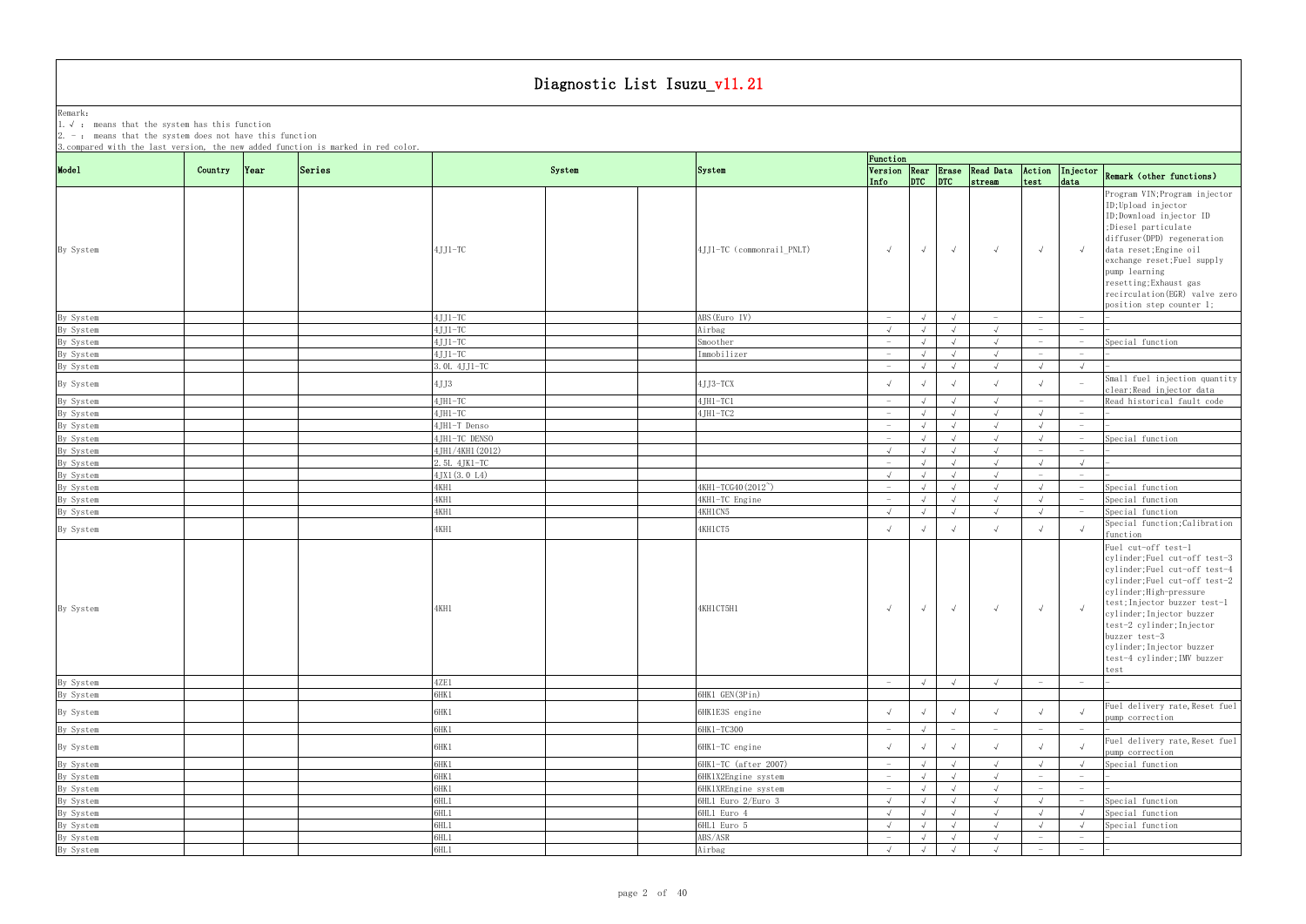# Diagnostic List Isuzu_v11.21

Remark:
1. √ : means that the system has this function
2. - : means that the system does not have this function
3. compared with the last version, the new added function is marked in red color.

| Model | Country | Year | Series | System | | | System | Function | | | | | | |
|---|---|---|---|---|---|---|---|---|---|---|---|---|---|---|
| | | | | | | | | Version Info | Rear DTC | Erase DTC | Read Data stream | Action test | Injector data | Remark (other functions) |
| By System | | | | 4JJ1-TC | | | 4JJ1-TC (commonrail_PNLT) | √ | √ | √ | √ | √ | √ | Program VIN;Program injector ID;Upload injector ID;Download injector ID ;Diesel particulate diffuser(DPD) regeneration data reset;Engine oil exchange reset;Fuel supply pump learning resetting;Exhaust gas recirculation(EGR) valve zero position step counter 1; |
| By System | | | | 4JJ1-TC | | | ABS(Euro IV) | - | √ | √ | - | - | - | - |
| By System | | | | 4JJ1-TC | | | Airbag | √ | √ | √ | √ | - | - | - |
| By System | | | | 4JJ1-TC | | | Smoother | - | √ | √ | √ | - | - | Special function |
| By System | | | | 4JJ1-TC | | | Immobilizer | - | √ | √ | √ | - | - | - |
| By System | | | | 3.0L 4JJ1-TC | | | | - | √ | √ | √ | √ | √ | - |
| By System | | | | 4JJ3 | | | 4JJ3-TCX | √ | √ | √ | √ | √ | - | Small fuel injection quantity clear;Read injector data |
| By System | | | | 4JH1-TC | | | 4JH1-TC1 | - | √ | √ | √ | - | - | Read historical fault code |
| By System | | | | 4JH1-TC | | | 4JH1-TC2 | - | √ | √ | √ | √ | - | - |
| By System | | | | 4JH1-T Denso | | | | - | √ | √ | √ | √ | - | - |
| By System | | | | 4JH1-TC DENSO | | | | - | √ | √ | √ | √ | - | Special function |
| By System | | | | 4JH1/4KH1(2012) | | | | √ | √ | √ | √ | - | - | - |
| By System | | | | 2.5L 4JK1-TC | | | | - | √ | √ | √ | √ | √ | - |
| By System | | | | 4JX1(3.0 L4) | | | | √ | √ | √ | √ | - | - | - |
| By System | | | | 4KH1 | | | 4KH1-TCG40(2012~) | - | √ | √ | √ | √ | - | Special function |
| By System | | | | 4KH1 | | | 4KH1-TC Engine | - | √ | √ | √ | √ | - | Special function |
| By System | | | | 4KH1 | | | 4KH1CN5 | √ | √ | √ | √ | √ | - | Special function |
| By System | | | | 4KH1 | | | 4KH1CT5 | √ | √ | √ | √ | √ | √ | Special function;Calibration function |
| By System | | | | 4KH1 | | | 4KH1CT5H1 | √ | √ | √ | √ | √ | √ | Fuel cut-off test-1 cylinder;Fuel cut-off test-3 cylinder;Fuel cut-off test-4 cylinder;Fuel cut-off test-2 cylinder;High-pressure test;Injector buzzer test-1 cylinder;Injector buzzer test-2 cylinder;Injector buzzer test-3 cylinder;Injector buzzer test-4 cylinder;IMV buzzer test |
| By System | | | | 4ZE1 | | | | - | √ | √ | √ | - | - | - |
| By System | | | | 6HK1 | | | 6HK1 GEN(3Pin) | | | | | | | |
| By System | | | | 6HK1 | | | 6HKIE3S engine | √ | √ | √ | √ | √ | √ | Fuel delivery rate,Reset fuel pump correction |
| By System | | | | 6HK1 | | | 6HK1-TC300 | - | √ | - | - | - | - | - |
| By System | | | | 6HK1 | | | 6HK1-TC engine | √ | √ | √ | √ | √ | √ | Fuel delivery rate,Reset fuel pump correction |
| By System | | | | 6HK1 | | | 6HK1-TC (after 2007) | - | √ | √ | √ | √ | √ | Special function |
| By System | | | | 6HK1 | | | 6HK1X2Engine system | - | √ | √ | √ | - | - | - |
| By System | | | | 6HK1 | | | 6HK1XREngine system | - | √ | √ | √ | - | - | - |
| By System | | | | 6HL1 | | | 6HL1 Euro 2/Euro 3 | √ | √ | √ | √ | √ | - | Special function |
| By System | | | | 6HL1 | | | 6HL1 Euro 4 | √ | √ | √ | √ | √ | √ | Special function |
| By System | | | | 6HL1 | | | 6HL1 Euro 5 | √ | √ | √ | √ | √ | √ | Special function |
| By System | | | | 6HL1 | | | ABS/ASR | - | √ | √ | √ | - | - | - |
| By System | | | | 6HL1 | | | Airbag | √ | √ | √ | √ | - | - | - |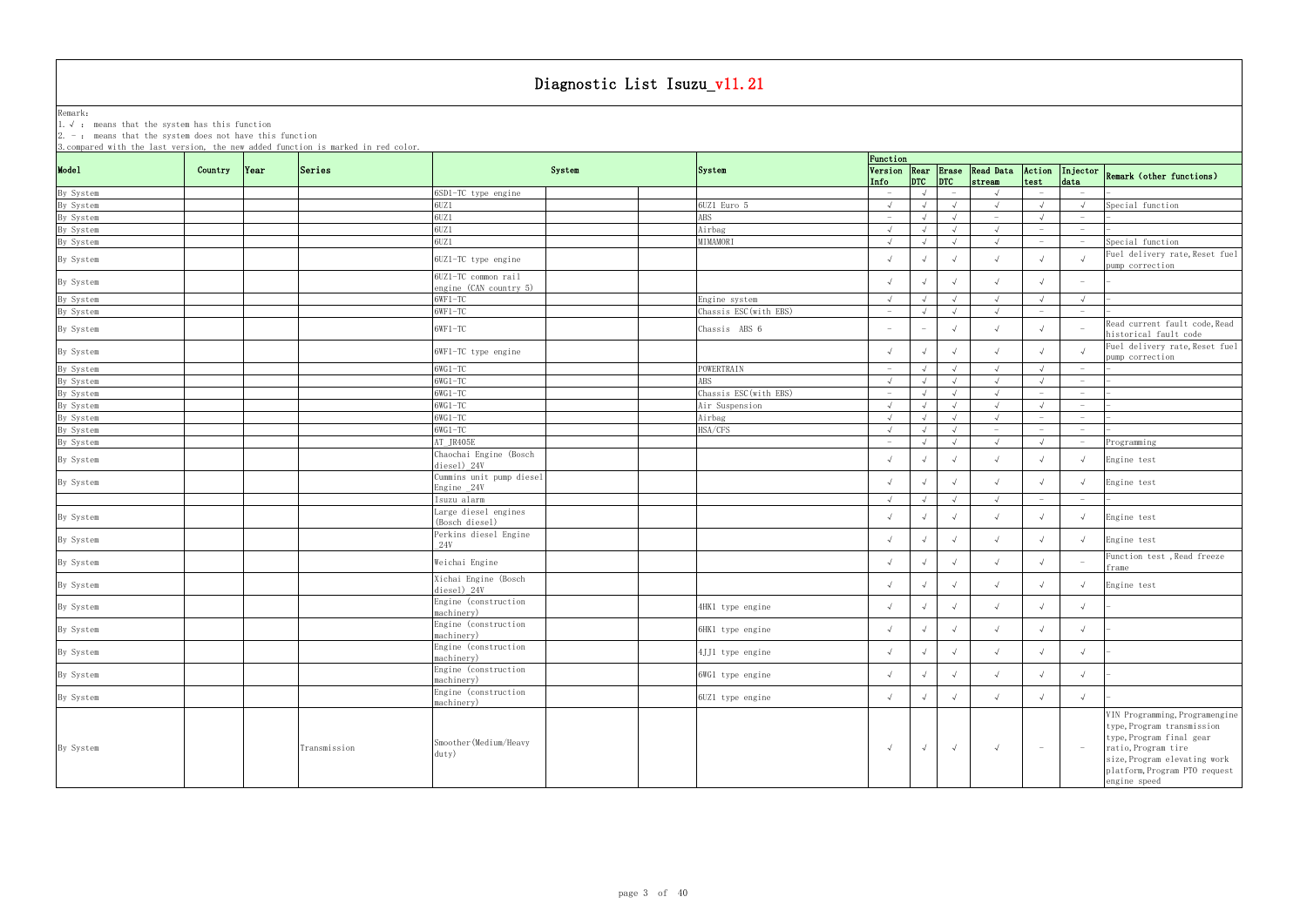# Diagnostic List Isuzu_v11.21

Remark:
1. √ : means that the system has this function
2. - : means that the system does not have this function
3. compared with the last version, the new added function is marked in red color.

| Model | Country | Year | Series | System | | | System | Function | | | | | | |
|---|---|---|---|---|---|---|---|---|---|---|---|---|---|---|
| | | | | | | | | Version Info | Rear DTC | Erase DTC | Read Data stream | Action test | Injector data | Remark (other functions) |
| By System | | | | 6SD1-TC type engine | | | | - | √ | - | √ | - | - | - |
| By System | | | | 6UZ1 | | | 6UZ1 Euro 5 | √ | √ | √ | √ | √ | √ | Special function |
| By System | | | | 6UZ1 | | | ABS | - | √ | √ | - | √ | - | - |
| By System | | | | 6UZ1 | | | Airbag | √ | √ | √ | √ | - | - | - |
| By System | | | | 6UZ1 | | | MIMAMORI | √ | √ | √ | √ | - | - | Special function |
| By System | | | | 6UZ1-TC type engine | | | | √ | √ | √ | √ | √ | √ | Fuel delivery rate,Reset fuel pump correction |
| By System | | | | 6UZ1-TC common rail engine (CAN country 5) | | | | √ | √ | √ | √ | √ | - | - |
| By System | | | | 6WF1-TC | | | Engine system | √ | √ | √ | √ | √ | √ | - |
| By System | | | | 6WF1-TC | | | Chassis ESC(with EBS) | - | √ | √ | √ | - | - | - |
| By System | | | | 6WF1-TC | | | Chassis ABS 6 | - | - | √ | √ | √ | - | Read current fault code,Read historical fault code |
| By System | | | | 6WF1-TC type engine | | | | √ | √ | √ | √ | √ | √ | Fuel delivery rate,Reset fuel pump correction |
| By System | | | | 6WG1-TC | | | POWERTRAIN | - | √ | √ | √ | √ | - | - |
| By System | | | | 6WG1-TC | | | ABS | √ | √ | √ | √ | √ | - | - |
| By System | | | | 6WG1-TC | | | Chassis ESC(with EBS) | - | √ | √ | √ | - | - | - |
| By System | | | | 6WG1-TC | | | Air Suspension | √ | √ | √ | √ | √ | - | - |
| By System | | | | 6WG1-TC | | | Airbag | √ | √ | √ | √ | - | - | - |
| By System | | | | 6WG1-TC | | | HSA/CFS | √ | √ | √ | - | - | - | - |
| By System | | | | AT_JR405E | | | | - | √ | √ | √ | √ | - | Programming |
| By System | | | | Chaochai Engine (Bosch diesel)_24V | | | | √ | √ | √ | √ | √ | √ | Engine test |
| By System | | | | Cummins unit pump diesel Engine _24V | | | | √ | √ | √ | √ | √ | √ | Engine test |
| | | | | Isuzu alarm | | | | √ | √ | √ | √ | - | - | - |
| By System | | | | Large diesel engines (Bosch diesel) | | | | √ | √ | √ | √ | √ | √ | Engine test |
| By System | | | | Perkins diesel Engine _24V | | | | √ | √ | √ | √ | √ | √ | Engine test |
| By System | | | | Weichai Engine | | | | √ | √ | √ | √ | √ | - | Function test ,Read freeze frame |
| By System | | | | Xichai Engine (Bosch diesel)_24V | | | | √ | √ | √ | √ | √ | √ | Engine test |
| By System | | | | Engine (construction machinery) | | | 4HK1 type engine | √ | √ | √ | √ | √ | √ | - |
| By System | | | | Engine (construction machinery) | | | 6HK1 type engine | √ | √ | √ | √ | √ | √ | - |
| By System | | | | Engine (construction machinery) | | | 4JJ1 type engine | √ | √ | √ | √ | √ | √ | - |
| By System | | | | Engine (construction machinery) | | | 6WG1 type engine | √ | √ | √ | √ | √ | √ | - |
| By System | | | | Engine (construction machinery) | | | 6UZ1 type engine | √ | √ | √ | √ | √ | √ | - |
| By System | | | Transmission | Smoother(Medium/Heavy duty) | | | | √ | √ | √ | √ | - | - | VIN Programming,Programengine type,Program transmission type,Program final gear ratio,Program tire size,Program elevating work platform,Program PTO request engine speed |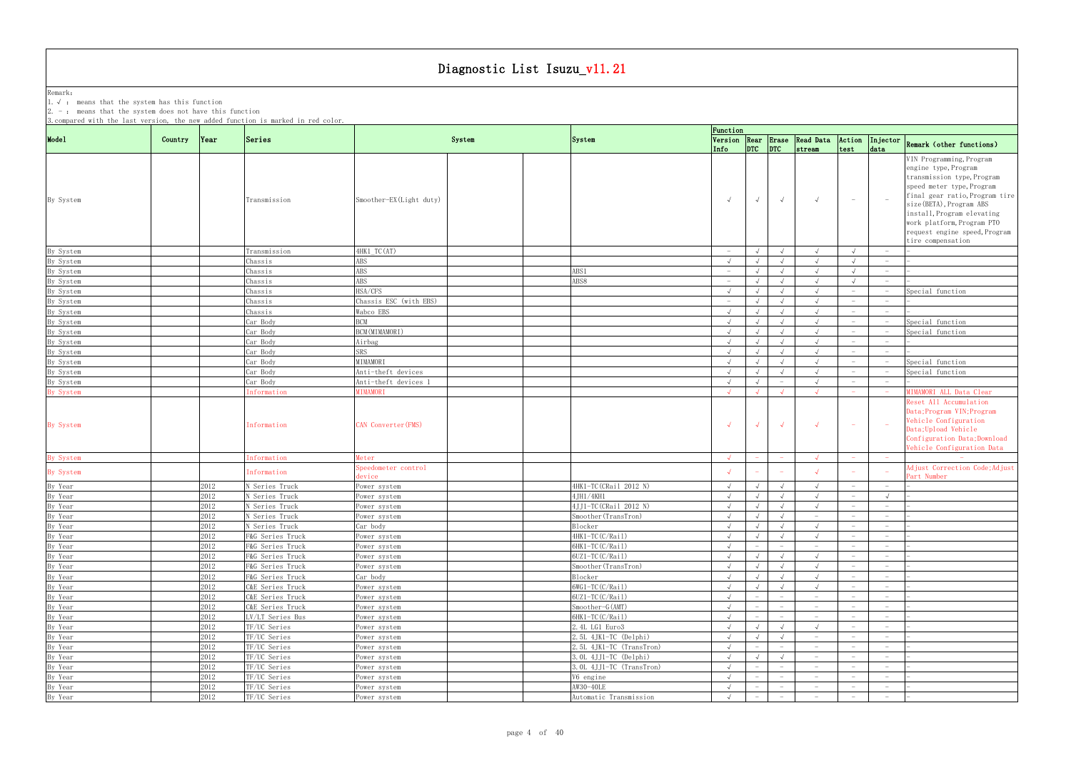# Diagnostic List Isuzu_v11.21

Remark:
1. √ : means that the system has this function
2. - : means that the system does not have this function
3. compared with the last version, the new added function is marked in red color.

| Model | Country | Year | Series | System | | | System | Function | | | | | | Remark (other functions) |
|---|---|---|---|---|---|---|---|---|---|---|---|---|---|---|
| | | | | | | | | Version Info | Rear DTC | Erase DTC | Read Data stream | Action test | Injector data | |
| By System | | | Transmission | Smoother-EX(Light duty) | | | | √ | √ | √ | √ | - | - | VIN Programming, Program engine type, Program transmission type, Program speed meter type, Program final gear ratio, Program tire size(BETA), Program ABS install, Program elevating work platform, Program PTO request engine speed, Program tire compensation |
| By System | | | Transmission | 4HK1_TC(AT) | | | | - | √ | √ | √ | √ | - | - |
| By System | | | Chassis | ABS | | | | √ | √ | √ | √ | √ | - | - |
| By System | | | Chassis | ABS | | | ABS1 | - | √ | √ | √ | √ | - | - |
| By System | | | Chassis | ABS | | | ABS8 | - | √ | √ | √ | √ | - | - |
| By System | | | Chassis | HSA/CFS | | | | √ | √ | √ | √ | - | - | Special function |
| By System | | | Chassis | Chassis ESC (with EBS) | | | | - | √ | √ | √ | - | - | - |
| By System | | | Chassis | Wabco EBS | | | | √ | √ | √ | √ | - | - | - |
| By System | | | Car Body | BCM | | | | √ | √ | √ | √ | - | - | Special function |
| By System | | | Car Body | BCM(MIMAMORI) | | | | √ | √ | √ | √ | - | - | Special function |
| By System | | | Car Body | Airbag | | | | √ | √ | √ | √ | - | - | - |
| By System | | | Car Body | SRS | | | | √ | √ | √ | √ | - | - | - |
| By System | | | Car Body | MIMAMORI | | | | √ | √ | √ | √ | - | - | Special function |
| By System | | | Car Body | Anti-theft devices | | | | √ | √ | √ | √ | - | - | Special function |
| By System | | | Car Body | Anti-theft devices 1 | | | | √ | √ | - | √ | - | - | - |
| By System | | | Information | MIMAMORI | | | | √ | √ | √ | √ | - | - | MIMAMORI ALL Data Clear |
| By System | | | Information | CAN Converter(FMS) | | | | √ | √ | √ | √ | - | - | Reset All Accumulation Data;Program VIN;Program Vehicle Configuration Data;Upload Vehicle Configuration Data;Download Vehicle Configuration Data |
| By System | | | Information | Meter | | | | √ | - | - | √ | - | - | - |
| By System | | | Information | Speedometer control device | | | | √ | - | - | √ | - | - | Adjust Correction Code;Adjust Part Number |
| By Year | | 2012 | N Series Truck | Power system | | | 4HK1-TC(CRail 2012 N) | √ | √ | √ | √ | - | - | - |
| By Year | | 2012 | N Series Truck | Power system | | | 4JH1/4KH1 | √ | √ | √ | √ | - | √ | - |
| By Year | | 2012 | N Series Truck | Power system | | | 4JJ1-TC(CRail 2012 N) | √ | √ | √ | √ | - | - | - |
| By Year | | 2012 | N Series Truck | Power system | | | Smoother(TransTron) | √ | √ | √ | - | - | - | - |
| By Year | | 2012 | N Series Truck | Car body | | | Blocker | √ | √ | √ | √ | - | - | - |
| By Year | | 2012 | F&G Series Truck | Power system | | | 4HK1-TC(C/Rail) | √ | √ | √ | √ | - | - | - |
| By Year | | 2012 | F&G Series Truck | Power system | | | 6HK1-TC(C/Rail) | √ | - | - | - | - | - | - |
| By Year | | 2012 | F&G Series Truck | Power system | | | 6UZ1-TC(C/Rail) | √ | √ | √ | √ | - | - | - |
| By Year | | 2012 | F&G Series Truck | Power system | | | Smoother(TransTron) | √ | √ | √ | √ | - | - | - |
| By Year | | 2012 | F&G Series Truck | Car body | | | Blocker | √ | √ | √ | √ | - | - | - |
| By Year | | 2012 | C&E Series Truck | Power system | | | 6WG1-TC(C/Rail) | √ | √ | √ | √ | - | - | - |
| By Year | | 2012 | C&E Series Truck | Power system | | | 6UZ1-TC(C/Rail) | √ | - | - | - | - | - | - |
| By Year | | 2012 | C&E Series Truck | Power system | | | Smoother-G(AMT) | √ | - | - | - | - | - | - |
| By Year | | 2012 | LV/LT Series Bus | Power system | | | 6HK1-TC(C/Rail) | √ | - | - | - | - | - | - |
| By Year | | 2012 | TF/UC Series | Power system | | | 2.4L LG1 Euro3 | √ | √ | √ | √ | - | - | - |
| By Year | | 2012 | TF/UC Series | Power system | | | 2.5L 4JK1-TC (Delphi) | √ | √ | √ | - | - | - | - |
| By Year | | 2012 | TF/UC Series | Power system | | | 2.5L 4JK1-TC (TransTron) | √ | - | - | - | - | - | - |
| By Year | | 2012 | TF/UC Series | Power system | | | 3.0L 4JJ1-TC (Delphi) | √ | √ | √ | - | - | - | - |
| By Year | | 2012 | TF/UC Series | Power system | | | 3.0L 4JJ1-TC (TransTron) | √ | - | - | - | - | - | - |
| By Year | | 2012 | TF/UC Series | Power system | | | V6 engine | √ | - | - | - | - | - | - |
| By Year | | 2012 | TF/UC Series | Power system | | | AW30-40LE | √ | - | - | - | - | - | - |
| By Year | | 2012 | TF/UC Series | Power system | | | Automatic Transmission | √ | - | - | - | - | - | - |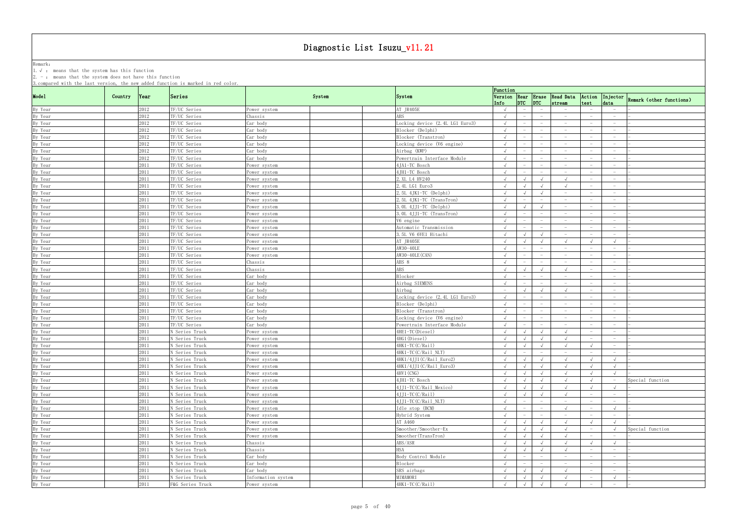# Diagnostic List Isuzu_v11.21

Remark:
1. √ : means that the system has this function
2. - : means that the system does not have this function
3. compared with the last version, the new added function is marked in red color.

| Model | Country | Year | Series | System | | | System | Function | | | | | | |
|---|---|---|---|---|---|---|---|---|---|---|---|---|---|---|
| | | | | | | | | Version Info | Rear DTC | Erase DTC | Read Data stream | Action test | Injector data | Remark (other functions) |
| By Year | | 2012 | TF/UC Series | Power system | | | AT JR405E | √ | - | - | - | - | - | - |
| By Year | | 2012 | TF/UC Series | Chassis | | | ABS | √ | - | - | - | - | - | - |
| By Year | | 2012 | TF/UC Series | Car body | | | Locking device (2.4L LGI Euro3) | √ | - | - | - | - | - | - |
| By Year | | 2012 | TF/UC Series | Car body | | | Blocker (Delphi) | √ | - | - | - | - | - | - |
| By Year | | 2012 | TF/UC Series | Car body | | | Blocker (Transtron) | √ | - | - | - | - | - | - |
| By Year | | 2012 | TF/UC Series | Car body | | | Locking device (V6 engine) | √ | - | - | - | - | - | - |
| By Year | | 2012 | TF/UC Series | Car body | | | Airbag (KWP) | √ | - | - | - | - | - | - |
| By Year | | 2012 | TF/UC Series | Car body | | | Powertrain Interface Module | √ | - | - | - | - | - | - |
| By Year | | 2011 | TF/UC Series | Power system | | | 4JA1-TC Bosch | √ | - | - | - | - | - | - |
| By Year | | 2011 | TF/UC Series | Power system | | | 4JH1-TC Bosch | √ | - | - | - | - | - | - |
| By Year | | 2011 | TF/UC Series | Power system | | | 2.XL L4 HV240 | √ | √ | √ | √ | - | - | - |
| By Year | | 2011 | TF/UC Series | Power system | | | 2.4L LGI Euro3 | √ | √ | √ | √ | - | - | - |
| By Year | | 2011 | TF/UC Series | Power system | | | 2.5L 4JK1-TC (Delphi) | √ | √ | √ | - | - | - | - |
| By Year | | 2011 | TF/UC Series | Power system | | | 2.5L 4JK1-TC (TransTron) | √ | - | - | - | - | - | - |
| By Year | | 2011 | TF/UC Series | Power system | | | 3.0L 4JJ1-TC (Delphi) | √ | √ | √ | - | - | - | - |
| By Year | | 2011 | TF/UC Series | Power system | | | 3.0L 4JJ1-TC (TransTron) | √ | - | - | - | - | - | - |
| By Year | | 2011 | TF/UC Series | Power system | | | V6 engine | √ | - | - | - | - | - | - |
| By Year | | 2011 | TF/UC Series | Power system | | | Automatic Transmission | √ | - | - | - | - | - | - |
| By Year | | 2011 | TF/UC Series | Power system | | | 3.5L V6 6VE1 Hitachi | √ | √ | √ | - | - | - | - |
| By Year | | 2011 | TF/UC Series | Power system | | | AT JR405E | √ | √ | √ | √ | √ | √ | - |
| By Year | | 2011 | TF/UC Series | Power system | | | AW30-40LE | √ | - | - | - | - | - | - |
| By Year | | 2011 | TF/UC Series | Power system | | | AW30-40LE(CAN) | √ | - | - | - | - | - | - |
| By Year | | 2011 | TF/UC Series | Chassis | | | ABS 8 | √ | - | - | - | - | - | - |
| By Year | | 2011 | TF/UC Series | Chassis | | | ABS | √ | √ | √ | √ | - | - | - |
| By Year | | 2011 | TF/UC Series | Car body | | | Blocker | √ | - | - | - | - | - | - |
| By Year | | 2011 | TF/UC Series | Car body | | | Airbag SIEMENS | √ | - | - | - | - | - | - |
| By Year | | 2011 | TF/UC Series | Car body | | | Airbag | - | √ | √ | √ | - | - | - |
| By Year | | 2011 | TF/UC Series | Car body | | | Locking device (2.4L LGI Euro3) | √ | - | - | - | - | - | - |
| By Year | | 2011 | TF/UC Series | Car body | | | Blocker (Delphi) | √ | - | - | - | - | - | - |
| By Year | | 2011 | TF/UC Series | Car body | | | Blocker (Transtron) | √ | - | - | - | - | - | - |
| By Year | | 2011 | TF/UC Series | Car body | | | Locking device (V6 engine) | √ | - | - | - | - | - | - |
| By Year | | 2011 | TF/UC Series | Car body | | | Powertrain Interface Module | √ | - | - | - | - | - | - |
| By Year | | 2011 | N Series Truck | Power system | | | 4HE1-TC(Diesel) | √ | √ | √ | √ | - | - | - |
| By Year | | 2011 | N Series Truck | Power system | | | 4HG1(Diesel) | √ | √ | √ | √ | - | - | - |
| By Year | | 2011 | N Series Truck | Power system | | | 4HK1-TC(C/Rail) | √ | √ | √ | √ | √ | - | - |
| By Year | | 2011 | N Series Truck | Power system | | | 4HK1-TC(C/Rail_NLT) | √ | - | - | - | - | - | - |
| By Year | | 2011 | N Series Truck | Power system | | | 4HK1/4JJ1(C/Rail_Euro2) | √ | √ | √ | √ | √ | √ | - |
| By Year | | 2011 | N Series Truck | Power system | | | 4HK1/4JJ1(C/Rail_Euro3) | √ | √ | √ | √ | √ | √ | - |
| By Year | | 2011 | N Series Truck | Power system | | | 4HV1(CNG) | √ | √ | √ | √ | √ | √ | - |
| By Year | | 2011 | N Series Truck | Power system | | | 4JH1-TC Bosch | √ | √ | √ | √ | √ | - | Special function |
| By Year | | 2011 | N Series Truck | Power system | | | 4JJ1-TC(C/Rail_Mexico) | √ | √ | √ | √ | √ | √ | - |
| By Year | | 2011 | N Series Truck | Power system | | | 4JJ1-TC(C/Rail) | √ | √ | √ | √ | - | - | - |
| By Year | | 2011 | N Series Truck | Power system | | | 4JJ1-TC(C/Rail_NLT) | √ | - | - | - | - | - | - |
| By Year | | 2011 | N Series Truck | Power system | | | Idle stop (BCM) | √ | - | - | √ | - | √ | - |
| By Year | | 2011 | N Series Truck | Power system | | | Hybrid System | √ | - | - | - | - | - | - |
| By Year | | 2011 | N Series Truck | Power system | | | AT A460 | √ | √ | √ | √ | √ | √ | - |
| By Year | | 2011 | N Series Truck | Power system | | | Smoother/Smoother-Ex | √ | √ | √ | √ | - | √ | Special function |
| By Year | | 2011 | N Series Truck | Power system | | | Smoother(TransTron) | √ | √ | √ | √ | - | - | - |
| By Year | | 2011 | N Series Truck | Chassis | | | ABS/ASR | √ | √ | √ | √ | √ | √ | - |
| By Year | | 2011 | N Series Truck | Chassis | | | HSA | √ | √ | √ | √ | - | - | - |
| By Year | | 2011 | N Series Truck | Car body | | | Body Control Module | √ | - | - | - | - | - | - |
| By Year | | 2011 | N Series Truck | Car body | | | Blocker | √ | - | - | - | - | - | - |
| By Year | | 2011 | N Series Truck | Car body | | | SRS airbags | √ | √ | √ | √ | - | - | - |
| By Year | | 2011 | N Series Truck | Information system | | | MIMAMORI | √ | √ | √ | √ | - | √ | - |
| By Year | | 2011 | F&G Series Truck | Power system | | | 4HK1-TC(C/Rail) | √ | √ | √ | √ | - | - | - |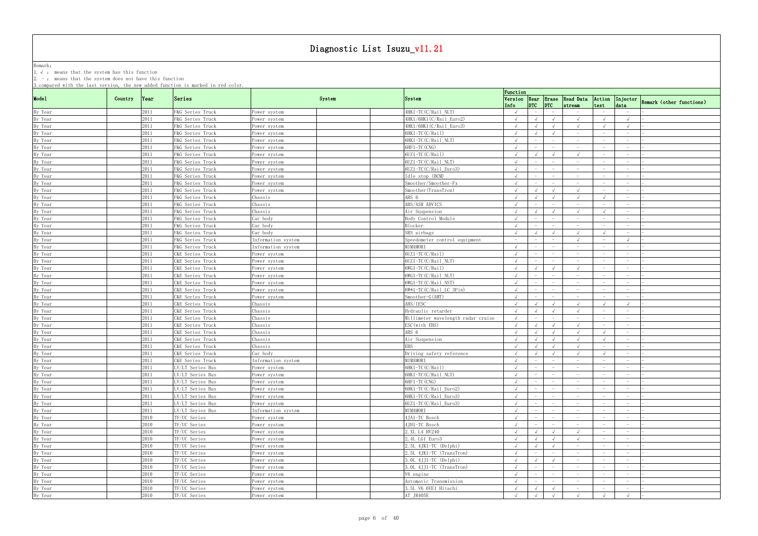# Diagnostic List Isuzu_v11.21

Remark:
1. √ : means that the system has this function
2. - : means that the system does not have this function
3. compared with the last version, the new added function is marked in red color.

| Model | Country | Year | Series | System | | System | Function | | | | | | Remark (other functions) |
|---|---|---|---|---|---|---|---|---|---|---|---|---|---|
| | | | | | | | Version Info | Rear DTC | Erase DTC | Read Data stream | Action test | Injector data | |
| By Year | | 2011 | F&G Series Truck | Power system | | 4HK1-TC(C/Rail NLT) | √ | - | - | - | - | - | - |
| By Year | | 2011 | F&G Series Truck | Power system | | 4HK1/6HK1(C/Rail Euro2) | √ | √ | √ | √ | √ | √ | - |
| By Year | | 2011 | F&G Series Truck | Power system | | 4HK1/6HK1(C/Rail Euro3) | √ | √ | √ | √ | √ | √ | - |
| By Year | | 2011 | F&G Series Truck | Power system | | 6HK1-TC(C/Rail) | √ | √ | √ | - | - | - | - |
| By Year | | 2011 | F&G Series Truck | Power system | | 6HK1-TC(C/Rail NLT) | √ | - | - | - | - | - | - |
| By Year | | 2011 | F&G Series Truck | Power system | | 6HF1-TC(CNG) | √ | - | - | - | - | - | - |
| By Year | | 2011 | F&G Series Truck | Power system | | 6UZ1-TC(C/Rail) | √ | √ | √ | √ | - | - | - |
| By Year | | 2011 | F&G Series Truck | Power system | | 6UZ1-TC(C/Rail NLT) | √ | - | - | - | - | - | - |
| By Year | | 2011 | F&G Series Truck | Power system | | 6UZ1-TC(C/Rail Euro3) | √ | - | - | - | - | - | - |
| By Year | | 2011 | F&G Series Truck | Power system | | Idle stop (BCM) | √ | - | - | - | - | - | - |
| By Year | | 2011 | F&G Series Truck | Power system | | Smoother/Smoother-Fx | √ | - | - | - | - | - | - |
| By Year | | 2011 | F&G Series Truck | Power system | | Smoother(TransTron) | √ | √ | √ | √ | - | - | - |
| By Year | | 2011 | F&G Series Truck | Chassis | | ABS 6 | √ | √ | √ | √ | √ | - | - |
| By Year | | 2011 | F&G Series Truck | Chassis | | ABS/ASR ADVICS | √ | - | - | - | - | - | - |
| By Year | | 2011 | F&G Series Truck | Chassis | | Air Suspension | √ | √ | √ | √ | √ | - | - |
| By Year | | 2011 | F&G Series Truck | Car body | | Body Control Module | √ | - | - | - | - | - | - |
| By Year | | 2011 | F&G Series Truck | Car body | | Blocker | √ | - | - | - | - | - | - |
| By Year | | 2011 | F&G Series Truck | Car body | | SRS airbags | √ | √ | √ | √ | √ | - | - |
| By Year | | 2011 | F&G Series Truck | Information system | | Speedometer control equipment | - | - | - | √ | - | √ | - |
| By Year | | 2011 | F&G Series Truck | Information system | | MIMAMORI | √ | - | - | - | - | - | - |
| By Year | | 2011 | C&E Series Truck | Power system | | 6UZ1-TC(C/Rail) | √ | - | - | - | - | - | - |
| By Year | | 2011 | C&E Series Truck | Power system | | 6UZ1-TC(C/Rail NLT) | √ | - | - | - | - | - | - |
| By Year | | 2011 | C&E Series Truck | Power system | | 6WG1-TC(C/Rail) | √ | √ | √ | √ | - | - | - |
| By Year | | 2011 | C&E Series Truck | Power system | | 6WG1-TC(C/Rail NLT) | √ | - | - | - | - | - | - |
| By Year | | 2011 | C&E Series Truck | Power system | | 6WG1-TC(C/Rail NST) | √ | - | - | - | - | - | - |
| By Year | | 2011 | C&E Series Truck | Power system | | 6W*1-TC(C/Rail LC 3Pin) | √ | - | - | - | - | - | - |
| By Year | | 2011 | C&E Series Truck | Power system | | Smoother-G(AMT) | √ | - | - | - | - | - | - |
| By Year | | 2011 | C&E Series Truck | Chassis | | ABS/IESC | √ | √ | √ | √ | √ | √ | - |
| By Year | | 2011 | C&E Series Truck | Chassis | | Hydraulic retarder | √ | √ | √ | √ | - | - | - |
| By Year | | 2011 | C&E Series Truck | Chassis | | Millimeter wavelength radar cruise | √ | - | - | - | - | - | - |
| By Year | | 2011 | C&E Series Truck | Chassis | | ESC(with EBS) | √ | √ | √ | √ | - | - | - |
| By Year | | 2011 | C&E Series Truck | Chassis | | ABS 6 | √ | √ | √ | √ | √ | - | - |
| By Year | | 2011 | C&E Series Truck | Chassis | | Air Suspension | √ | √ | √ | √ | √ | - | - |
| By Year | | 2011 | C&E Series Truck | Chassis | | EBS | √ | √ | √ | √ | - | - | - |
| By Year | | 2011 | C&E Series Truck | Car body | | Driving safety reference | √ | √ | √ | √ | √ | - | - |
| By Year | | 2011 | C&E Series Truck | Information system | | MIMAMORI | √ | - | - | - | - | - | - |
| By Year | | 2011 | LV/LT Series Bus | Power system | | 6HK1-TC(C/Rail) | √ | - | - | - | - | - | - |
| By Year | | 2011 | LV/LT Series Bus | Power system | | 6HK1-TC(C/Rail NLT) | √ | - | - | - | - | - | - |
| By Year | | 2011 | LV/LT Series Bus | Power system | | 6HF1-TC(CNG) | √ | - | - | - | - | - | - |
| By Year | | 2011 | LV/LT Series Bus | Power system | | 6HK1-TC(C/Rail Euro2) | √ | - | - | - | - | - | - |
| By Year | | 2011 | LV/LT Series Bus | Power system | | 6HK1-TC(C/Rail Euro3) | √ | - | - | - | - | - | - |
| By Year | | 2011 | LV/LT Series Bus | Power system | | 6UZ1-TC(C/Rail Euro3) | √ | - | - | - | - | - | - |
| By Year | | 2011 | LV/LT Series Bus | Information system | | MIMAMORI | √ | - | - | - | - | - | - |
| By Year | | 2010 | TF/UC Series | Power system | | 4JA1-TC Bosch | √ | - | - | - | - | - | - |
| By Year | | 2010 | TF/UC Series | Power system | | 4JH1-TC Bosch | √ | - | - | - | - | - | - |
| By Year | | 2010 | TF/UC Series | Power system | | 2.XL L4 HV240 | √ | √ | √ | √ | - | - | - |
| By Year | | 2010 | TF/UC Series | Power system | | 2.4L LG1 Euro3 | √ | √ | √ | √ | - | - | - |
| By Year | | 2010 | TF/UC Series | Power system | | 2.5L 4JK1-TC (Delphi) | √ | √ | √ | - | - | - | - |
| By Year | | 2010 | TF/UC Series | Power system | | 2.5L 4JK1-TC (TransTron) | √ | - | - | - | - | - | - |
| By Year | | 2010 | TF/UC Series | Power system | | 3.0L 4JJ1-TC (Delphi) | √ | √ | √ | - | - | - | - |
| By Year | | 2010 | TF/UC Series | Power system | | 3.0L 4JJ1-TC (TransTron) | √ | - | - | - | - | - | - |
| By Year | | 2010 | TF/UC Series | Power system | | V6 engine | √ | - | - | - | - | - | - |
| By Year | | 2010 | TF/UC Series | Power system | | Automatic Transmission | √ | - | - | - | - | - | - |
| By Year | | 2010 | TF/UC Series | Power system | | 3.5L V6 6VE1 Hitachi | √ | √ | √ | - | - | - | - |
| By Year | | 2010 | TF/UC Series | Power system | | AT JR405E | √ | √ | √ | √ | √ | √ | - |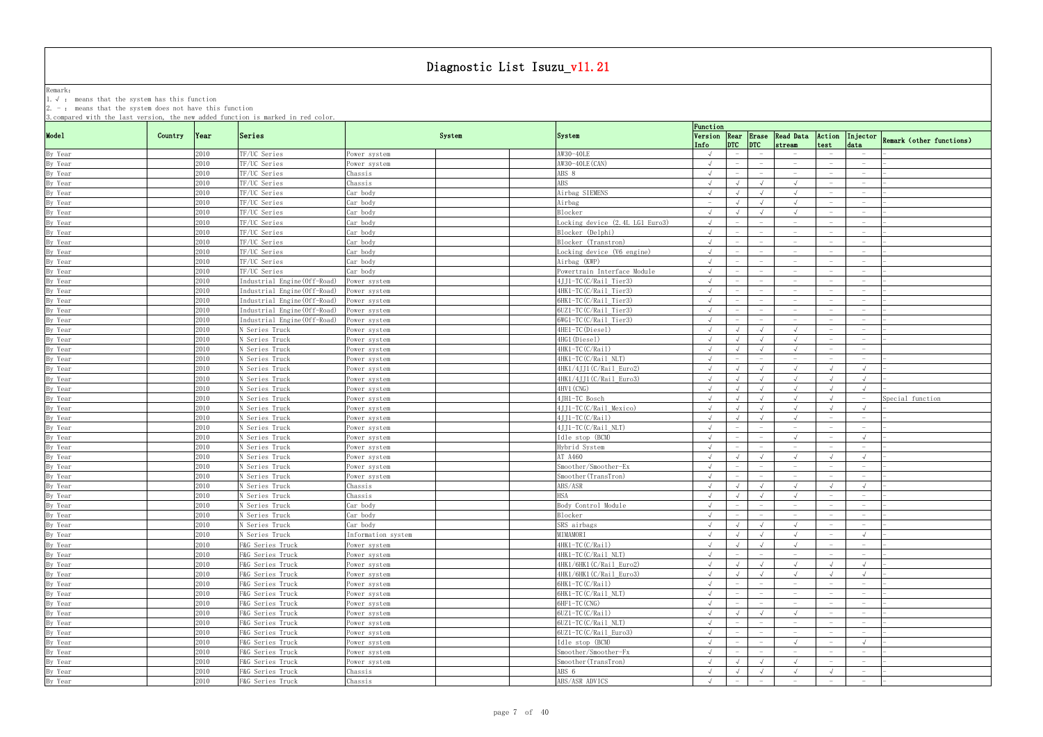# Diagnostic List Isuzu_v11.21

Remark:
1. √ : means that the system has this function
2. - : means that the system does not have this function
3. compared with the last version, the new added function is marked in red color.

| Model | Country | Year | Series | System | | | System | Function | | | | | | |
|---|---|---|---|---|---|---|---|---|---|---|---|---|---|---|
| | | | | | | | | Version Info | Rear DTC | Erase DTC | Read Data stream | Action test | Injector data | Remark (other functions) |
| By Year | | 2010 | TF/UC Series | Power system | | | AW30-40LE | √ | - | - | - | - | - | - |
| By Year | | 2010 | TF/UC Series | Power system | | | AW30-40LE(CAN) | √ | - | - | - | - | - | - |
| By Year | | 2010 | TF/UC Series | Chassis | | | ABS 8 | √ | - | - | - | - | - | - |
| By Year | | 2010 | TF/UC Series | Chassis | | | ABS | √ | √ | √ | √ | - | - | - |
| By Year | | 2010 | TF/UC Series | Car body | | | Airbag SIEMENS | √ | √ | √ | √ | - | - | - |
| By Year | | 2010 | TF/UC Series | Car body | | | Airbag | - | √ | √ | √ | - | - | - |
| By Year | | 2010 | TF/UC Series | Car body | | | Blocker | √ | √ | √ | √ | - | - | - |
| By Year | | 2010 | TF/UC Series | Car body | | | Locking device (2.4L LG1 Euro3) | √ | - | - | - | - | - | - |
| By Year | | 2010 | TF/UC Series | Car body | | | Blocker (Delphi) | √ | - | - | - | - | - | - |
| By Year | | 2010 | TF/UC Series | Car body | | | Blocker (Transtron) | √ | - | - | - | - | - | - |
| By Year | | 2010 | TF/UC Series | Car body | | | Locking device (V6 engine) | √ | - | - | - | - | - | - |
| By Year | | 2010 | TF/UC Series | Car body | | | Airbag (KWP) | √ | - | - | - | - | - | - |
| By Year | | 2010 | TF/UC Series | Car body | | | Powertrain Interface Module | √ | - | - | - | - | - | - |
| By Year | | 2010 | Industrial Engine(Off-Road) | Power system | | | 4JJ1-TC(C/Rail_Tier3) | √ | - | - | - | - | - | - |
| By Year | | 2010 | Industrial Engine(Off-Road) | Power system | | | 4HK1-TC(C/Rail_Tier3) | √ | - | - | - | - | - | - |
| By Year | | 2010 | Industrial Engine(Off-Road) | Power system | | | 6HK1-TC(C/Rail_Tier3) | √ | - | - | - | - | - | - |
| By Year | | 2010 | Industrial Engine(Off-Road) | Power system | | | 6UZ1-TC(C/Rail_Tier3) | √ | - | - | - | - | - | - |
| By Year | | 2010 | Industrial Engine(Off-Road) | Power system | | | 6WG1-TC(C/Rail_Tier3) | √ | - | - | - | - | - | - |
| By Year | | 2010 | N Series Truck | Power system | | | 4HE1-TC(Diesel) | √ | √ | √ | √ | - | - | - |
| By Year | | 2010 | N Series Truck | Power system | | | 4HG1(Diesel) | √ | √ | √ | √ | - | - | - |
| By Year | | 2010 | N Series Truck | Power system | | | 4HK1-TC(C/Rail) | √ | √ | √ | √ | - | - | - |
| By Year | | 2010 | N Series Truck | Power system | | | 4HK1-TC(C/Rail_NLT) | √ | - | - | - | - | - | - |
| By Year | | 2010 | N Series Truck | Power system | | | 4HK1/4JJ1(C/Rail_Euro2) | √ | √ | √ | √ | √ | √ | - |
| By Year | | 2010 | N Series Truck | Power system | | | 4HK1/4JJ1(C/Rail_Euro3) | √ | √ | √ | √ | √ | √ | - |
| By Year | | 2010 | N Series Truck | Power system | | | 4HV1(CNG) | √ | √ | √ | √ | √ | √ | - |
| By Year | | 2010 | N Series Truck | Power system | | | 4JH1-TC Bosch | √ | √ | √ | √ | √ | - | Special function |
| By Year | | 2010 | N Series Truck | Power system | | | 4JJ1-TC(C/Rail_Mexico) | √ | √ | √ | √ | √ | √ | - |
| By Year | | 2010 | N Series Truck | Power system | | | 4JJ1-TC(C/Rail) | √ | √ | √ | √ | - | - | - |
| By Year | | 2010 | N Series Truck | Power system | | | 4JJ1-TC(C/Rail_NLT) | √ | - | - | - | - | - | - |
| By Year | | 2010 | N Series Truck | Power system | | | Idle stop (BCM) | √ | - | - | √ | - | √ | - |
| By Year | | 2010 | N Series Truck | Power system | | | Hybrid System | √ | - | - | - | - | - | - |
| By Year | | 2010 | N Series Truck | Power system | | | AT A460 | √ | √ | √ | √ | √ | √ | - |
| By Year | | 2010 | N Series Truck | Power system | | | Smoother/Smoother-Ex | √ | - | - | - | - | - | - |
| By Year | | 2010 | N Series Truck | Power system | | | Smoother(TransTron) | √ | - | - | - | - | - | - |
| By Year | | 2010 | N Series Truck | Chassis | | | ABS/ASR | √ | √ | √ | √ | √ | √ | - |
| By Year | | 2010 | N Series Truck | Chassis | | | HSA | √ | √ | √ | √ | - | - | - |
| By Year | | 2010 | N Series Truck | Car body | | | Body Control Module | √ | - | - | - | - | - | - |
| By Year | | 2010 | N Series Truck | Car body | | | Blocker | √ | - | - | - | - | - | - |
| By Year | | 2010 | N Series Truck | Car body | | | SRS airbags | √ | √ | √ | √ | - | - | - |
| By Year | | 2010 | N Series Truck | Information system | | | MIMAMORI | √ | √ | √ | √ | - | √ | - |
| By Year | | 2010 | F&G Series Truck | Power system | | | 4HK1-TC(C/Rail) | √ | √ | √ | √ | - | - | - |
| By Year | | 2010 | F&G Series Truck | Power system | | | 4HK1-TC(C/Rail_NLT) | √ | - | - | - | - | - | - |
| By Year | | 2010 | F&G Series Truck | Power system | | | 4HK1/6HK1(C/Rail_Euro2) | √ | √ | √ | √ | √ | √ | - |
| By Year | | 2010 | F&G Series Truck | Power system | | | 4HK1/6HK1(C/Rail_Euro3) | √ | √ | √ | √ | √ | √ | - |
| By Year | | 2010 | F&G Series Truck | Power system | | | 6HK1-TC(C/Rail) | √ | - | - | - | - | - | - |
| By Year | | 2010 | F&G Series Truck | Power system | | | 6HK1-TC(C/Rail_NLT) | √ | - | - | - | - | - | - |
| By Year | | 2010 | F&G Series Truck | Power system | | | 6HF1-TC(CNG) | √ | - | - | - | - | - | - |
| By Year | | 2010 | F&G Series Truck | Power system | | | 6UZ1-TC(C/Rail) | √ | √ | √ | √ | - | - | - |
| By Year | | 2010 | F&G Series Truck | Power system | | | 6UZ1-TC(C/Rail_NLT) | √ | - | - | - | - | - | - |
| By Year | | 2010 | F&G Series Truck | Power system | | | 6UZ1-TC(C/Rail_Euro3) | √ | - | - | - | - | - | - |
| By Year | | 2010 | F&G Series Truck | Power system | | | Idle stop (BCM) | √ | - | - | √ | - | √ | - |
| By Year | | 2010 | F&G Series Truck | Power system | | | Smoother/Smoother-Fx | √ | - | - | - | - | - | - |
| By Year | | 2010 | F&G Series Truck | Power system | | | Smoother(TransTron) | √ | √ | √ | √ | - | - | - |
| By Year | | 2010 | F&G Series Truck | Chassis | | | ABS 6 | √ | √ | √ | √ | √ | - | - |
| By Year | | 2010 | F&G Series Truck | Chassis | | | ABS/ASR ADVICS | √ | - | - | - | - | - | - |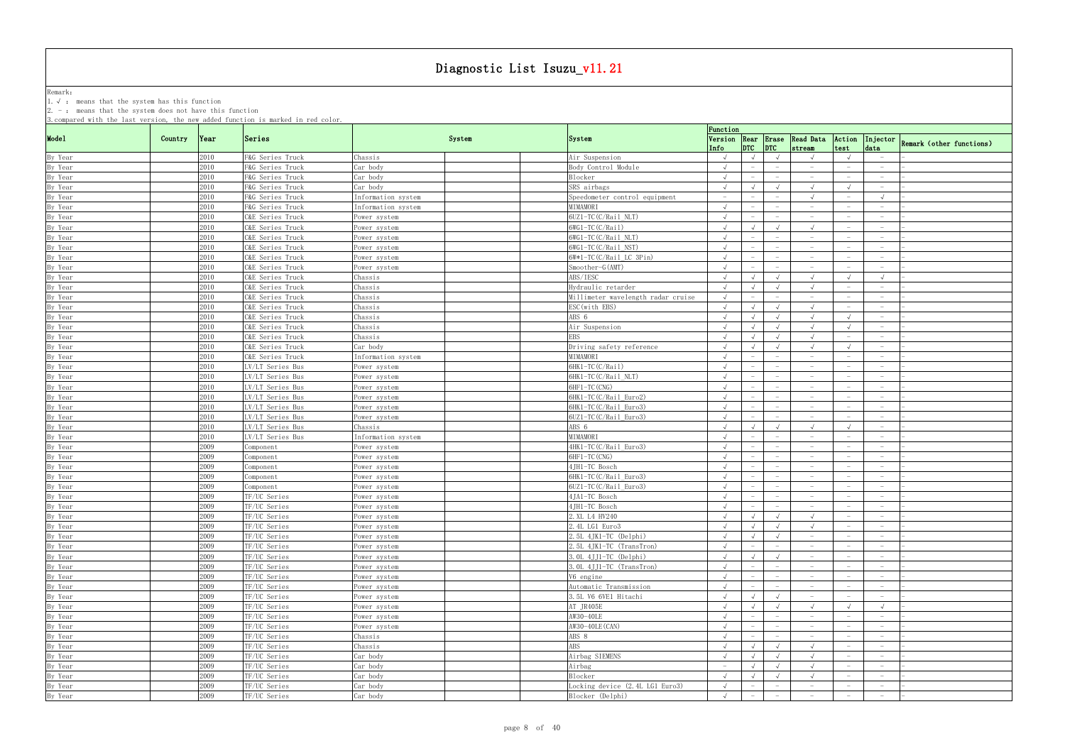# Diagnostic List Isuzu_v11.21

Remark:
1. √ : means that the system has this function
2. - : means that the system does not have this function
3. compared with the last version, the new added function is marked in red color.

| Model | Country | Year | Series | System | | | System | Function | | | | | | |
|---|---|---|---|---|---|---|---|---|---|---|---|---|---|---|
| | | | | | | | | Version Info | Rear DTC | Erase DTC | Read Data stream | Action test | Injector data | Remark (other functions) |
| By Year | | 2010 | F&G Series Truck | Chassis | | | Air Suspension | √ | √ | √ | √ | √ | - | - |
| By Year | | 2010 | F&G Series Truck | Car body | | | Body Control Module | √ | - | - | - | - | - | - |
| By Year | | 2010 | F&G Series Truck | Car body | | | Blocker | √ | - | - | - | - | - | - |
| By Year | | 2010 | F&G Series Truck | Car body | | | SRS airbags | √ | √ | √ | √ | √ | - | - |
| By Year | | 2010 | F&G Series Truck | Information system | | | Speedometer control equipment | - | - | - | √ | - | √ | - |
| By Year | | 2010 | F&G Series Truck | Information system | | | MIMAMORI | √ | - | - | - | - | - | - |
| By Year | | 2010 | C&E Series Truck | Power system | | | 6UZ1-TC(C/Rail NLT) | √ | - | - | - | - | - | - |
| By Year | | 2010 | C&E Series Truck | Power system | | | 6WG1-TC(C/Rail) | √ | √ | √ | √ | - | - | - |
| By Year | | 2010 | C&E Series Truck | Power system | | | 6WG1-TC(C/Rail NLT) | √ | - | - | - | - | - | - |
| By Year | | 2010 | C&E Series Truck | Power system | | | 6WG1-TC(C/Rail NST) | √ | - | - | - | - | - | - |
| By Year | | 2010 | C&E Series Truck | Power system | | | 6W*1-TC(C/Rail LC 3Pin) | √ | - | - | - | - | - | - |
| By Year | | 2010 | C&E Series Truck | Power system | | | Smoother-G(AMT) | √ | - | - | - | - | - | - |
| By Year | | 2010 | C&E Series Truck | Chassis | | | ABS/IESC | √ | √ | √ | √ | √ | √ | - |
| By Year | | 2010 | C&E Series Truck | Chassis | | | Hydraulic retarder | √ | √ | √ | √ | - | - | - |
| By Year | | 2010 | C&E Series Truck | Chassis | | | Millimeter wavelength radar cruise | √ | - | - | - | - | - | - |
| By Year | | 2010 | C&E Series Truck | Chassis | | | ESC(with EBS) | √ | √ | √ | √ | - | - | - |
| By Year | | 2010 | C&E Series Truck | Chassis | | | ABS 6 | √ | √ | √ | √ | √ | - | - |
| By Year | | 2010 | C&E Series Truck | Chassis | | | Air Suspension | √ | √ | √ | √ | √ | - | - |
| By Year | | 2010 | C&E Series Truck | Chassis | | | EBS | √ | √ | √ | √ | - | - | - |
| By Year | | 2010 | C&E Series Truck | Car body | | | Driving safety reference | √ | √ | √ | √ | √ | - | - |
| By Year | | 2010 | C&E Series Truck | Information system | | | MIMAMORI | √ | - | - | - | - | - | - |
| By Year | | 2010 | LV/LT Series Bus | Power system | | | 6HK1-TC(C/Rail) | √ | - | - | - | - | - | - |
| By Year | | 2010 | LV/LT Series Bus | Power system | | | 6HK1-TC(C/Rail NLT) | √ | - | - | - | - | - | - |
| By Year | | 2010 | LV/LT Series Bus | Power system | | | 6HF1-TC(CNG) | √ | - | - | - | - | - | - |
| By Year | | 2010 | LV/LT Series Bus | Power system | | | 6HK1-TC(C/Rail Euro2) | √ | - | - | - | - | - | - |
| By Year | | 2010 | LV/LT Series Bus | Power system | | | 6HK1-TC(C/Rail Euro3) | √ | - | - | - | - | - | - |
| By Year | | 2010 | LV/LT Series Bus | Power system | | | 6UZ1-TC(C/Rail Euro3) | √ | - | - | - | - | - | - |
| By Year | | 2010 | LV/LT Series Bus | Chassis | | | ABS 6 | √ | √ | √ | √ | √ | - | - |
| By Year | | 2010 | LV/LT Series Bus | Information system | | | MIMAMORI | √ | - | - | - | - | - | - |
| By Year | | 2009 | Component | Power system | | | 4HK1-TC(C/Rail Euro3) | √ | - | - | - | - | - | - |
| By Year | | 2009 | Component | Power system | | | 6HF1-TC(CNG) | √ | - | - | - | - | - | - |
| By Year | | 2009 | Component | Power system | | | 4JH1-TC Bosch | √ | - | - | - | - | - | - |
| By Year | | 2009 | Component | Power system | | | 6HK1-TC(C/Rail Euro3) | √ | - | - | - | - | - | - |
| By Year | | 2009 | Component | Power system | | | 6UZ1-TC(C/Rail Euro3) | √ | - | - | - | - | - | - |
| By Year | | 2009 | TF/UC Series | Power system | | | 4JA1-TC Bosch | √ | - | - | - | - | - | - |
| By Year | | 2009 | TF/UC Series | Power system | | | 4JH1-TC Bosch | √ | - | - | - | - | - | - |
| By Year | | 2009 | TF/UC Series | Power system | | | 2.XL L4 HV240 | √ | √ | √ | √ | - | - | - |
| By Year | | 2009 | TF/UC Series | Power system | | | 2.4L LG1 Euro3 | √ | √ | √ | √ | - | - | - |
| By Year | | 2009 | TF/UC Series | Power system | | | 2.5L 4JK1-TC (Delphi) | √ | √ | √ | - | - | - | - |
| By Year | | 2009 | TF/UC Series | Power system | | | 2.5L 4JK1-TC (TransTron) | √ | - | - | - | - | - | - |
| By Year | | 2009 | TF/UC Series | Power system | | | 3.0L 4JJ1-TC (Delphi) | √ | √ | √ | - | - | - | - |
| By Year | | 2009 | TF/UC Series | Power system | | | 3.0L 4JJ1-TC (TransTron) | √ | - | - | - | - | - | - |
| By Year | | 2009 | TF/UC Series | Power system | | | V6 engine | √ | - | - | - | - | - | - |
| By Year | | 2009 | TF/UC Series | Power system | | | Automatic Transmission | √ | - | - | - | - | - | - |
| By Year | | 2009 | TF/UC Series | Power system | | | 3.5L V6 6VE1 Hitachi | √ | √ | √ | - | - | - | - |
| By Year | | 2009 | TF/UC Series | Power system | | | AT JR405E | √ | √ | √ | √ | √ | √ | - |
| By Year | | 2009 | TF/UC Series | Power system | | | AW30-40LE | √ | - | - | - | - | - | - |
| By Year | | 2009 | TF/UC Series | Power system | | | AW30-40LE(CAN) | √ | - | - | - | - | - | - |
| By Year | | 2009 | TF/UC Series | Chassis | | | ABS 8 | √ | - | - | - | - | - | - |
| By Year | | 2009 | TF/UC Series | Chassis | | | ABS | √ | √ | √ | √ | - | - | - |
| By Year | | 2009 | TF/UC Series | Car body | | | Airbag SIEMENS | √ | √ | √ | √ | - | - | - |
| By Year | | 2009 | TF/UC Series | Car body | | | Airbag | - | √ | √ | √ | - | - | - |
| By Year | | 2009 | TF/UC Series | Car body | | | Blocker | √ | √ | √ | √ | - | - | - |
| By Year | | 2009 | TF/UC Series | Car body | | | Locking device (2.4L LG1 Euro3) | √ | - | - | - | - | - | - |
| By Year | | 2009 | TF/UC Series | Car body | | | Blocker (Delphi) | √ | - | - | - | - | - | - |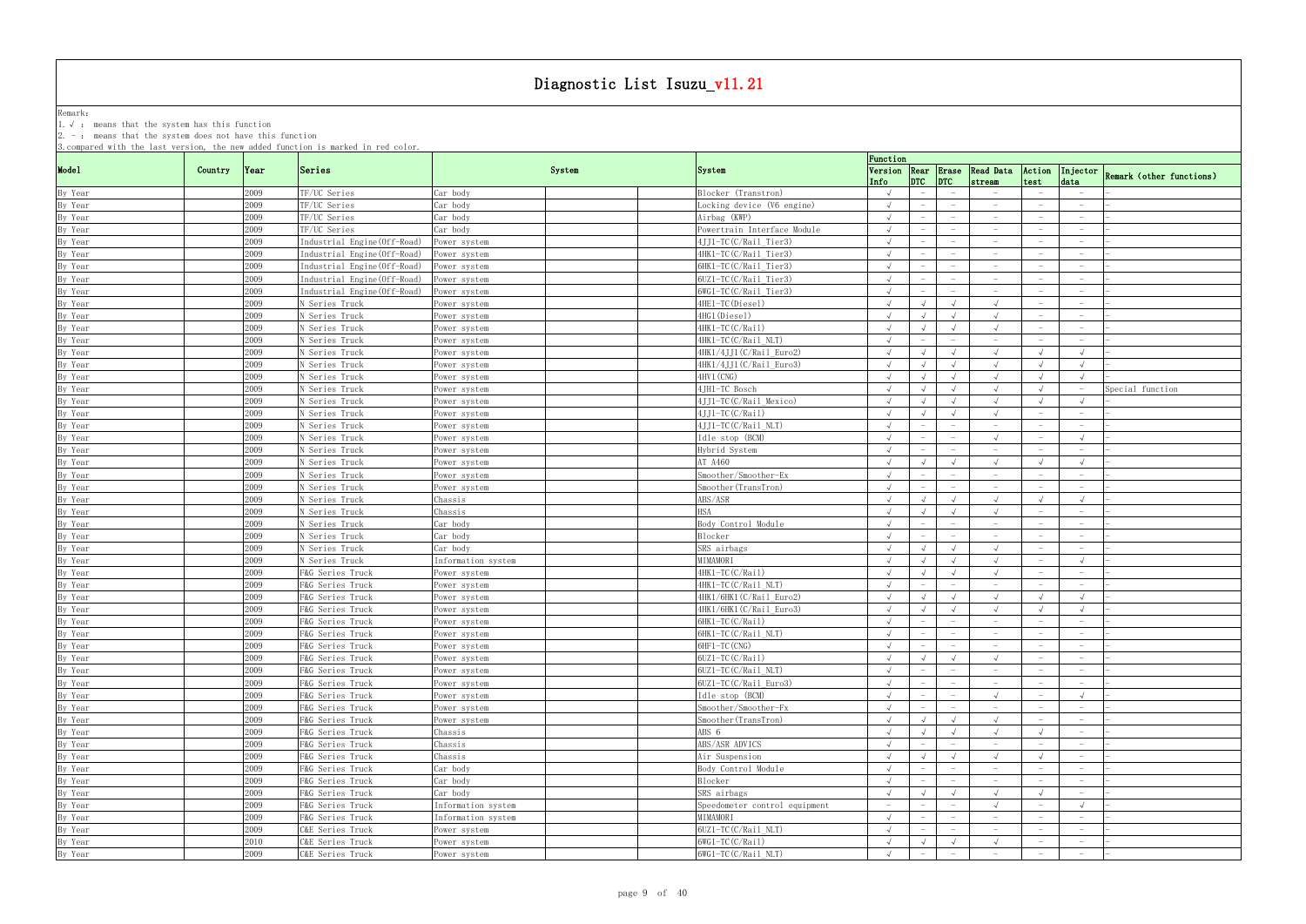# Diagnostic List Isuzu_v11.21

Remark:
1. √ : means that the system has this function
2. - : means that the system does not have this function
3. compared with the last version, the new added function is marked in red color.

| Model | Country | Year | Series | System | | | System | Function | | | | | | |
|---|---|---|---|---|---|---|---|---|---|---|---|---|---|---|
| | | | | | | | | Version Info | Rear DTC | Erase DTC | Read Data stream | Action test | Injector data | Remark (other functions) |
| By Year | | 2009 | TF/UC Series | Car body | | | Blocker (Transtron) | √ | - | - | - | - | - | - |
| By Year | | 2009 | TF/UC Series | Car body | | | Locking device (V6 engine) | √ | - | - | - | - | - | - |
| By Year | | 2009 | TF/UC Series | Car body | | | Airbag (KWP) | √ | - | - | - | - | - | - |
| By Year | | 2009 | TF/UC Series | Car body | | | Powertrain Interface Module | √ | - | - | - | - | - | - |
| By Year | | 2009 | Industrial Engine(Off-Road) | Power system | | | 4JJ1-TC(C/Rail_Tier3) | √ | - | - | - | - | - | - |
| By Year | | 2009 | Industrial Engine(Off-Road) | Power system | | | 4HK1-TC(C/Rail_Tier3) | √ | - | - | - | - | - | - |
| By Year | | 2009 | Industrial Engine(Off-Road) | Power system | | | 6HK1-TC(C/Rail_Tier3) | √ | - | - | - | - | - | - |
| By Year | | 2009 | Industrial Engine(Off-Road) | Power system | | | 6UZ1-TC(C/Rail_Tier3) | √ | - | - | - | - | - | - |
| By Year | | 2009 | Industrial Engine(Off-Road) | Power system | | | 6WG1-TC(C/Rail_Tier3) | √ | - | - | - | - | - | - |
| By Year | | 2009 | N Series Truck | Power system | | | 4HE1-TC(Diesel) | √ | √ | √ | √ | - | - | - |
| By Year | | 2009 | N Series Truck | Power system | | | 4HG1(Diesel) | √ | √ | √ | √ | - | - | - |
| By Year | | 2009 | N Series Truck | Power system | | | 4HK1-TC(C/Rail) | √ | √ | √ | √ | - | - | - |
| By Year | | 2009 | N Series Truck | Power system | | | 4HK1-TC(C/Rail_NLT) | √ | - | - | - | - | - | - |
| By Year | | 2009 | N Series Truck | Power system | | | 4HK1/4JJ1(C/Rail_Euro2) | √ | √ | √ | √ | √ | √ | - |
| By Year | | 2009 | N Series Truck | Power system | | | 4HK1/4JJ1(C/Rail_Euro3) | √ | √ | √ | √ | √ | √ | - |
| By Year | | 2009 | N Series Truck | Power system | | | 4HV1(CNG) | √ | √ | √ | √ | √ | √ | - |
| By Year | | 2009 | N Series Truck | Power system | | | 4JH1-TC Bosch | √ | √ | √ | √ | √ | - | Special function |
| By Year | | 2009 | N Series Truck | Power system | | | 4JJ1-TC(C/Rail_Mexico) | √ | √ | √ | √ | √ | √ | - |
| By Year | | 2009 | N Series Truck | Power system | | | 4JJ1-TC(C/Rail) | √ | √ | √ | √ | - | - | - |
| By Year | | 2009 | N Series Truck | Power system | | | 4JJ1-TC(C/Rail_NLT) | √ | - | - | - | - | - | - |
| By Year | | 2009 | N Series Truck | Power system | | | Idle stop (BCM) | √ | - | - | √ | - | √ | - |
| By Year | | 2009 | N Series Truck | Power system | | | Hybrid System | √ | - | - | - | - | - | - |
| By Year | | 2009 | N Series Truck | Power system | | | AT A460 | √ | √ | √ | √ | √ | √ | - |
| By Year | | 2009 | N Series Truck | Power system | | | Smoother/Smoother-Ex | √ | - | - | - | - | - | - |
| By Year | | 2009 | N Series Truck | Power system | | | Smoother(TransTron) | √ | - | - | - | - | - | - |
| By Year | | 2009 | N Series Truck | Chassis | | | ABS/ASR | √ | √ | √ | √ | √ | √ | - |
| By Year | | 2009 | N Series Truck | Chassis | | | HSA | √ | √ | √ | √ | - | - | - |
| By Year | | 2009 | N Series Truck | Car body | | | Body Control Module | √ | - | - | - | - | - | - |
| By Year | | 2009 | N Series Truck | Car body | | | Blocker | √ | - | - | - | - | - | - |
| By Year | | 2009 | N Series Truck | Car body | | | SRS airbags | √ | √ | √ | √ | - | - | - |
| By Year | | 2009 | N Series Truck | Information system | | | MIMAMORI | √ | √ | √ | √ | - | √ | - |
| By Year | | 2009 | F&G Series Truck | Power system | | | 4HK1-TC(C/Rail) | √ | √ | √ | √ | - | - | - |
| By Year | | 2009 | F&G Series Truck | Power system | | | 4HK1-TC(C/Rail_NLT) | √ | - | - | - | - | - | - |
| By Year | | 2009 | F&G Series Truck | Power system | | | 4HK1/6HK1(C/Rail_Euro2) | √ | √ | √ | √ | √ | √ | - |
| By Year | | 2009 | F&G Series Truck | Power system | | | 4HK1/6HK1(C/Rail_Euro3) | √ | √ | √ | √ | √ | √ | - |
| By Year | | 2009 | F&G Series Truck | Power system | | | 6HK1-TC(C/Rail) | √ | - | - | - | - | - | - |
| By Year | | 2009 | F&G Series Truck | Power system | | | 6HK1-TC(C/Rail_NLT) | √ | - | - | - | - | - | - |
| By Year | | 2009 | F&G Series Truck | Power system | | | 6HF1-TC(CNG) | √ | - | - | - | - | - | - |
| By Year | | 2009 | F&G Series Truck | Power system | | | 6UZ1-TC(C/Rail) | √ | √ | √ | √ | - | - | - |
| By Year | | 2009 | F&G Series Truck | Power system | | | 6UZ1-TC(C/Rail_NLT) | √ | - | - | - | - | - | - |
| By Year | | 2009 | F&G Series Truck | Power system | | | 6UZ1-TC(C/Rail_Euro3) | √ | - | - | - | - | - | - |
| By Year | | 2009 | F&G Series Truck | Power system | | | Idle stop (BCM) | √ | - | - | √ | - | √ | - |
| By Year | | 2009 | F&G Series Truck | Power system | | | Smoother/Smoother-Fx | √ | - | - | - | - | - | - |
| By Year | | 2009 | F&G Series Truck | Power system | | | Smoother(TransTron) | √ | √ | √ | √ | - | - | - |
| By Year | | 2009 | F&G Series Truck | Chassis | | | ABS 6 | √ | √ | √ | √ | √ | - | - |
| By Year | | 2009 | F&G Series Truck | Chassis | | | ABS/ASR ADVICS | √ | - | - | - | - | - | - |
| By Year | | 2009 | F&G Series Truck | Chassis | | | Air Suspension | √ | √ | √ | √ | √ | - | - |
| By Year | | 2009 | F&G Series Truck | Car body | | | Body Control Module | √ | - | - | - | - | - | - |
| By Year | | 2009 | F&G Series Truck | Car body | | | Blocker | √ | - | - | - | - | - | - |
| By Year | | 2009 | F&G Series Truck | Car body | | | SRS airbags | √ | √ | √ | √ | √ | - | - |
| By Year | | 2009 | F&G Series Truck | Information system | | | Speedometer control equipment | - | - | - | √ | - | √ | - |
| By Year | | 2009 | F&G Series Truck | Information system | | | MIMAMORI | √ | - | - | - | - | - | - |
| By Year | | 2009 | C&E Series Truck | Power system | | | 6UZ1-TC(C/Rail_NLT) | √ | - | - | - | - | - | - |
| By Year | | 2010 | C&E Series Truck | Power system | | | 6WG1-TC(C/Rail) | √ | √ | √ | √ | - | - | - |
| By Year | | 2009 | C&E Series Truck | Power system | | | 6WG1-TC(C/Rail_NLT) | √ | - | - | - | - | - | - |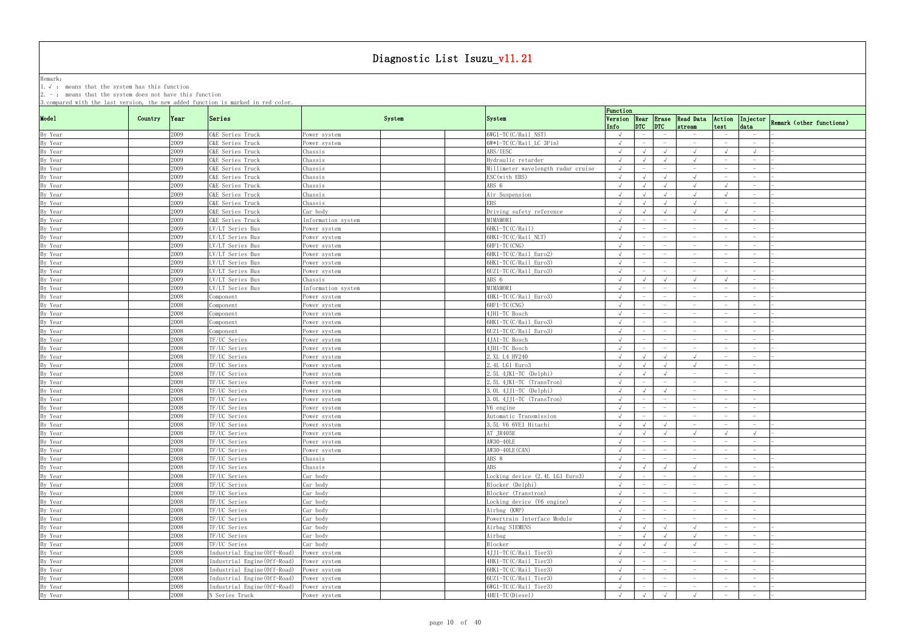# Diagnostic List Isuzu_v11.21

Remark:
1. √ : means that the system has this function
2. － : means that the system does not have this function
3. compared with the last version, the new added function is marked in red color.

| Model | Country | Year | Series | System | | | System | Function | | | | | | |
|---|---|---|---|---|---|---|---|---|---|---|---|---|---|---|
| | | | | | | | | Version Info | Rear DTC | Erase DTC | Read Data stream | Action test | Injector data | Remark (other functions) |
| By Year | | 2009 | C&E Series Truck | Power system | | | 6WG1-TC(C/Rail_NST) | √ | － | － | － | － | － | － |
| By Year | | 2009 | C&E Series Truck | Power system | | | 6W*1-TC(C/Rail_LC 3Pin) | √ | － | － | － | － | － | － |
| By Year | | 2009 | C&E Series Truck | Chassis | | | ABS/IESC | √ | √ | √ | √ | √ | √ | － |
| By Year | | 2009 | C&E Series Truck | Chassis | | | Hydraulic retarder | √ | √ | √ | √ | － | － | － |
| By Year | | 2009 | C&E Series Truck | Chassis | | | Millimeter wavelength radar cruise | √ | － | － | － | － | － | － |
| By Year | | 2009 | C&E Series Truck | Chassis | | | ESC(with EBS) | √ | √ | √ | √ | － | － | － |
| By Year | | 2009 | C&E Series Truck | Chassis | | | ABS 6 | √ | √ | √ | √ | √ | － | － |
| By Year | | 2009 | C&E Series Truck | Chassis | | | Air Suspension | √ | √ | √ | √ | √ | － | － |
| By Year | | 2009 | C&E Series Truck | Chassis | | | EBS | √ | √ | √ | √ | － | － | － |
| By Year | | 2009 | C&E Series Truck | Car body | | | Driving safety reference | √ | √ | √ | √ | √ | － | － |
| By Year | | 2009 | C&E Series Truck | Information system | | | MIMAMORI | √ | － | － | － | － | － | － |
| By Year | | 2009 | LV/LT Series Bus | Power system | | | 6HK1-TC(C/Rail) | √ | － | － | － | － | － | － |
| By Year | | 2009 | LV/LT Series Bus | Power system | | | 6HK1-TC(C/Rail_NLT) | √ | － | － | － | － | － | － |
| By Year | | 2009 | LV/LT Series Bus | Power system | | | 6HF1-TC(CNG) | √ | － | － | － | － | － | － |
| By Year | | 2009 | LV/LT Series Bus | Power system | | | 6HK1-TC(C/Rail_Euro2) | √ | － | － | － | － | － | － |
| By Year | | 2009 | LV/LT Series Bus | Power system | | | 6HK1-TC(C/Rail_Euro3) | √ | － | － | － | － | － | － |
| By Year | | 2009 | LV/LT Series Bus | Power system | | | 6UZ1-TC(C/Rail_Euro3) | √ | － | － | － | － | － | － |
| By Year | | 2009 | LV/LT Series Bus | Chassis | | | ABS 6 | √ | √ | √ | √ | √ | － | － |
| By Year | | 2009 | LV/LT Series Bus | Information system | | | MIMAMORI | √ | － | － | － | － | － | － |
| By Year | | 2008 | Component | Power system | | | 4HK1-TC(C/Rail_Euro3) | √ | － | － | － | － | － | － |
| By Year | | 2008 | Component | Power system | | | 6HF1-TC(CNG) | √ | － | － | － | － | － | － |
| By Year | | 2008 | Component | Power system | | | 4JH1-TC Bosch | √ | － | － | － | － | － | － |
| By Year | | 2008 | Component | Power system | | | 6HK1-TC(C/Rail_Euro3) | √ | － | － | － | － | － | － |
| By Year | | 2008 | Component | Power system | | | 6UZ1-TC(C/Rail_Euro3) | √ | － | － | － | － | － | － |
| By Year | | 2008 | TF/UC Series | Power system | | | 4JA1-TC Bosch | √ | － | － | － | － | － | － |
| By Year | | 2008 | TF/UC Series | Power system | | | 4JH1-TC Bosch | √ | － | － | － | － | － | － |
| By Year | | 2008 | TF/UC Series | Power system | | | 2.XL L4 HV240 | √ | √ | √ | √ | － | － | － |
| By Year | | 2008 | TF/UC Series | Power system | | | 2.4L LG1 Euro3 | √ | √ | √ | √ | － | － | － |
| By Year | | 2008 | TF/UC Series | Power system | | | 2.5L 4JK1-TC (Delphi) | √ | √ | √ | － | － | － | |
| By Year | | 2008 | TF/UC Series | Power system | | | 2.5L 4JK1-TC (TransTron) | √ | － | － | － | － | － | |
| By Year | | 2008 | TF/UC Series | Power system | | | 3.0L 4JJ1-TC (Delphi) | √ | √ | √ | － | － | － | |
| By Year | | 2008 | TF/UC Series | Power system | | | 3.0L 4JJ1-TC (TransTron) | √ | － | － | － | － | － | |
| By Year | | 2008 | TF/UC Series | Power system | | | V6 engine | √ | － | － | － | － | － | |
| By Year | | 2008 | TF/UC Series | Power system | | | Automatic Transmission | √ | － | － | － | － | － | |
| By Year | | 2008 | TF/UC Series | Power system | | | 3.5L V6 6VE1 Hitachi | √ | √ | √ | － | － | － | － |
| By Year | | 2008 | TF/UC Series | Power system | | | AT JR405E | √ | √ | √ | √ | √ | √ | － |
| By Year | | 2008 | TF/UC Series | Power system | | | AW30-40LE | √ | － | － | － | － | － | － |
| By Year | | 2008 | TF/UC Series | Power system | | | AW30-40LE(CAN) | √ | － | － | － | － | － | － |
| By Year | | 2008 | TF/UC Series | Chassis | | | ABS 8 | √ | － | － | － | － | － | － |
| By Year | | 2008 | TF/UC Series | Chassis | | | ABS | √ | √ | √ | √ | － | － | － |
| By Year | | 2008 | TF/UC Series | Car body | | | Locking device (2.4L LG1 Euro3) | √ | － | － | － | － | － | |
| By Year | | 2008 | TF/UC Series | Car body | | | Blocker (Delphi) | √ | － | － | － | － | － | |
| By Year | | 2008 | TF/UC Series | Car body | | | Blocker (Transtron) | √ | － | － | － | － | － | |
| By Year | | 2008 | TF/UC Series | Car body | | | Locking device (V6 engine) | √ | － | － | － | － | － | |
| By Year | | 2008 | TF/UC Series | Car body | | | Airbag (KWP) | √ | － | － | － | － | － | |
| By Year | | 2008 | TF/UC Series | Car body | | | Powertrain Interface Module | √ | － | － | － | － | － | |
| By Year | | 2008 | TF/UC Series | Car body | | | Airbag SIEMENS | √ | √ | √ | √ | － | － | － |
| By Year | | 2008 | TF/UC Series | Car body | | | Airbag | － | √ | √ | √ | － | － | － |
| By Year | | 2008 | TF/UC Series | Car body | | | Blocker | √ | √ | √ | √ | － | － | － |
| By Year | | 2008 | Industrial Engine(Off-Road) | Power system | | | 4JJ1-TC(C/Rail_Tier3) | √ | － | － | － | － | － | － |
| By Year | | 2008 | Industrial Engine(Off-Road) | Power system | | | 4HK1-TC(C/Rail_Tier3) | √ | － | － | － | － | － | － |
| By Year | | 2008 | Industrial Engine(Off-Road) | Power system | | | 6HK1-TC(C/Rail_Tier3) | √ | － | － | － | － | － | － |
| By Year | | 2008 | Industrial Engine(Off-Road) | Power system | | | 6UZ1-TC(C/Rail_Tier3) | √ | － | － | － | － | － | － |
| By Year | | 2008 | Industrial Engine(Off-Road) | Power system | | | 6WG1-TC(C/Rail_Tier3) | √ | － | － | － | － | － | － |
| By Year | | 2008 | N Series Truck | Power system | | | 4HE1-TC(Diesel) | √ | √ | √ | √ | － | － | － |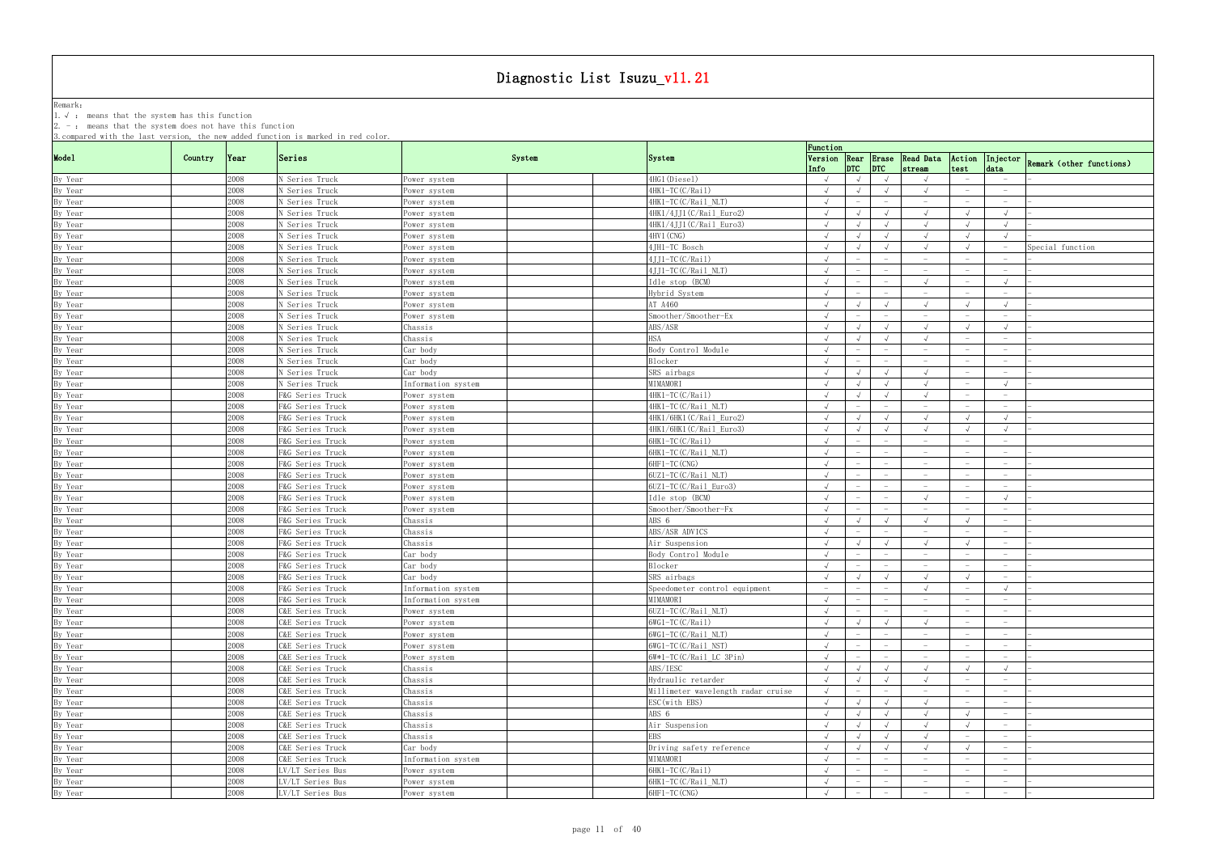# Diagnostic List Isuzu_v11.21

Remark:
1. √ : means that the system has this function
2. － : means that the system does not have this function
3. compared with the last version, the new added function is marked in red color.

| Model | Country | Year | Series | System | | | System | Function | | | | | | |
|---|---|---|---|---|---|---|---|---|---|---|---|---|---|---|
| | | | | | | | | Version Info | Rear DTC | Erase DTC | Read Data stream | Action test | Injector data | Remark (other functions) |
| By Year | | 2008 | N Series Truck | Power system | | | 4HG1(Diesel) | √ | √ | √ | √ | － | － | |
| By Year | | 2008 | N Series Truck | Power system | | | 4HK1-TC(C/Rail) | √ | √ | √ | √ | － | － | |
| By Year | | 2008 | N Series Truck | Power system | | | 4HK1-TC(C/Rail NLT) | √ | － | － | － | － | － | － |
| By Year | | 2008 | N Series Truck | Power system | | | 4HK1/4JJ1(C/Rail Euro2) | √ | √ | √ | √ | √ | √ | － |
| By Year | | 2008 | N Series Truck | Power system | | | 4HK1/4JJ1(C/Rail Euro3) | √ | √ | √ | √ | √ | √ | － |
| By Year | | 2008 | N Series Truck | Power system | | | 4HV1(CNG) | √ | √ | √ | √ | √ | √ | － |
| By Year | | 2008 | N Series Truck | Power system | | | 4JH1-TC Bosch | √ | √ | √ | √ | √ | － | Special function |
| By Year | | 2008 | N Series Truck | Power system | | | 4JJ1-TC(C/Rail) | √ | － | － | － | － | － | |
| By Year | | 2008 | N Series Truck | Power system | | | 4JJ1-TC(C/Rail NLT) | √ | － | － | － | － | － | － |
| By Year | | 2008 | N Series Truck | Power system | | | Idle stop (BCM) | √ | － | － | √ | － | √ | － |
| By Year | | 2008 | N Series Truck | Power system | | | Hybrid System | √ | － | － | － | － | － | － |
| By Year | | 2008 | N Series Truck | Power system | | | AT A460 | √ | √ | √ | √ | √ | √ | － |
| By Year | | 2008 | N Series Truck | Power system | | | Smoother/Smoother-Ex | √ | － | － | － | － | － | － |
| By Year | | 2008 | N Series Truck | Chassis | | | ABS/ASR | √ | √ | √ | √ | √ | √ | － |
| By Year | | 2008 | N Series Truck | Chassis | | | HSA | √ | √ | √ | √ | － | － | － |
| By Year | | 2008 | N Series Truck | Car body | | | Body Control Module | √ | － | － | － | － | － | － |
| By Year | | 2008 | N Series Truck | Car body | | | Blocker | √ | － | － | － | － | － | － |
| By Year | | 2008 | N Series Truck | Car body | | | SRS airbags | √ | √ | √ | √ | － | － | － |
| By Year | | 2008 | N Series Truck | Information system | | | MIMAMORI | √ | √ | √ | √ | － | √ | － |
| By Year | | 2008 | F&G Series Truck | Power system | | | 4HK1-TC(C/Rail) | √ | √ | √ | √ | － | － | |
| By Year | | 2008 | F&G Series Truck | Power system | | | 4HK1-TC(C/Rail NLT) | √ | － | － | － | － | － | － |
| By Year | | 2008 | F&G Series Truck | Power system | | | 4HK1/6HK1(C/Rail Euro2) | √ | √ | √ | √ | √ | √ | － |
| By Year | | 2008 | F&G Series Truck | Power system | | | 4HK1/6HK1(C/Rail Euro3) | √ | √ | √ | √ | √ | √ | － |
| By Year | | 2008 | F&G Series Truck | Power system | | | 6HK1-TC(C/Rail) | √ | － | － | － | － | － | |
| By Year | | 2008 | F&G Series Truck | Power system | | | 6HK1-TC(C/Rail NLT) | √ | － | － | － | － | － | － |
| By Year | | 2008 | F&G Series Truck | Power system | | | 6HF1-TC(CNG) | √ | － | － | － | － | － | － |
| By Year | | 2008 | F&G Series Truck | Power system | | | 6UZ1-TC(C/Rail NLT) | √ | － | － | － | － | － | － |
| By Year | | 2008 | F&G Series Truck | Power system | | | 6UZ1-TC(C/Rail Euro3) | √ | － | － | － | － | － | － |
| By Year | | 2008 | F&G Series Truck | Power system | | | Idle stop (BCM) | √ | － | － | √ | － | √ | － |
| By Year | | 2008 | F&G Series Truck | Power system | | | Smoother/Smoother-Fx | √ | － | － | － | － | － | － |
| By Year | | 2008 | F&G Series Truck | Chassis | | | ABS 6 | √ | √ | √ | √ | √ | － | － |
| By Year | | 2008 | F&G Series Truck | Chassis | | | ABS/ASR ADVICS | √ | － | － | － | － | － | － |
| By Year | | 2008 | F&G Series Truck | Chassis | | | Air Suspension | √ | √ | √ | √ | √ | － | － |
| By Year | | 2008 | F&G Series Truck | Car body | | | Body Control Module | √ | － | － | － | － | － | － |
| By Year | | 2008 | F&G Series Truck | Car body | | | Blocker | √ | － | － | － | － | － | － |
| By Year | | 2008 | F&G Series Truck | Car body | | | SRS airbags | √ | √ | √ | √ | √ | － | － |
| By Year | | 2008 | F&G Series Truck | Information system | | | Speedometer control equipment | － | － | － | √ | － | √ | － |
| By Year | | 2008 | F&G Series Truck | Information system | | | MIMAMORI | √ | － | － | － | － | － | － |
| By Year | | 2008 | C&E Series Truck | Power system | | | 6UZ1-TC(C/Rail NLT) | √ | － | － | － | － | － | － |
| By Year | | 2008 | C&E Series Truck | Power system | | | 6WG1-TC(C/Rail) | √ | √ | √ | √ | － | － | － |
| By Year | | 2008 | C&E Series Truck | Power system | | | 6WG1-TC(C/Rail NLT) | √ | － | － | － | － | － | － |
| By Year | | 2008 | C&E Series Truck | Power system | | | 6WG1-TC(C/Rail NST) | √ | － | － | － | － | － | － |
| By Year | | 2008 | C&E Series Truck | Power system | | | 6W*1-TC(C/Rail LC 3Pin) | √ | － | － | － | － | － | － |
| By Year | | 2008 | C&E Series Truck | Chassis | | | ABS/IESC | √ | √ | √ | √ | √ | √ | － |
| By Year | | 2008 | C&E Series Truck | Chassis | | | Hydraulic retarder | √ | √ | √ | √ | － | － | － |
| By Year | | 2008 | C&E Series Truck | Chassis | | | Millimeter wavelength radar cruise | √ | － | － | － | － | － | － |
| By Year | | 2008 | C&E Series Truck | Chassis | | | ESC(with EBS) | √ | √ | √ | √ | － | － | － |
| By Year | | 2008 | C&E Series Truck | Chassis | | | ABS 6 | √ | √ | √ | √ | √ | － | － |
| By Year | | 2008 | C&E Series Truck | Chassis | | | Air Suspension | √ | √ | √ | √ | √ | － | － |
| By Year | | 2008 | C&E Series Truck | Chassis | | | EBS | √ | √ | √ | √ | － | － | － |
| By Year | | 2008 | C&E Series Truck | Car body | | | Driving safety reference | √ | √ | √ | √ | √ | － | － |
| By Year | | 2008 | C&E Series Truck | Information system | | | MIMAMORI | √ | － | － | － | － | － | － |
| By Year | | 2008 | LV/LT Series Bus | Power system | | | 6HK1-TC(C/Rail) | √ | － | － | － | － | － | |
| By Year | | 2008 | LV/LT Series Bus | Power system | | | 6HK1-TC(C/Rail NLT) | √ | － | － | － | － | － | － |
| By Year | | 2008 | LV/LT Series Bus | Power system | | | 6HF1-TC(CNG) | √ | － | － | － | － | － | － |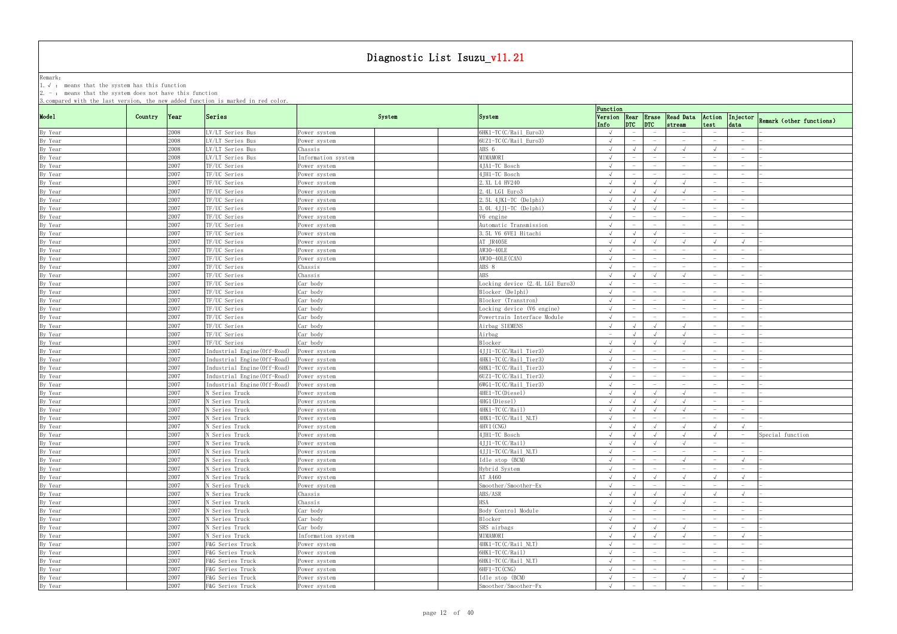# Diagnostic List Isuzu_v11.21

Remark:
1. √ : means that the system has this function
2. - : means that the system does not have this function
3. compared with the last version, the new added function is marked in red color.

| Model | Country | Year | Series | System | | | System | Function | | | | | | Remark (other functions) |
|---|---|---|---|---|---|---|---|---|---|---|---|---|---|---|
| | | | | | | | | Version Info | Rear DTC | Erase DTC | Read Data stream | Action test | Injector data | |
| By Year | | 2008 | LV/LT Series Bus | Power system | | | 6HK1-TC(C/Rail Euro3) | √ | - | - | - | - | - | |
| By Year | | 2008 | LV/LT Series Bus | Power system | | | 6UZ1-TC(C/Rail Euro3) | √ | - | - | - | - | - | |
| By Year | | 2008 | LV/LT Series Bus | Chassis | | | ABS 6 | √ | √ | √ | √ | √ | - | - |
| By Year | | 2008 | LV/LT Series Bus | Information system | | | MIMAMORI | √ | - | - | - | - | - | - |
| By Year | | 2007 | TF/UC Series | Power system | | | 4JA1-TC Bosch | √ | - | - | - | - | - | - |
| By Year | | 2007 | TF/UC Series | Power system | | | 4JH1-TC Bosch | √ | - | - | - | - | - | - |
| By Year | | 2007 | TF/UC Series | Power system | | | 2.XL L4 HV240 | √ | √ | √ | √ | - | - | - |
| By Year | | 2007 | TF/UC Series | Power system | | | 2.4L LG1 Euro3 | √ | √ | √ | √ | - | - | |
| By Year | | 2007 | TF/UC Series | Power system | | | 2.5L 4JK1-TC (Delphi) | √ | √ | √ | - | - | - | |
| By Year | | 2007 | TF/UC Series | Power system | | | 3.0L 4JJ1-TC (Delphi) | √ | √ | √ | - | - | - | |
| By Year | | 2007 | TF/UC Series | Power system | | | V6 engine | √ | - | - | - | - | - | |
| By Year | | 2007 | TF/UC Series | Power system | | | Automatic Transmission | √ | - | - | - | - | - | |
| By Year | | 2007 | TF/UC Series | Power system | | | 3.5L V6 6VE1 Hitachi | √ | √ | √ | - | - | - | - |
| By Year | | 2007 | TF/UC Series | Power system | | | AT JR405E | √ | √ | √ | √ | √ | √ | - |
| By Year | | 2007 | TF/UC Series | Power system | | | AW30-40LE | √ | - | - | - | - | - | - |
| By Year | | 2007 | TF/UC Series | Power system | | | AW30-40LE(CAN) | √ | - | - | - | - | - | |
| By Year | | 2007 | TF/UC Series | Chassis | | | ABS 8 | √ | - | - | - | - | - | - |
| By Year | | 2007 | TF/UC Series | Chassis | | | ABS | √ | √ | √ | √ | - | - | - |
| By Year | | 2007 | TF/UC Series | Car body | | | Locking device (2.4L LG1 Euro3) | √ | - | - | - | - | - | - |
| By Year | | 2007 | TF/UC Series | Car body | | | Blocker (Delphi) | √ | - | - | - | - | - | - |
| By Year | | 2007 | TF/UC Series | Car body | | | Blocker (Transtron) | √ | - | - | - | - | - | - |
| By Year | | 2007 | TF/UC Series | Car body | | | Locking device (V6 engine) | √ | - | - | - | - | - | - |
| By Year | | 2007 | TF/UC Series | Car body | | | Powertrain Interface Module | √ | - | - | - | - | - | - |
| By Year | | 2007 | TF/UC Series | Car body | | | Airbag SIEMENS | √ | √ | √ | √ | - | - | - |
| By Year | | 2007 | TF/UC Series | Car body | | | Airbag | - | √ | √ | √ | - | - | - |
| By Year | | 2007 | TF/UC Series | Car body | | | Blocker | √ | √ | √ | √ | - | - | - |
| By Year | | 2007 | Industrial Engine(Off-Road) | Power system | | | 4JJ1-TC(C/Rail Tier3) | √ | - | - | - | - | - | - |
| By Year | | 2007 | Industrial Engine(Off-Road) | Power system | | | 4HK1-TC(C/Rail Tier3) | √ | - | - | - | - | - | - |
| By Year | | 2007 | Industrial Engine(Off-Road) | Power system | | | 6HK1-TC(C/Rail Tier3) | √ | - | - | - | - | - | - |
| By Year | | 2007 | Industrial Engine(Off-Road) | Power system | | | 6UZ1-TC(C/Rail Tier3) | √ | - | - | - | - | - | - |
| By Year | | 2007 | Industrial Engine(Off-Road) | Power system | | | 6WG1-TC(C/Rail Tier3) | √ | - | - | - | - | - | - |
| By Year | | 2007 | N Series Truck | Power system | | | 4HE1-TC(Diesel) | √ | √ | √ | √ | - | - | - |
| By Year | | 2007 | N Series Truck | Power system | | | 4HG1(Diesel) | √ | √ | √ | √ | - | - | - |
| By Year | | 2007 | N Series Truck | Power system | | | 4HK1-TC(C/Rail) | √ | √ | √ | √ | - | - | - |
| By Year | | 2007 | N Series Truck | Power system | | | 4HK1-TC(C/Rail NLT) | √ | - | - | - | - | - | - |
| By Year | | 2007 | N Series Truck | Power system | | | 4HV1(CNG) | √ | √ | √ | √ | √ | √ | - |
| By Year | | 2007 | N Series Truck | Power system | | | 4JH1-TC Bosch | √ | √ | √ | √ | √ | - | Special function |
| By Year | | 2007 | N Series Truck | Power system | | | 4JJ1-TC(C/Rail) | √ | √ | √ | √ | - | - | - |
| By Year | | 2007 | N Series Truck | Power system | | | 4JJ1-TC(C/Rail NLT) | √ | - | - | - | - | - | - |
| By Year | | 2007 | N Series Truck | Power system | | | Idle stop (BCM) | √ | - | - | √ | - | √ | - |
| By Year | | 2007 | N Series Truck | Power system | | | Hybrid System | √ | - | - | - | - | - | - |
| By Year | | 2007 | N Series Truck | Power system | | | AT A460 | √ | √ | √ | √ | √ | √ | - |
| By Year | | 2007 | N Series Truck | Power system | | | Smoother/Smoother-Ex | √ | - | - | - | - | - | - |
| By Year | | 2007 | N Series Truck | Chassis | | | ABS/ASR | √ | √ | √ | √ | √ | √ | - |
| By Year | | 2007 | N Series Truck | Chassis | | | HSA | √ | √ | √ | √ | - | - | - |
| By Year | | 2007 | N Series Truck | Car body | | | Body Control Module | √ | - | - | - | - | - | - |
| By Year | | 2007 | N Series Truck | Car body | | | Blocker | √ | - | - | - | - | - | - |
| By Year | | 2007 | N Series Truck | Car body | | | SRS airbags | √ | √ | √ | √ | - | - | - |
| By Year | | 2007 | N Series Truck | Information system | | | MIMAMORI | √ | √ | √ | √ | - | √ | - |
| By Year | | 2007 | F&G Series Truck | Power system | | | 4HK1-TC(C/Rail NLT) | √ | - | - | - | - | - | - |
| By Year | | 2007 | F&G Series Truck | Power system | | | 6HK1-TC(C/Rail) | √ | - | - | - | - | - | - |
| By Year | | 2007 | F&G Series Truck | Power system | | | 6HK1-TC(C/Rail NLT) | √ | - | - | - | - | - | - |
| By Year | | 2007 | F&G Series Truck | Power system | | | 6HF1-TC(CNG) | √ | - | - | - | - | - | - |
| By Year | | 2007 | F&G Series Truck | Power system | | | Idle stop (BCM) | √ | - | - | √ | - | √ | - |
| By Year | | 2007 | F&G Series Truck | Power system | | | Smoother/Smoother-Ex | √ | - | - | - | - | - | - |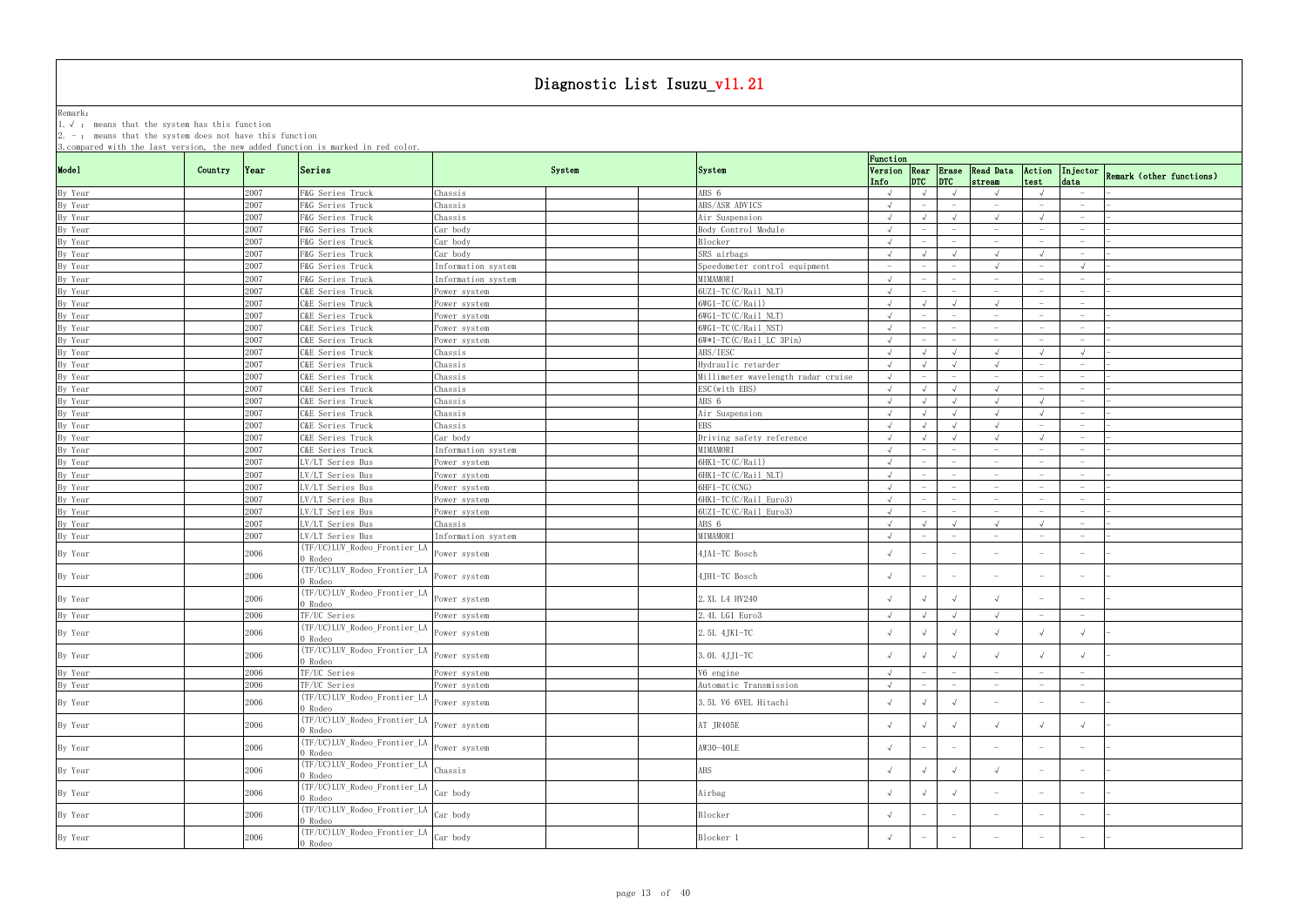# Diagnostic List Isuzu_v11.21

Remark:
1. √ : means that the system has this function
2. - : means that the system does not have this function
3. compared with the last version, the new added function is marked in red color.

| Model | Country | Year | Series | System | | | System | Function | | | | | | Remark (other functions) |
|---|---|---|---|---|---|---|---|---|---|---|---|---|---|---|
| | | | | | | | | Version Info | Rear DTC | Erase DTC | Read Data stream | Action test | Injector data | |
| By Year | | 2007 | F&G Series Truck | Chassis | | | ABS 6 | √ | √ | √ | √ | √ | - | - |
| By Year | | 2007 | F&G Series Truck | Chassis | | | ABS/ASR ADVICS | √ | - | - | - | - | - | - |
| By Year | | 2007 | F&G Series Truck | Chassis | | | Air Suspension | √ | √ | √ | √ | √ | - | - |
| By Year | | 2007 | F&G Series Truck | Car body | | | Body Control Module | √ | - | - | - | - | - | - |
| By Year | | 2007 | F&G Series Truck | Car body | | | Blocker | √ | - | - | - | - | - | - |
| By Year | | 2007 | F&G Series Truck | Car body | | | SRS airbags | √ | √ | √ | √ | √ | - | - |
| By Year | | 2007 | F&G Series Truck | Information system | | | Speedometer control equipment | - | - | - | √ | - | √ | - |
| By Year | | 2007 | F&G Series Truck | Information system | | | MIMAMORI | √ | - | - | - | - | - | - |
| By Year | | 2007 | C&E Series Truck | Power system | | | 6UZ1-TC(C/Rail NLT) | √ | - | - | - | - | - | - |
| By Year | | 2007 | C&E Series Truck | Power system | | | 6WG1-TC(C/Rail) | √ | √ | √ | √ | - | - | - |
| By Year | | 2007 | C&E Series Truck | Power system | | | 6WG1-TC(C/Rail NLT) | √ | - | - | - | - | - | - |
| By Year | | 2007 | C&E Series Truck | Power system | | | 6WG1-TC(C/Rail NST) | √ | - | - | - | - | - | - |
| By Year | | 2007 | C&E Series Truck | Power system | | | 6W*1-TC(C/Rail LC 3Pin) | √ | - | - | - | - | - | - |
| By Year | | 2007 | C&E Series Truck | Chassis | | | ABS/IESC | √ | √ | √ | √ | √ | √ | - |
| By Year | | 2007 | C&E Series Truck | Chassis | | | Hydraulic retarder | √ | √ | √ | √ | - | - | - |
| By Year | | 2007 | C&E Series Truck | Chassis | | | Millimeter wavelength radar cruise | √ | - | - | - | - | - | - |
| By Year | | 2007 | C&E Series Truck | Chassis | | | ESC(with EBS) | √ | √ | √ | √ | - | - | - |
| By Year | | 2007 | C&E Series Truck | Chassis | | | ABS 6 | √ | √ | √ | √ | √ | - | - |
| By Year | | 2007 | C&E Series Truck | Chassis | | | Air Suspension | √ | √ | √ | √ | √ | - | - |
| By Year | | 2007 | C&E Series Truck | Chassis | | | EBS | √ | √ | √ | √ | - | - | - |
| By Year | | 2007 | C&E Series Truck | Car body | | | Driving safety reference | √ | √ | √ | √ | √ | - | - |
| By Year | | 2007 | C&E Series Truck | Information system | | | MIMAMORI | √ | - | - | - | - | - | - |
| By Year | | 2007 | LV/LT Series Bus | Power system | | | 6HK1-TC(C/Rail) | √ | - | - | - | - | - | - |
| By Year | | 2007 | LV/LT Series Bus | Power system | | | 6HK1-TC(C/Rail NLT) | √ | - | - | - | - | - | - |
| By Year | | 2007 | LV/LT Series Bus | Power system | | | 6HF1-TC(CNG) | √ | - | - | - | - | - | - |
| By Year | | 2007 | LV/LT Series Bus | Power system | | | 6HK1-TC(C/Rail Euro3) | √ | - | - | - | - | - | - |
| By Year | | 2007 | LV/LT Series Bus | Power system | | | 6UZ1-TC(C/Rail Euro3) | √ | - | - | - | - | - | - |
| By Year | | 2007 | LV/LT Series Bus | Chassis | | | ABS 6 | √ | √ | √ | √ | √ | - | - |
| By Year | | 2007 | LV/LT Series Bus | Information system | | | MIMAMORI | √ | - | - | - | - | - | - |
| By Year | | 2006 | (TF/UC)LUV_Rodeo_Frontier_LAO Rodeo | Power system | | | 4JA1-TC Bosch | √ | - | - | - | - | - | - |
| By Year | | 2006 | (TF/UC)LUV_Rodeo_Frontier_LAO Rodeo | Power system | | | 4JH1-TC Bosch | √ | - | - | - | - | - | - |
| By Year | | 2006 | (TF/UC)LUV_Rodeo_Frontier_LAO Rodeo | Power system | | | 2.XL L4 HV240 | √ | √ | √ | √ | - | - | - |
| By Year | | 2006 | TF/UC Series | Power system | | | 2.4L LG1 Euro3 | √ | √ | √ | √ | - | - | |
| By Year | | 2006 | (TF/UC)LUV_Rodeo_Frontier_LAO Rodeo | Power system | | | 2.5L 4JK1-TC | √ | √ | √ | √ | √ | √ | - |
| By Year | | 2006 | (TF/UC)LUV_Rodeo_Frontier_LAO Rodeo | Power system | | | 3.0L 4JJ1-TC | √ | √ | √ | √ | √ | √ | - |
| By Year | | 2006 | TF/UC Series | Power system | | | V6 engine | √ | - | - | - | - | - | |
| By Year | | 2006 | TF/UC Series | Power system | | | Automatic Transmission | √ | - | - | - | - | - | |
| By Year | | 2006 | (TF/UC)LUV_Rodeo_Frontier_LAO Rodeo | Power system | | | 3.5L V6 6VEL Hitachi | √ | √ | √ | - | - | - | - |
| By Year | | 2006 | (TF/UC)LUV_Rodeo_Frontier_LAO Rodeo | Power system | | | AT JR405E | √ | √ | √ | √ | √ | √ | - |
| By Year | | 2006 | (TF/UC)LUV_Rodeo_Frontier_LAO Rodeo | Power system | | | AW30-40LE | √ | - | - | - | - | - | - |
| By Year | | 2006 | (TF/UC)LUV_Rodeo_Frontier_LAO Rodeo | Chassis | | | ABS | √ | √ | √ | √ | - | - | - |
| By Year | | 2006 | (TF/UC)LUV_Rodeo_Frontier_LAO Rodeo | Car body | | | Airbag | √ | √ | √ | - | - | - | - |
| By Year | | 2006 | (TF/UC)LUV_Rodeo_Frontier_LAO Rodeo | Car body | | | Blocker | √ | - | - | - | - | - | - |
| By Year | | 2006 | (TF/UC)LUV_Rodeo_Frontier_LAO Rodeo | Car body | | | Blocker 1 | √ | - | - | - | - | - | - |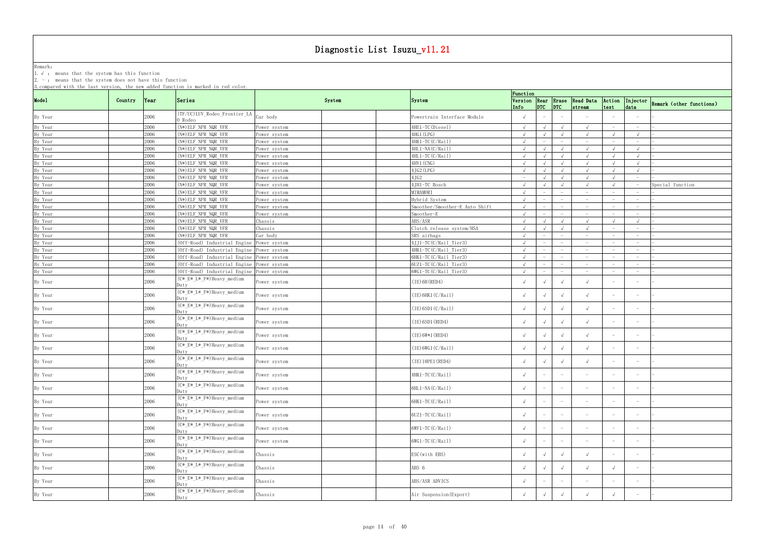# Diagnostic List Isuzu_v11.21

Remark:
1. √ : means that the system has this function
2. － : means that the system does not have this function
3. compared with the last version, the new added function is marked in red color.

| Model | Country | Year | Series | System | System | Version Info | Rear DTC | Erase DTC | Read Data stream | Action test | Injector data | Remark (other functions) |
|---|---|---|---|---|---|---|---|---|---|---|---|---|
| By Year | | 2006 | (TF/UC)LUV_Rodeo_Frontier_LAO Rodeo | Car body | Powertrain Interface Module | √ | － | － | － | － | － | |
| By Year | | 2006 | (N*)ELF_NPR_NQR_VFR | Power system | 4HE1-TC(Diesel) | √ | √ | √ | √ | － | － | － |
| By Year | | 2006 | (N*)ELF_NPR_NQR_VFR | Power system | 4HG1(LPG) | √ | √ | √ | √ | √ | √ | － |
| By Year | | 2006 | (N*)ELF_NPR_NQR_VFR | Power system | 4HK1-TC(C/Rail) | √ | － | － | － | － | － | － |
| By Year | | 2006 | (N*)ELF_NPR_NQR_VFR | Power system | 4HL1-NA(C/Rail) | √ | √ | √ | √ | √ | √ | － |
| By Year | | 2006 | (N*)ELF_NPR_NQR_VFR | Power system | 4HL1-TC(C/Rail) | √ | √ | √ | √ | √ | √ | － |
| By Year | | 2006 | (N*)ELF_NPR_NQR_VFR | Power system | 4HV1(CNG) | √ | √ | √ | √ | √ | √ | － |
| By Year | | 2006 | (N*)ELF_NPR_NQR_VFR | Power system | 4JG2(LPG) | √ | √ | √ | √ | √ | √ | － |
| By Year | | 2006 | (N*)ELF_NPR_NQR_VFR | Power system | 4JG2 | － | √ | √ | √ | √ | － | － |
| By Year | | 2006 | (N*)ELF_NPR_NQR_VFR | Power system | 4JH1-TC Bosch | √ | √ | √ | √ | √ | － | Special function |
| By Year | | 2006 | (N*)ELF_NPR_NQR_VFR | Power system | MIMAMORI | √ | － | － | － | － | － | － |
| By Year | | 2006 | (N*)ELF_NPR_NQR_VFR | Power system | Hybrid System | √ | － | － | － | － | － | － |
| By Year | | 2006 | (N*)ELF_NPR_NQR_VFR | Power system | Smoother/Smoother-E Auto Shift | √ | － | － | － | － | － | － |
| By Year | | 2006 | (N*)ELF_NPR_NQR_VFR | Power system | Smoother-E | √ | － | － | － | － | － | － |
| By Year | | 2006 | (N*)ELF_NPR_NQR_VFR | Chassis | ABS/ASR | √ | √ | √ | √ | √ | √ | － |
| By Year | | 2006 | (N*)ELF_NPR_NQR_VFR | Chassis | Clutch release system/HSA | √ | √ | √ | √ | － | － | － |
| By Year | | 2006 | (N*)ELF_NPR_NQR_VFR | Car body | SRS airbags | √ | － | － | － | － | － | － |
| By Year | | 2006 | (Off-Road) Industrial Engine | Power system | 4JJ1-TC(C/Rail_Tier3) | √ | － | － | － | － | － | － |
| By Year | | 2006 | (Off-Road) Industrial Engine | Power system | 4HK1-TC(C/Rail_Tier3) | √ | － | － | － | － | － | － |
| By Year | | 2006 | (Off-Road) Industrial Engine | Power system | 6HK1-TC(C/Rail_Tier3) | √ | － | － | － | － | － | － |
| By Year | | 2006 | (Off-Road) Industrial Engine | Power system | 6UZ1-TC(C/Rail_Tier3) | √ | － | － | － | － | － | － |
| By Year | | 2006 | (Off-Road) Industrial Engine | Power system | 6WG1-TC(C/Rail_Tier3) | √ | － | － | － | － | － | － |
| By Year | | 2006 | (C*_E*_L*_F*)Heavy_medium Duty | Power system | (IE)6H(RED4) | √ | √ | √ | √ | － | － | － |
| By Year | | 2006 | (C*_E*_L*_F*)Heavy_medium Duty | Power system | (IE)6HK1(C/Rail) | √ | √ | √ | √ | － | － | － |
| By Year | | 2006 | (C*_E*_L*_F*)Heavy_medium Duty | Power system | (IE)6SD1(C/Rail) | √ | √ | √ | √ | － | － | － |
| By Year | | 2006 | (C*_E*_L*_F*)Heavy_medium Duty | Power system | (IE)6SD1(RED4) | √ | √ | √ | √ | － | － | － |
| By Year | | 2006 | (C*_E*_L*_F*)Heavy_medium Duty | Power system | (IE)6W*1(RED4) | √ | √ | √ | √ | － | － | － |
| By Year | | 2006 | (C*_E*_L*_F*)Heavy_medium Duty | Power system | (IE)6WG1(C/Rail) | √ | √ | √ | √ | － | － | － |
| By Year | | 2006 | (C*_E*_L*_F*)Heavy_medium Duty | Power system | (IE)10PE1(RED4) | √ | √ | √ | √ | － | － | － |
| By Year | | 2006 | (C*_E*_L*_F*)Heavy_medium Duty | Power system | 4HK1-TC(C/Rail) | √ | － | － | － | － | － | － |
| By Year | | 2006 | (C*_E*_L*_F*)Heavy_medium Duty | Power system | 6HL1-NA(C/Rail) | √ | － | － | － | － | － | － |
| By Year | | 2006 | (C*_E*_L*_F*)Heavy_medium Duty | Power system | 6HK1-TC(C/Rail) | √ | － | － | － | － | － | － |
| By Year | | 2006 | (C*_E*_L*_F*)Heavy_medium Duty | Power system | 6UZ1-TC(C/Rail) | √ | － | － | － | － | － | － |
| By Year | | 2006 | (C*_E*_L*_F*)Heavy_medium Duty | Power system | 6WF1-TC(C/Rail) | √ | － | － | － | － | － | － |
| By Year | | 2006 | (C*_E*_L*_F*)Heavy_medium Duty | Power system | 6WG1-TC(C/Rail) | √ | － | － | － | － | － | － |
| By Year | | 2006 | (C*_E*_L*_F*)Heavy_medium Duty | Chassis | ESC(with EBS) | √ | √ | √ | √ | － | － | － |
| By Year | | 2006 | (C*_E*_L*_F*)Heavy_medium Duty | Chassis | ABS 6 | √ | √ | √ | √ | √ | － | － |
| By Year | | 2006 | (C*_E*_L*_F*)Heavy_medium Duty | Chassis | ABS/ASR ADVICS | √ | － | － | － | － | － | － |
| By Year | | 2006 | (C*_E*_L*_F*)Heavy_medium Duty | Chassis | Air Suspension(Export) | √ | √ | √ | √ | √ | － | － |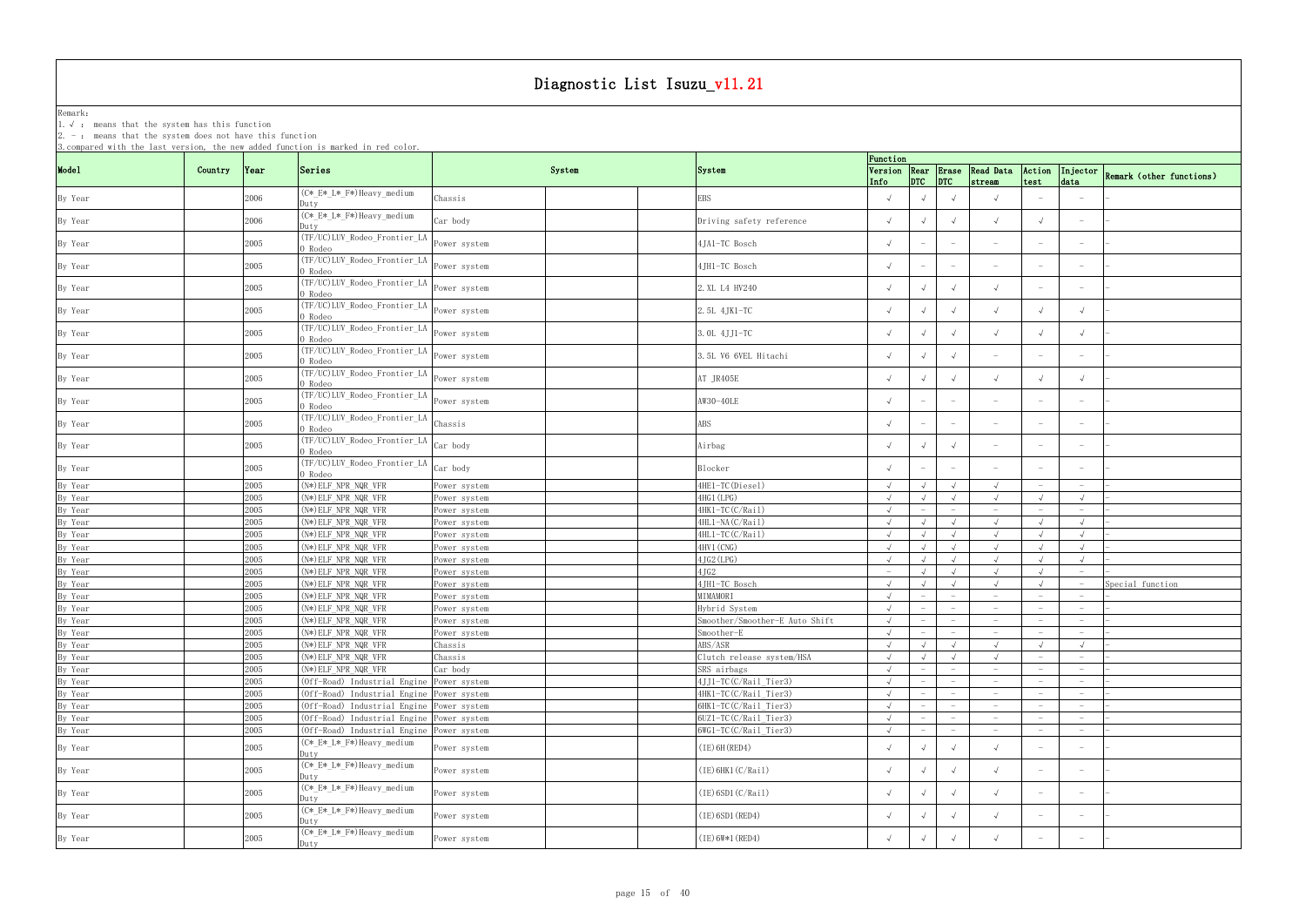# Diagnostic List Isuzu_v11.21

Remark:
1. √ : means that the system has this function
2. - : means that the system does not have this function
3. compared with the last version, the new added function is marked in red color.

| Model | Country | Year | Series | System | | | System | Function | | | | | | Remark (other functions) |
|---|---|---|---|---|---|---|---|---|---|---|---|---|---|---|
| | | | | | | | | Version Info | Rear DTC | Erase DTC | Read Data stream | Action test | Injector data | |
| By Year | | 2006 | (C* E* L* F*)Heavy_medium Duty | Chassis | | | EBS | √ | √ | √ | √ | - | - | - |
| By Year | | 2006 | (C* E* L* F*)Heavy_medium Duty | Car body | | | Driving safety reference | √ | √ | √ | √ | √ | - | - |
| By Year | | 2005 | (TF/UC)LUV_Rodeo_Frontier_LAO Rodeo | Power system | | | 4JA1-TC Bosch | √ | - | - | - | - | - | - |
| By Year | | 2005 | (TF/UC)LUV_Rodeo_Frontier_LAO Rodeo | Power system | | | 4JH1-TC Bosch | √ | - | - | - | - | - | - |
| By Year | | 2005 | (TF/UC)LUV_Rodeo_Frontier_LAO Rodeo | Power system | | | 2.XL L4 HV240 | √ | √ | √ | √ | - | - | - |
| By Year | | 2005 | (TF/UC)LUV_Rodeo_Frontier_LAO Rodeo | Power system | | | 2.5L 4JK1-TC | √ | √ | √ | √ | √ | √ | - |
| By Year | | 2005 | (TF/UC)LUV_Rodeo_Frontier_LAO Rodeo | Power system | | | 3.0L 4JJ1-TC | √ | √ | √ | √ | √ | √ | - |
| By Year | | 2005 | (TF/UC)LUV_Rodeo_Frontier_LAO Rodeo | Power system | | | 3.5L V6 6VEL Hitachi | √ | √ | √ | - | - | - | - |
| By Year | | 2005 | (TF/UC)LUV_Rodeo_Frontier_LAO Rodeo | Power system | | | AT JR405E | √ | √ | √ | √ | √ | √ | - |
| By Year | | 2005 | (TF/UC)LUV_Rodeo_Frontier_LAO Rodeo | Power system | | | AW30-40LE | √ | - | - | - | - | - | - |
| By Year | | 2005 | (TF/UC)LUV_Rodeo_Frontier_LAO Rodeo | Chassis | | | ABS | √ | - | - | - | - | - | - |
| By Year | | 2005 | (TF/UC)LUV_Rodeo_Frontier_LAO Rodeo | Car body | | | Airbag | √ | √ | √ | - | - | - | - |
| By Year | | 2005 | (TF/UC)LUV_Rodeo_Frontier_LAO Rodeo | Car body | | | Blocker | √ | - | - | - | - | - | - |
| By Year | | 2005 | (N*)ELF NPR NQR VFR | Power system | | | 4HE1-TC(Diesel) | √ | √ | √ | √ | - | - | - |
| By Year | | 2005 | (N*)ELF NPR NQR VFR | Power system | | | 4HG1(LPG) | √ | √ | √ | √ | √ | √ | - |
| By Year | | 2005 | (N*)ELF NPR NQR VFR | Power system | | | 4HK1-TC(C/Rail) | √ | - | - | - | - | - | - |
| By Year | | 2005 | (N*)ELF NPR NQR VFR | Power system | | | 4HL1-NA(C/Rail) | √ | √ | √ | √ | √ | √ | - |
| By Year | | 2005 | (N*)ELF NPR NQR VFR | Power system | | | 4HL1-TC(C/Rail) | √ | √ | √ | √ | √ | √ | - |
| By Year | | 2005 | (N*)ELF NPR NQR VFR | Power system | | | 4HV1(CNG) | √ | √ | √ | √ | √ | √ | - |
| By Year | | 2005 | (N*)ELF NPR NQR VFR | Power system | | | 4JG2(LPG) | √ | √ | √ | √ | √ | √ | - |
| By Year | | 2005 | (N*)ELF NPR NQR VFR | Power system | | | 4JG2 | - | √ | √ | √ | √ | - | - |
| By Year | | 2005 | (N*)ELF NPR NQR VFR | Power system | | | 4JH1-TC Bosch | √ | √ | √ | √ | √ | - | Special function |
| By Year | | 2005 | (N*)ELF NPR NQR VFR | Power system | | | MIMAMORI | √ | - | - | - | - | - | - |
| By Year | | 2005 | (N*)ELF NPR NQR VFR | Power system | | | Hybrid System | √ | - | - | - | - | - | - |
| By Year | | 2005 | (N*)ELF NPR NQR VFR | Power system | | | Smoother/Smoother-E Auto Shift | √ | - | - | - | - | - | - |
| By Year | | 2005 | (N*)ELF NPR NQR VFR | Power system | | | Smoother-E | √ | - | - | - | - | - | - |
| By Year | | 2005 | (N*)ELF NPR NQR VFR | Chassis | | | ABS/ASR | √ | √ | √ | √ | √ | √ | - |
| By Year | | 2005 | (N*)ELF NPR NQR VFR | Chassis | | | Clutch release system/HSA | √ | √ | √ | √ | - | - | - |
| By Year | | 2005 | (N*)ELF NPR NQR VFR | Car body | | | SRS airbags | √ | - | - | - | - | - | - |
| By Year | | 2005 | (Off-Road) Industrial Engine | Power system | | | 4JJ1-TC(C/Rail_Tier3) | √ | - | - | - | - | - | - |
| By Year | | 2005 | (Off-Road) Industrial Engine | Power system | | | 4HK1-TC(C/Rail_Tier3) | √ | - | - | - | - | - | - |
| By Year | | 2005 | (Off-Road) Industrial Engine | Power system | | | 6HK1-TC(C/Rail_Tier3) | √ | - | - | - | - | - | - |
| By Year | | 2005 | (Off-Road) Industrial Engine | Power system | | | 6UZ1-TC(C/Rail_Tier3) | √ | - | - | - | - | - | - |
| By Year | | 2005 | (Off-Road) Industrial Engine | Power system | | | 6WG1-TC(C/Rail_Tier3) | √ | - | - | - | - | - | - |
| By Year | | 2005 | (C* E* L* F*)Heavy_medium Duty | Power system | | | (IE)6H(RED4) | √ | √ | √ | √ | - | - | - |
| By Year | | 2005 | (C* E* L* F*)Heavy_medium Duty | Power system | | | (IE)6HK1(C/Rail) | √ | √ | √ | √ | - | - | - |
| By Year | | 2005 | (C* E* L* F*)Heavy_medium Duty | Power system | | | (IE)6SD1(C/Rail) | √ | √ | √ | √ | - | - | - |
| By Year | | 2005 | (C* E* L* F*)Heavy_medium Duty | Power system | | | (IE)6SD1(RED4) | √ | √ | √ | √ | - | - | - |
| By Year | | 2005 | (C* E* L* F*)Heavy_medium Duty | Power system | | | (IE)6W*1(RED4) | √ | √ | √ | √ | - | - | - |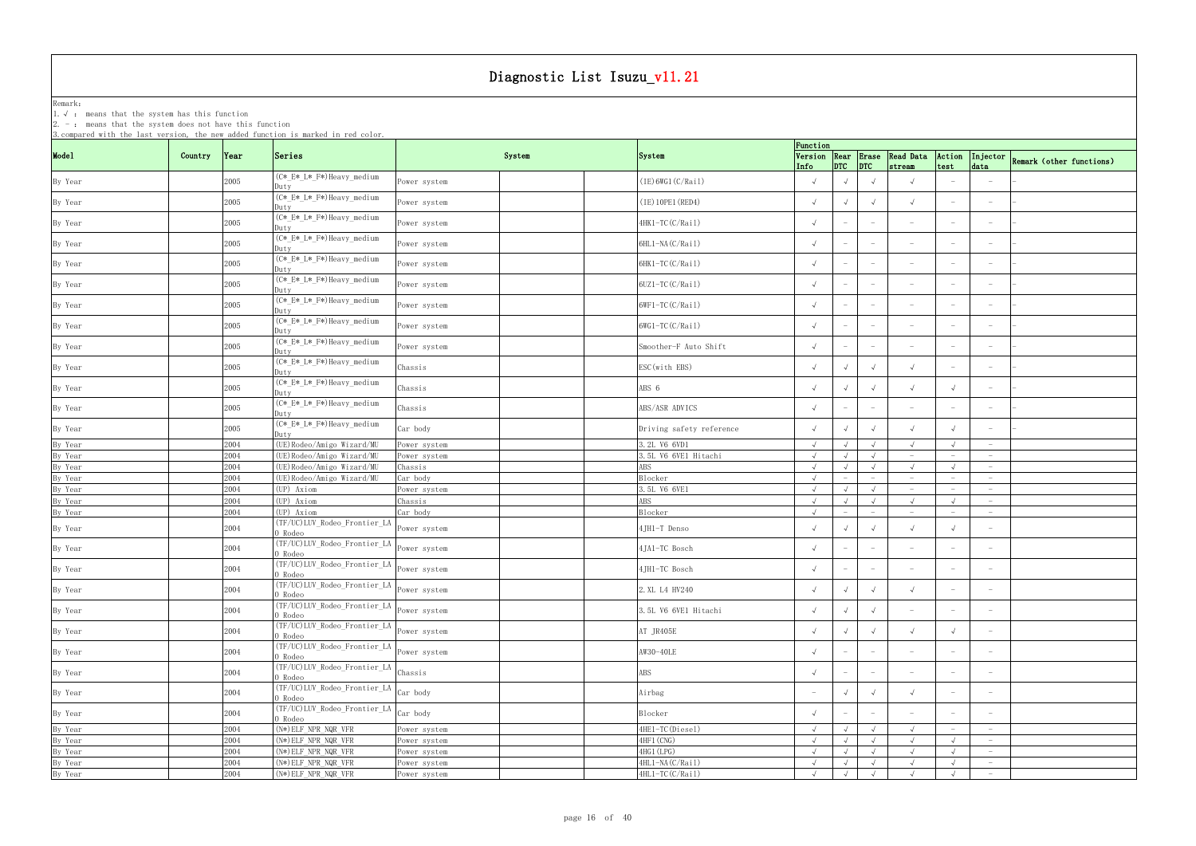# Diagnostic List Isuzu_v11.21

Remark:
1. √ : means that the system has this function
2. - : means that the system does not have this function
3. compared with the last version, the new added function is marked in red color.

| Model | Country | Year | Series | System | | System | Function | | | | | | Remark (other functions) |
|---|---|---|---|---|---|---|---|---|---|---|---|---|---|
| | | | | | | | Version Info | Rear DTC | Erase DTC | Read Data stream | Action test | Injector data | |
| By Year | | 2005 | (C*_E*_L*_F*)Heavy_medium Duty | Power system | | (IE)6WG1(C/Rail) | √ | √ | √ | √ | - | - | - |
| By Year | | 2005 | (C*_E*_L*_F*)Heavy_medium Duty | Power system | | (IE)10PE1(RED4) | √ | √ | √ | √ | - | - | - |
| By Year | | 2005 | (C*_E*_L*_F*)Heavy_medium Duty | Power system | | 4HK1-TC(C/Rail) | √ | - | - | - | - | - | - |
| By Year | | 2005 | (C*_E*_L*_F*)Heavy_medium Duty | Power system | | 6HL1-NA(C/Rail) | √ | - | - | - | - | - | - |
| By Year | | 2005 | (C*_E*_L*_F*)Heavy_medium Duty | Power system | | 6HK1-TC(C/Rail) | √ | - | - | - | - | - | - |
| By Year | | 2005 | (C*_E*_L*_F*)Heavy_medium Duty | Power system | | 6UZ1-TC(C/Rail) | √ | - | - | - | - | - | - |
| By Year | | 2005 | (C*_E*_L*_F*)Heavy_medium Duty | Power system | | 6WF1-TC(C/Rail) | √ | - | - | - | - | - | - |
| By Year | | 2005 | (C*_E*_L*_F*)Heavy_medium Duty | Power system | | 6WG1-TC(C/Rail) | √ | - | - | - | - | - | - |
| By Year | | 2005 | (C*_E*_L*_F*)Heavy_medium Duty | Power system | | Smoother-F Auto Shift | √ | - | - | - | - | - | - |
| By Year | | 2005 | (C*_E*_L*_F*)Heavy_medium Duty | Chassis | | ESC(with EBS) | √ | √ | √ | √ | - | - | - |
| By Year | | 2005 | (C*_E*_L*_F*)Heavy_medium Duty | Chassis | | ABS 6 | √ | √ | √ | √ | √ | - | - |
| By Year | | 2005 | (C*_E*_L*_F*)Heavy_medium Duty | Chassis | | ABS/ASR ADVICS | √ | - | - | - | - | - | - |
| By Year | | 2005 | (C*_E*_L*_F*)Heavy_medium Duty | Car body | | Driving safety reference | √ | √ | √ | √ | √ | - | - |
| By Year | | 2004 | (UE)Rodeo/Amigo Wizard/MU | Power system | | 3.2L V6 6VD1 | √ | √ | √ | √ | √ | - | |
| By Year | | 2004 | (UE)Rodeo/Amigo Wizard/MU | Power system | | 3.5L V6 6VE1 Hitachi | √ | √ | √ | - | - | - | |
| By Year | | 2004 | (UE)Rodeo/Amigo Wizard/MU | Chassis | | ABS | √ | √ | √ | √ | √ | - | |
| By Year | | 2004 | (UE)Rodeo/Amigo Wizard/MU | Car body | | Blocker | √ | - | - | - | - | - | |
| By Year | | 2004 | (UP) Axiom | Power system | | 3.5L V6 6VE1 | √ | √ | √ | - | - | - | |
| By Year | | 2004 | (UP) Axiom | Chassis | | ABS | √ | √ | √ | √ | √ | - | |
| By Year | | 2004 | (UP) Axiom | Car body | | Blocker | √ | - | - | - | - | - | |
| By Year | | 2004 | (TF/UC)LUV_Rodeo_Frontier_LA O Rodeo | Power system | | 4JH1-T Denso | √ | √ | √ | √ | √ | - | |
| By Year | | 2004 | (TF/UC)LUV_Rodeo_Frontier_LA O Rodeo | Power system | | 4JA1-TC Bosch | √ | - | - | - | - | - | |
| By Year | | 2004 | (TF/UC)LUV_Rodeo_Frontier_LA O Rodeo | Power system | | 4JH1-TC Bosch | √ | - | - | - | - | - | |
| By Year | | 2004 | (TF/UC)LUV_Rodeo_Frontier_LA O Rodeo | Power system | | 2.XL L4 HV240 | √ | √ | √ | √ | - | - | |
| By Year | | 2004 | (TF/UC)LUV_Rodeo_Frontier_LA O Rodeo | Power system | | 3.5L V6 6VE1 Hitachi | √ | √ | √ | - | - | - | |
| By Year | | 2004 | (TF/UC)LUV_Rodeo_Frontier_LA O Rodeo | Power system | | AT JR405E | √ | √ | √ | √ | √ | - | |
| By Year | | 2004 | (TF/UC)LUV_Rodeo_Frontier_LA O Rodeo | Power system | | AW30-40LE | √ | - | - | - | - | - | |
| By Year | | 2004 | (TF/UC)LUV_Rodeo_Frontier_LA O Rodeo | Chassis | | ABS | √ | - | - | - | - | - | |
| By Year | | 2004 | (TF/UC)LUV_Rodeo_Frontier_LA O Rodeo | Car body | | Airbag | - | √ | √ | √ | - | - | |
| By Year | | 2004 | (TF/UC)LUV_Rodeo_Frontier_LA O Rodeo | Car body | | Blocker | √ | - | - | - | - | - | |
| By Year | | 2004 | (N*)ELF_NPR_NQR_VFR | Power system | | 4HE1-TC(Diesel) | √ | √ | √ | √ | - | - | |
| By Year | | 2004 | (N*)ELF_NPR_NQR_VFR | Power system | | 4HF1(CNG) | √ | √ | √ | √ | √ | - | |
| By Year | | 2004 | (N*)ELF_NPR_NQR_VFR | Power system | | 4HG1(LPG) | √ | √ | √ | √ | √ | - | |
| By Year | | 2004 | (N*)ELF_NPR_NQR_VFR | Power system | | 4HL1-NA(C/Rail) | √ | √ | √ | √ | √ | - | |
| By Year | | 2004 | (N*)ELF_NPR_NQR_VFR | Power system | | 4HL1-TC(C/Rail) | √ | √ | √ | √ | √ | - | |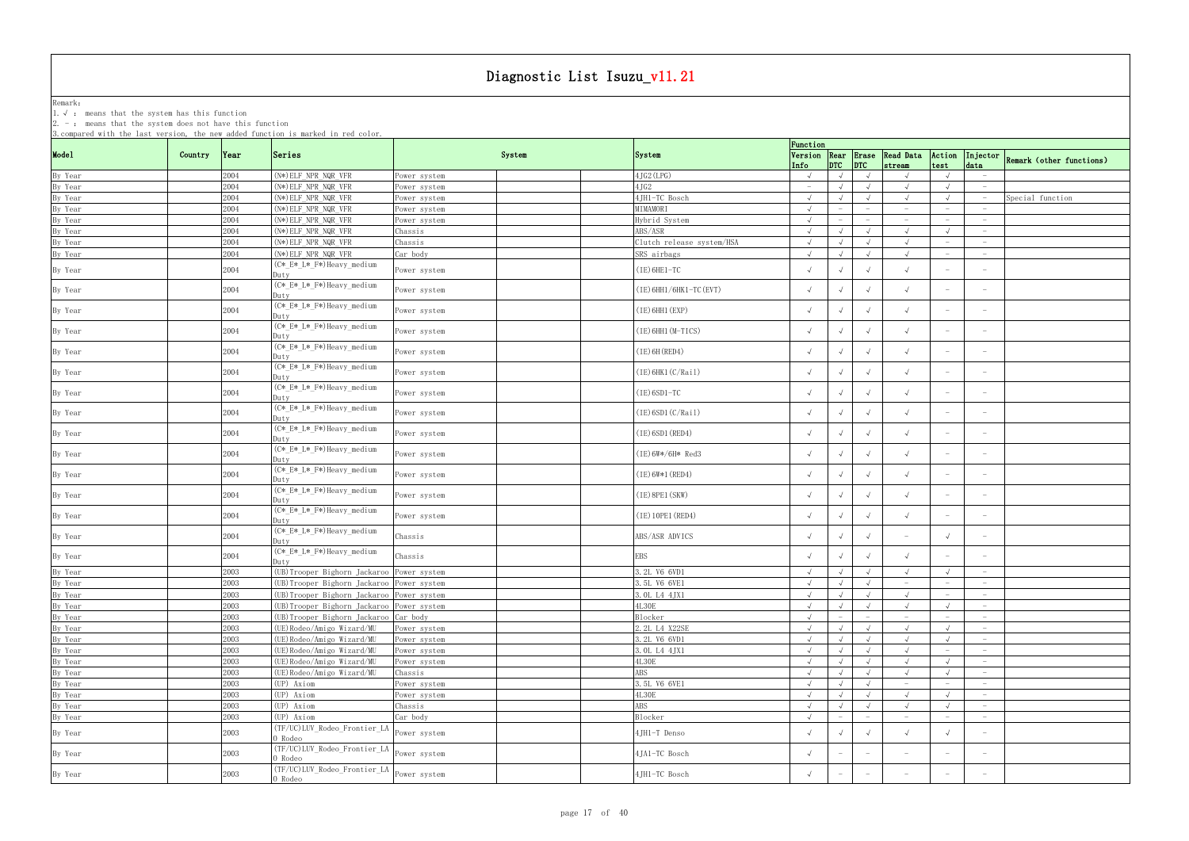# Diagnostic List Isuzu_v11.21

Remark:
1. √ : means that the system has this function
2. - : means that the system does not have this function
3. compared with the last version, the new added function is marked in red color.

| Model | Country | Year | Series | System | | | System | Function | | | | | | |
|---|---|---|---|---|---|---|---|---|---|---|---|---|---|---|
| | | | | | | | | Version Info | Rear DTC | Erase DTC | Read Data stream | Action test | Injector data | Remark (other functions) |
| By Year | | 2004 | (N*)ELF NPR NQR VFR | Power system | | | 4JG2(LPG) | √ | √ | √ | √ | √ | - | |
| By Year | | 2004 | (N*)ELF NPR NQR VFR | Power system | | | 4JG2 | - | √ | √ | √ | √ | - | |
| By Year | | 2004 | (N*)ELF NPR NQR VFR | Power system | | | 4JH1-TC Bosch | √ | √ | √ | √ | √ | - | Special function |
| By Year | | 2004 | (N*)ELF NPR NQR VFR | Power system | | | MIMAMORI | √ | - | - | - | - | - | |
| By Year | | 2004 | (N*)ELF NPR NQR VFR | Power system | | | Hybrid System | √ | - | - | - | - | - | |
| By Year | | 2004 | (N*)ELF NPR NQR VFR | Chassis | | | ABS/ASR | √ | √ | √ | √ | √ | - | |
| By Year | | 2004 | (N*)ELF NPR NQR VFR | Chassis | | | Clutch release system/HSA | √ | √ | √ | √ | - | - | |
| By Year | | 2004 | (N*)ELF NPR NQR VFR | Car body | | | SRS airbags | √ | √ | √ | √ | - | - | |
| By Year | | 2004 | (C* E* L* F*)Heavy medium Duty | Power system | | | (IE)6HE1-TC | √ | √ | √ | √ | - | - | |
| By Year | | 2004 | (C* E* L* F*)Heavy medium Duty | Power system | | | (IE)6HH1/6HK1-TC(EVT) | √ | √ | √ | √ | - | - | |
| By Year | | 2004 | (C* E* L* F*)Heavy medium Duty | Power system | | | (IE)6HH1(EXP) | √ | √ | √ | √ | - | - | |
| By Year | | 2004 | (C* E* L* F*)Heavy medium Duty | Power system | | | (IE)6HH1(M-TICS) | √ | √ | √ | √ | - | - | |
| By Year | | 2004 | (C* E* L* F*)Heavy medium Duty | Power system | | | (IE)6H(RED4) | √ | √ | √ | √ | - | - | |
| By Year | | 2004 | (C* E* L* F*)Heavy medium Duty | Power system | | | (IE)6HK1(C/Rail) | √ | √ | √ | √ | - | - | |
| By Year | | 2004 | (C* E* L* F*)Heavy medium Duty | Power system | | | (IE)6SD1-TC | √ | √ | √ | √ | - | - | |
| By Year | | 2004 | (C* E* L* F*)Heavy medium Duty | Power system | | | (IE)6SD1(C/Rail) | √ | √ | √ | √ | - | - | |
| By Year | | 2004 | (C* E* L* F*)Heavy medium Duty | Power system | | | (IE)6SD1(RED4) | √ | √ | √ | √ | - | - | |
| By Year | | 2004 | (C* E* L* F*)Heavy medium Duty | Power system | | | (IE)6W*/6H* Red3 | √ | √ | √ | √ | - | - | |
| By Year | | 2004 | (C* E* L* F*)Heavy medium Duty | Power system | | | (IE)6W*1(RED4) | √ | √ | √ | √ | - | - | |
| By Year | | 2004 | (C* E* L* F*)Heavy medium Duty | Power system | | | (IE)8PE1(SKW) | √ | √ | √ | √ | - | - | |
| By Year | | 2004 | (C* E* L* F*)Heavy medium Duty | Power system | | | (IE)10PE1(RED4) | √ | √ | √ | √ | - | - | |
| By Year | | 2004 | (C* E* L* F*)Heavy medium Duty | Chassis | | | ABS/ASR ADVICS | √ | √ | √ | - | √ | - | |
| By Year | | 2004 | (C* E* L* F*)Heavy medium Duty | Chassis | | | EBS | √ | √ | √ | √ | - | - | |
| By Year | | 2003 | (UB)Trooper Bighorn Jackaroo | Power system | | | 3.2L V6 6VD1 | √ | √ | √ | √ | √ | - | |
| By Year | | 2003 | (UB)Trooper Bighorn Jackaroo | Power system | | | 3.5L V6 6VE1 | √ | √ | √ | - | - | - | |
| By Year | | 2003 | (UB)Trooper Bighorn Jackaroo | Power system | | | 3.0L L4 4JX1 | √ | √ | √ | √ | - | - | |
| By Year | | 2003 | (UB)Trooper Bighorn Jackaroo | Power system | | | 4L30E | √ | √ | √ | √ | √ | - | |
| By Year | | 2003 | (UB)Trooper Bighorn Jackaroo | Car body | | | Blocker | √ | - | - | - | - | - | |
| By Year | | 2003 | (UE)Rodeo/Amigo Wizard/MU | Power system | | | 2.2L L4 X22SE | √ | √ | √ | √ | √ | - | |
| By Year | | 2003 | (UE)Rodeo/Amigo Wizard/MU | Power system | | | 3.2L V6 6VD1 | √ | √ | √ | √ | √ | - | |
| By Year | | 2003 | (UE)Rodeo/Amigo Wizard/MU | Power system | | | 3.0L L4 4JX1 | √ | √ | √ | √ | - | - | |
| By Year | | 2003 | (UE)Rodeo/Amigo Wizard/MU | Power system | | | 4L30E | √ | √ | √ | √ | √ | - | |
| By Year | | 2003 | (UE)Rodeo/Amigo Wizard/MU | Chassis | | | ABS | √ | √ | √ | √ | √ | - | |
| By Year | | 2003 | (UP) Axiom | Power system | | | 3.5L V6 6VE1 | √ | √ | √ | - | - | - | |
| By Year | | 2003 | (UP) Axiom | Power system | | | 4L30E | √ | √ | √ | √ | √ | - | |
| By Year | | 2003 | (UP) Axiom | Chassis | | | ABS | √ | √ | √ | √ | √ | - | |
| By Year | | 2003 | (UP) Axiom | Car body | | | Blocker | √ | - | - | - | - | - | |
| By Year | | 2003 | (TF/UC)LUV Rodeo Frontier LAO Rodeo | Power system | | | 4JH1-T Denso | √ | √ | √ | √ | √ | - | |
| By Year | | 2003 | (TF/UC)LUV Rodeo Frontier LAO Rodeo | Power system | | | 4JA1-TC Bosch | √ | - | - | - | - | - | |
| By Year | | 2003 | (TF/UC)LUV Rodeo Frontier LAO Rodeo | Power system | | | 4JH1-TC Bosch | √ | - | - | - | - | - | |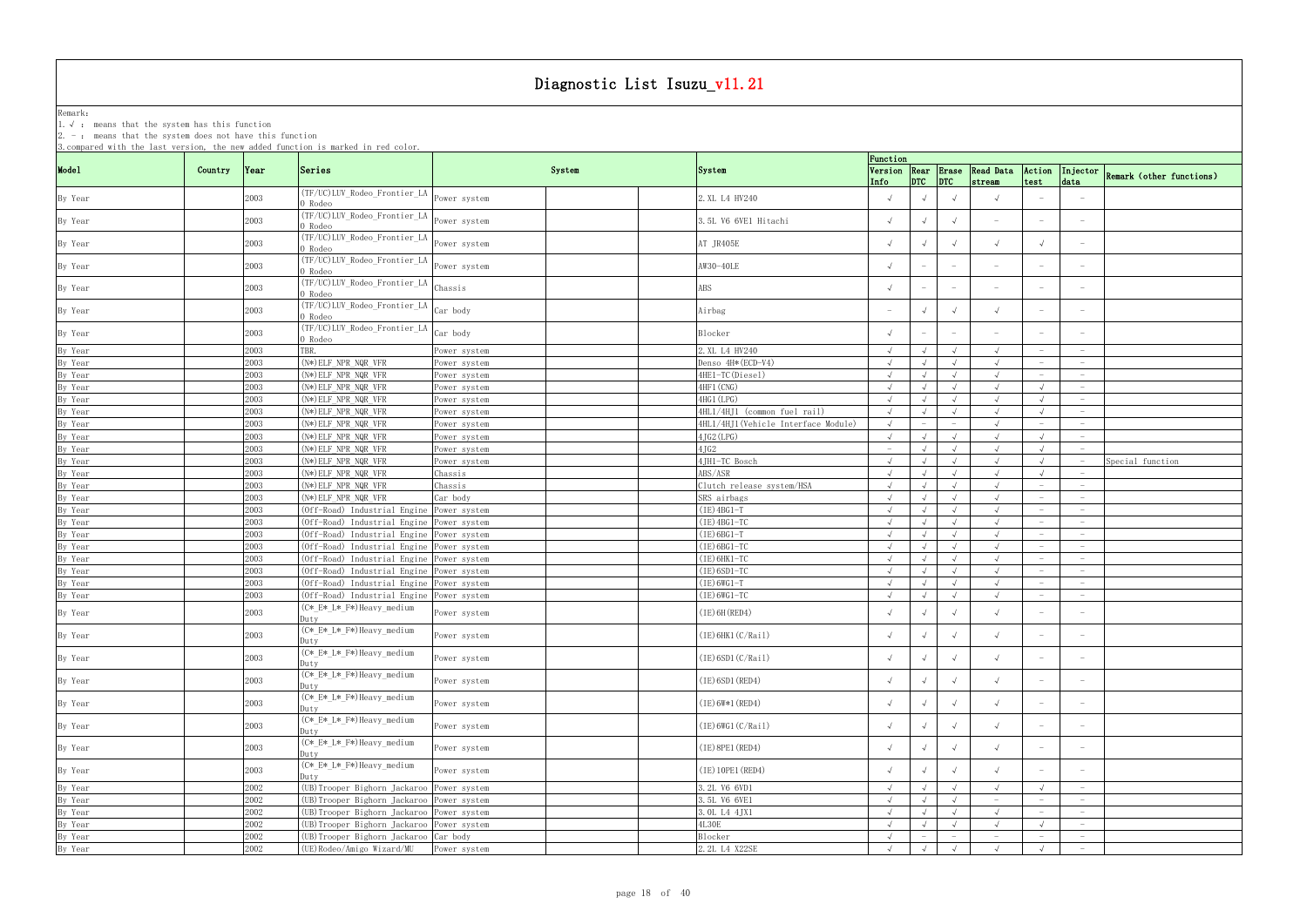# Diagnostic List Isuzu_v11.21

Remark:
1. √ : means that the system has this function
2. - : means that the system does not have this function
3. compared with the last version, the new added function is marked in red color.

| Model | Country | Year | Series | System | | | System | Function | | | | | | Remark (other functions) |
|---|---|---|---|---|---|---|---|---|---|---|---|---|---|---|
| | | | | | | | | Version Info | Rear DTC | Erase DTC | Read Data stream | Action test | Injector data | |
| By Year | | 2003 | (TF/UC)LUV_Rodeo_Frontier_LAO Rodeo | Power system | | | 2.XL L4 HV240 | √ | √ | √ | √ | - | - | |
| By Year | | 2003 | (TF/UC)LUV_Rodeo_Frontier_LAO Rodeo | Power system | | | 3.5L V6 6VE1 Hitachi | √ | √ | √ | - | - | - | |
| By Year | | 2003 | (TF/UC)LUV_Rodeo_Frontier_LAO Rodeo | Power system | | | AT JR405E | √ | √ | √ | √ | √ | - | |
| By Year | | 2003 | (TF/UC)LUV_Rodeo_Frontier_LAO Rodeo | Power system | | | AW30-40LE | √ | - | - | - | - | - | |
| By Year | | 2003 | (TF/UC)LUV_Rodeo_Frontier_LAO Rodeo | Chassis | | | ABS | √ | - | - | - | - | - | |
| By Year | | 2003 | (TF/UC)LUV_Rodeo_Frontier_LAO Rodeo | Car body | | | Airbag | - | √ | √ | √ | - | - | |
| By Year | | 2003 | (TF/UC)LUV_Rodeo_Frontier_LAO Rodeo | Car body | | | Blocker | √ | - | - | - | - | - | |
| By Year | | 2003 | TBR. | Power system | | | 2.XL L4 HV240 | √ | √ | √ | √ | - | - | |
| By Year | | 2003 | (N*)ELF_NPR_NQR_VFR | Power system | | | Denso 4H*(ECD-V4) | √ | √ | √ | √ | - | - | |
| By Year | | 2003 | (N*)ELF_NPR_NQR_VFR | Power system | | | 4HE1-TC(Diesel) | √ | √ | √ | √ | - | - | |
| By Year | | 2003 | (N*)ELF_NPR_NQR_VFR | Power system | | | 4HF1(CNG) | √ | √ | √ | √ | √ | - | |
| By Year | | 2003 | (N*)ELF_NPR_NQR_VFR | Power system | | | 4HG1(LPG) | √ | √ | √ | √ | √ | - | |
| By Year | | 2003 | (N*)ELF_NPR_NQR_VFR | Power system | | | 4HL1/4HJ1 (common fuel rail) | √ | √ | √ | √ | √ | - | |
| By Year | | 2003 | (N*)ELF_NPR_NQR_VFR | Power system | | | 4HL1/4HJ1(Vehicle Interface Module) | √ | - | - | √ | - | - | |
| By Year | | 2003 | (N*)ELF_NPR_NQR_VFR | Power system | | | 4JG2(LPG) | √ | √ | √ | √ | √ | - | |
| By Year | | 2003 | (N*)ELF_NPR_NQR_VFR | Power system | | | 4JG2 | - | √ | √ | √ | √ | - | |
| By Year | | 2003 | (N*)ELF_NPR_NQR_VFR | Power system | | | 4JH1-TC Bosch | √ | √ | √ | √ | √ | - | Special function |
| By Year | | 2003 | (N*)ELF_NPR_NQR_VFR | Chassis | | | ABS/ASR | √ | √ | √ | √ | √ | - | |
| By Year | | 2003 | (N*)ELF_NPR_NQR_VFR | Chassis | | | Clutch release system/HSA | √ | √ | √ | √ | - | - | |
| By Year | | 2003 | (N*)ELF_NPR_NQR_VFR | Car body | | | SRS airbags | √ | √ | √ | √ | - | - | |
| By Year | | 2003 | (Off-Road) Industrial Engine | Power system | | | (IE)4BG1-T | √ | √ | √ | √ | - | - | |
| By Year | | 2003 | (Off-Road) Industrial Engine | Power system | | | (IE)4BG1-TC | √ | √ | √ | √ | - | - | |
| By Year | | 2003 | (Off-Road) Industrial Engine | Power system | | | (IE)6BG1-T | √ | √ | √ | √ | - | - | |
| By Year | | 2003 | (Off-Road) Industrial Engine | Power system | | | (IE)6BG1-TC | √ | √ | √ | √ | - | - | |
| By Year | | 2003 | (Off-Road) Industrial Engine | Power system | | | (IE)6HK1-TC | √ | √ | √ | √ | - | - | |
| By Year | | 2003 | (Off-Road) Industrial Engine | Power system | | | (IE)6SD1-TC | √ | √ | √ | √ | - | - | |
| By Year | | 2003 | (Off-Road) Industrial Engine | Power system | | | (IE)6WG1-T | √ | √ | √ | √ | - | - | |
| By Year | | 2003 | (Off-Road) Industrial Engine | Power system | | | (IE)6WG1-TC | √ | √ | √ | √ | - | - | |
| By Year | | 2003 | (C*_E*_L*_F*)Heavy_medium Duty | Power system | | | (IE)6H(RED4) | √ | √ | √ | √ | - | - | |
| By Year | | 2003 | (C*_E*_L*_F*)Heavy_medium Duty | Power system | | | (IE)6HK1(C/Rail) | √ | √ | √ | √ | - | - | |
| By Year | | 2003 | (C*_E*_L*_F*)Heavy_medium Duty | Power system | | | (IE)6SD1(C/Rail) | √ | √ | √ | √ | - | - | |
| By Year | | 2003 | (C*_E*_L*_F*)Heavy_medium Duty | Power system | | | (IE)6SD1(RED4) | √ | √ | √ | √ | - | - | |
| By Year | | 2003 | (C*_E*_L*_F*)Heavy_medium Duty | Power system | | | (IE)6W*1(RED4) | √ | √ | √ | √ | - | - | |
| By Year | | 2003 | (C*_E*_L*_F*)Heavy_medium Duty | Power system | | | (IE)6WG1(C/Rail) | √ | √ | √ | √ | - | - | |
| By Year | | 2003 | (C*_E*_L*_F*)Heavy_medium Duty | Power system | | | (IE)8PE1(RED4) | √ | √ | √ | √ | - | - | |
| By Year | | 2003 | (C*_E*_L*_F*)Heavy_medium Duty | Power system | | | (IE)10PE1(RED4) | √ | √ | √ | √ | - | - | |
| By Year | | 2002 | (UB)Trooper Bighorn Jackaroo | Power system | | | 3.2L V6 6VD1 | √ | √ | √ | √ | √ | - | |
| By Year | | 2002 | (UB)Trooper Bighorn Jackaroo | Power system | | | 3.5L V6 6VE1 | √ | √ | √ | - | - | - | |
| By Year | | 2002 | (UB)Trooper Bighorn Jackaroo | Power system | | | 3.0L L4 4JX1 | √ | √ | √ | √ | - | - | |
| By Year | | 2002 | (UB)Trooper Bighorn Jackaroo | Power system | | | 4L30E | √ | √ | √ | √ | √ | - | |
| By Year | | 2002 | (UB)Trooper Bighorn Jackaroo | Car body | | | Blocker | √ | - | - | - | - | - | |
| By Year | | 2002 | (UE)Rodeo/Amigo Wizard/MU | Power system | | | 2.2L L4 X22SE | √ | √ | √ | √ | √ | - | |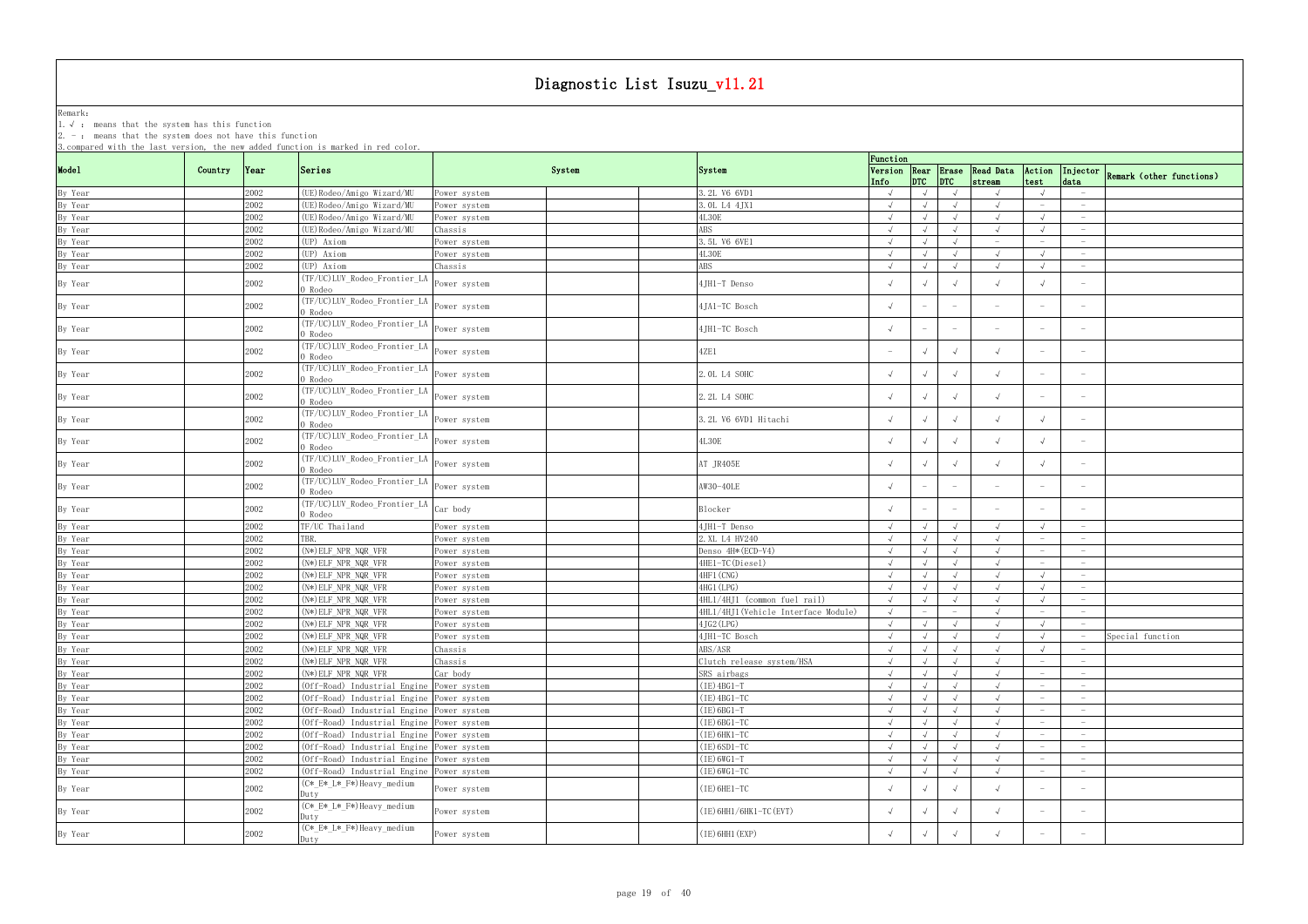# Diagnostic List Isuzu_v11.21

Remark:
1. √ : means that the system has this function
2. - : means that the system does not have this function
3. compared with the last version, the new added function is marked in red color.

| Model | Country | Year | Series | System | | | System | Function Version Info | Rear DTC | Erase DTC | Read Data stream | Action test | Injector data | Remark (other functions) |
|---|---|---|---|---|---|---|---|---|---|---|---|---|---|---|
| By Year | | 2002 | (UE)Rodeo/Amigo Wizard/MU | Power system | | | 3.2L V6 6VD1 | √ | √ | √ | √ | √ | - | |
| By Year | | 2002 | (UE)Rodeo/Amigo Wizard/MU | Power system | | | 3.0L L4 4JX1 | √ | √ | √ | √ | - | - | |
| By Year | | 2002 | (UE)Rodeo/Amigo Wizard/MU | Power system | | | 4L30E | √ | √ | √ | √ | √ | - | |
| By Year | | 2002 | (UE)Rodeo/Amigo Wizard/MU | Chassis | | | ABS | √ | √ | √ | √ | √ | - | |
| By Year | | 2002 | (UP) Axiom | Power system | | | 3.5L V6 6VE1 | √ | √ | √ | - | - | - | |
| By Year | | 2002 | (UP) Axiom | Power system | | | 4L30E | √ | √ | √ | √ | √ | - | |
| By Year | | 2002 | (UP) Axiom | Chassis | | | ABS | √ | √ | √ | √ | √ | - | |
| By Year | | 2002 | (TF/UC)LUV_Rodeo_Frontier_LAO Rodeo | Power system | | | 4JH1-T Denso | √ | √ | √ | √ | √ | - | |
| By Year | | 2002 | (TF/UC)LUV_Rodeo_Frontier_LAO Rodeo | Power system | | | 4JA1-TC Bosch | √ | - | - | - | - | - | |
| By Year | | 2002 | (TF/UC)LUV_Rodeo_Frontier_LAO Rodeo | Power system | | | 4JH1-TC Bosch | √ | - | - | - | - | - | |
| By Year | | 2002 | (TF/UC)LUV_Rodeo_Frontier_LAO Rodeo | Power system | | | 4ZE1 | - | √ | √ | √ | - | - | |
| By Year | | 2002 | (TF/UC)LUV_Rodeo_Frontier_LAO Rodeo | Power system | | | 2.0L L4 SOHC | √ | √ | √ | √ | - | - | |
| By Year | | 2002 | (TF/UC)LUV_Rodeo_Frontier_LAO Rodeo | Power system | | | 2.2L L4 SOHC | √ | √ | √ | √ | - | - | |
| By Year | | 2002 | (TF/UC)LUV_Rodeo_Frontier_LAO Rodeo | Power system | | | 3.2L V6 6VD1 Hitachi | √ | √ | √ | √ | √ | - | |
| By Year | | 2002 | (TF/UC)LUV_Rodeo_Frontier_LAO Rodeo | Power system | | | 4L30E | √ | √ | √ | √ | √ | - | |
| By Year | | 2002 | (TF/UC)LUV_Rodeo_Frontier_LAO Rodeo | Power system | | | AT JR405E | √ | √ | √ | √ | √ | - | |
| By Year | | 2002 | (TF/UC)LUV_Rodeo_Frontier_LAO Rodeo | Power system | | | AW30-40LE | √ | - | - | - | - | - | |
| By Year | | 2002 | (TF/UC)LUV_Rodeo_Frontier_LAO Rodeo | Car body | | | Blocker | √ | - | - | - | - | - | |
| By Year | | 2002 | TF/UC Thailand | Power system | | | 4JH1-T Denso | √ | √ | √ | √ | √ | - | |
| By Year | | 2002 | TBR. | Power system | | | 2.XL L4 HV240 | √ | √ | √ | √ | - | - | |
| By Year | | 2002 | (N*)ELF_NPR_NQR_VFR | Power system | | | Denso 4H*(ECD-V4) | √ | √ | √ | √ | - | - | |
| By Year | | 2002 | (N*)ELF_NPR_NQR_VFR | Power system | | | 4HE1-TC(Diesel) | √ | √ | √ | √ | - | - | |
| By Year | | 2002 | (N*)ELF_NPR_NQR_VFR | Power system | | | 4HF1(CNG) | √ | √ | √ | √ | √ | - | |
| By Year | | 2002 | (N*)ELF_NPR_NQR_VFR | Power system | | | 4HG1(LPG) | √ | √ | √ | √ | √ | - | |
| By Year | | 2002 | (N*)ELF_NPR_NQR_VFR | Power system | | | 4HL1/4HJ1 (common fuel rail) | √ | √ | √ | √ | √ | - | |
| By Year | | 2002 | (N*)ELF_NPR_NQR_VFR | Power system | | | 4HL1/4HJ1(Vehicle Interface Module) | √ | - | - | √ | - | - | |
| By Year | | 2002 | (N*)ELF_NPR_NQR_VFR | Power system | | | 4JG2(LPG) | √ | √ | √ | √ | √ | - | |
| By Year | | 2002 | (N*)ELF_NPR_NQR_VFR | Power system | | | 4JH1-TC Bosch | √ | √ | √ | √ | √ | - | Special function |
| By Year | | 2002 | (N*)ELF_NPR_NQR_VFR | Chassis | | | ABS/ASR | √ | √ | √ | √ | √ | - | |
| By Year | | 2002 | (N*)ELF_NPR_NQR_VFR | Chassis | | | Clutch release system/HSA | √ | √ | √ | √ | - | - | |
| By Year | | 2002 | (N*)ELF_NPR_NQR_VFR | Car body | | | SRS airbags | √ | √ | √ | √ | - | - | |
| By Year | | 2002 | (Off-Road) Industrial Engine | Power system | | | (IE)4BG1-T | √ | √ | √ | √ | - | - | |
| By Year | | 2002 | (Off-Road) Industrial Engine | Power system | | | (IE)4BG1-TC | √ | √ | √ | √ | - | - | |
| By Year | | 2002 | (Off-Road) Industrial Engine | Power system | | | (IE)6BG1-T | √ | √ | √ | √ | - | - | |
| By Year | | 2002 | (Off-Road) Industrial Engine | Power system | | | (IE)6BG1-TC | √ | √ | √ | √ | - | - | |
| By Year | | 2002 | (Off-Road) Industrial Engine | Power system | | | (IE)6HK1-TC | √ | √ | √ | √ | - | - | |
| By Year | | 2002 | (Off-Road) Industrial Engine | Power system | | | (IE)6SD1-TC | √ | √ | √ | √ | - | - | |
| By Year | | 2002 | (Off-Road) Industrial Engine | Power system | | | (IE)6WG1-T | √ | √ | √ | √ | - | - | |
| By Year | | 2002 | (Off-Road) Industrial Engine | Power system | | | (IE)6WG1-TC | √ | √ | √ | √ | - | - | |
| By Year | | 2002 | (C*_E*_L*_F*)Heavy_medium Duty | Power system | | | (IE)6HE1-TC | √ | √ | √ | √ | - | - | |
| By Year | | 2002 | (C*_E*_L*_F*)Heavy_medium Duty | Power system | | | (IE)6HH1/6HK1-TC(EVT) | √ | √ | √ | √ | - | - | |
| By Year | | 2002 | (C*_E*_L*_F*)Heavy_medium Duty | Power system | | | (IE)6HH1(EXP) | √ | √ | √ | √ | - | - | |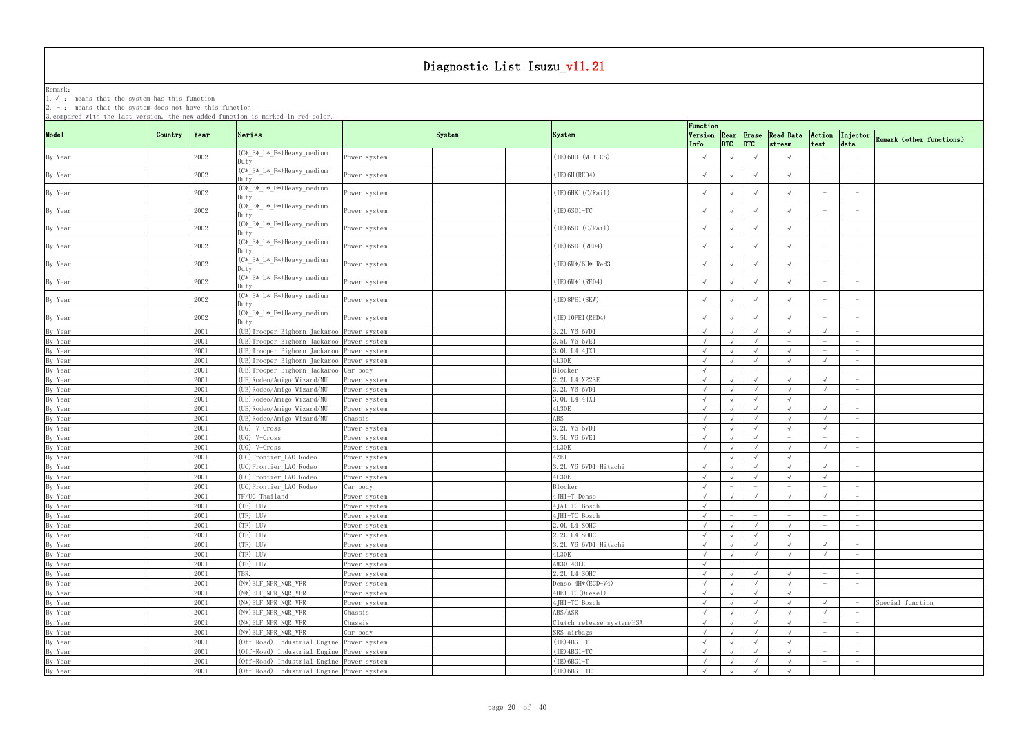# Diagnostic List Isuzu_v11.21

Remark:
1. √ : means that the system has this function
2. - : means that the system does not have this function
3. compared with the last version, the new added function is marked in red color.

| Model | Country | Year | Series | System | | System | Function | | | | | | Remark (other functions) |
|---|---|---|---|---|---|---|---|---|---|---|---|---|---|
| | | | | | | | Version Info | Rear DTC | Erase DTC | Read Data stream | Action test | Injector data | |
| By Year | | 2002 | (C*_E*_L*_F*)Heavy_medium Duty | Power system | | (IE)6HH1(M-T1CS) | √ | √ | √ | √ | - | - | |
| By Year | | 2002 | (C*_E*_L*_F*)Heavy_medium Duty | Power system | | (IE)6H(RED4) | √ | √ | √ | √ | - | - | |
| By Year | | 2002 | (C*_E*_L*_F*)Heavy_medium Duty | Power system | | (IE)6HK1(C/Rail) | √ | √ | √ | √ | - | - | |
| By Year | | 2002 | (C*_E*_L*_F*)Heavy_medium Duty | Power system | | (IE)6SD1-TC | √ | √ | √ | √ | - | - | |
| By Year | | 2002 | (C*_E*_L*_F*)Heavy_medium Duty | Power system | | (IE)6SD1(C/Rail) | √ | √ | √ | √ | - | - | |
| By Year | | 2002 | (C*_E*_L*_F*)Heavy_medium Duty | Power system | | (IE)6SD1(RED4) | √ | √ | √ | √ | - | - | |
| By Year | | 2002 | (C*_E*_L*_F*)Heavy_medium Duty | Power system | | (IE)6W*/6H* Red3 | √ | √ | √ | √ | - | - | |
| By Year | | 2002 | (C*_E*_L*_F*)Heavy_medium Duty | Power system | | (IE)6W*1(RED4) | √ | √ | √ | √ | - | - | |
| By Year | | 2002 | (C*_E*_L*_F*)Heavy_medium Duty | Power system | | (IE)8PE1(SKW) | √ | √ | √ | √ | - | - | |
| By Year | | 2002 | (C*_E*_L*_F*)Heavy_medium Duty | Power system | | (IE)10PE1(RED4) | √ | √ | √ | √ | - | - | |
| By Year | | 2001 | (UB)Trooper Bighorn Jackaroo | Power system | | 3.2L V6 6VD1 | √ | √ | √ | √ | √ | - | |
| By Year | | 2001 | (UB)Trooper Bighorn Jackaroo | Power system | | 3.5L V6 6VE1 | √ | √ | √ | - | - | - | |
| By Year | | 2001 | (UB)Trooper Bighorn Jackaroo | Power system | | 3.0L L4 4JX1 | √ | √ | √ | √ | - | - | |
| By Year | | 2001 | (UB)Trooper Bighorn Jackaroo | Power system | | 4L30E | √ | √ | √ | √ | √ | - | |
| By Year | | 2001 | (UB)Trooper Bighorn Jackaroo | Car body | | Blocker | √ | - | - | - | - | - | |
| By Year | | 2001 | (UE)Rodeo/Amigo Wizard/MU | Power system | | 2.2L L4 X22SE | √ | √ | √ | √ | √ | - | |
| By Year | | 2001 | (UE)Rodeo/Amigo Wizard/MU | Power system | | 3.2L V6 6VD1 | √ | √ | √ | √ | √ | - | |
| By Year | | 2001 | (UE)Rodeo/Amigo Wizard/MU | Power system | | 3.0L L4 4JX1 | √ | √ | √ | √ | - | - | |
| By Year | | 2001 | (UE)Rodeo/Amigo Wizard/MU | Power system | | 4L30E | √ | √ | √ | √ | √ | - | |
| By Year | | 2001 | (UE)Rodeo/Amigo Wizard/MU | Chassis | | ABS | √ | √ | √ | √ | √ | - | |
| By Year | | 2001 | (UG) V-Cross | Power system | | 3.2L V6 6VD1 | √ | √ | √ | √ | √ | - | |
| By Year | | 2001 | (UG) V-Cross | Power system | | 3.5L V6 6VE1 | √ | √ | √ | - | - | - | |
| By Year | | 2001 | (UG) V-Cross | Power system | | 4L30E | √ | √ | √ | √ | √ | - | |
| By Year | | 2001 | (UC)Frontier_LAO Rodeo | Power system | | 4ZE1 | - | √ | √ | √ | - | - | |
| By Year | | 2001 | (UC)Frontier_LAO Rodeo | Power system | | 3.2L V6 6VD1 Hitachi | √ | √ | √ | √ | √ | - | |
| By Year | | 2001 | (UC)Frontier_LAO Rodeo | Power system | | 4L30E | √ | √ | √ | √ | √ | - | |
| By Year | | 2001 | (UC)Frontier_LAO Rodeo | Car body | | Blocker | √ | - | - | - | - | - | |
| By Year | | 2001 | TF/UC Thailand | Power system | | 4JH1-T Denso | √ | √ | √ | √ | √ | - | |
| By Year | | 2001 | (TF) LUV | Power system | | 4JA1-TC Bosch | √ | - | - | - | - | - | |
| By Year | | 2001 | (TF) LUV | Power system | | 4JH1-TC Bosch | √ | - | - | - | - | - | |
| By Year | | 2001 | (TF) LUV | Power system | | 2.0L L4 SOHC | √ | √ | √ | √ | - | - | |
| By Year | | 2001 | (TF) LUV | Power system | | 2.2L L4 SOHC | √ | √ | √ | √ | - | - | |
| By Year | | 2001 | (TF) LUV | Power system | | 3.2L V6 6VD1 Hitachi | √ | √ | √ | √ | √ | - | |
| By Year | | 2001 | (TF) LUV | Power system | | 4L30E | √ | √ | √ | √ | √ | - | |
| By Year | | 2001 | (TF) LUV | Power system | | AW30-40LE | √ | - | - | - | - | - | |
| By Year | | 2001 | TBR. | Power system | | 2.2L L4 SOHC | √ | √ | √ | √ | - | - | |
| By Year | | 2001 | (N*)ELF NPR NQR VFR | Power system | | Denso 4H*(ECD-V4) | √ | √ | √ | √ | - | - | |
| By Year | | 2001 | (N*)ELF NPR NQR VFR | Power system | | 4HE1-TC(Diesel) | √ | √ | √ | √ | - | - | |
| By Year | | 2001 | (N*)ELF NPR NQR VFR | Power system | | 4JH1-TC Bosch | √ | √ | √ | √ | √ | - | Special function |
| By Year | | 2001 | (N*)ELF NPR NQR VFR | Chassis | | ABS/ASR | √ | √ | √ | √ | √ | - | |
| By Year | | 2001 | (N*)ELF NPR NQR VFR | Chassis | | Clutch release system/HSA | √ | √ | √ | √ | - | - | |
| By Year | | 2001 | (N*)ELF NPR NQR VFR | Car body | | SRS airbags | √ | √ | √ | √ | - | - | |
| By Year | | 2001 | (Off-Road) Industrial Engine | Power system | | (IE)4BG1-T | √ | √ | √ | √ | - | - | |
| By Year | | 2001 | (Off-Road) Industrial Engine | Power system | | (IE)4BG1-TC | √ | √ | √ | √ | - | - | |
| By Year | | 2001 | (Off-Road) Industrial Engine | Power system | | (IE)6BG1-T | √ | √ | √ | √ | - | - | |
| By Year | | 2001 | (Off-Road) Industrial Engine | Power system | | (IE)6BG1-TC | √ | √ | √ | √ | - | - | |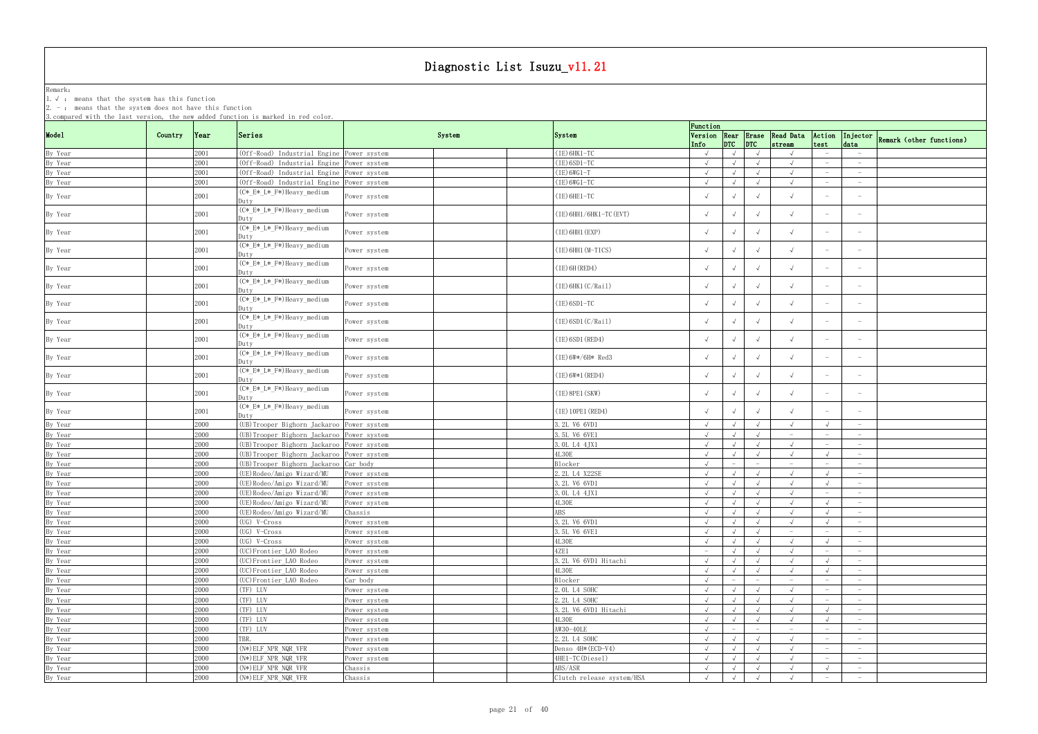# Diagnostic List Isuzu_v11.21

Remark:
1. √ : means that the system has this function
2. - : means that the system does not have this function
3. compared with the last version, the new added function is marked in red color.

| Model | Country | Year | Series | System | | | System | Function | | | | | | Remark (other functions) |
|---|---|---|---|---|---|---|---|---|---|---|---|---|---|---|
| | | | | | | | | Version Info | Rear DTC | Erase DTC | Read Data stream | Action test | Injector data | |
| By Year | | 2001 | (Off-Road) Industrial Engine | Power system | | | (IE)6HK1-TC | √ | √ | √ | √ | - | - | |
| By Year | | 2001 | (Off-Road) Industrial Engine | Power system | | | (IE)6SD1-TC | √ | √ | √ | √ | - | - | |
| By Year | | 2001 | (Off-Road) Industrial Engine | Power system | | | (IE)6WG1-T | √ | √ | √ | √ | - | - | |
| By Year | | 2001 | (Off-Road) Industrial Engine | Power system | | | (IE)6WG1-TC | √ | √ | √ | √ | - | - | |
| By Year | | 2001 | (C*_E*_L*_F*)Heavy_medium Duty | Power system | | | (IE)6HE1-TC | √ | √ | √ | √ | - | - | |
| By Year | | 2001 | (C*_E*_L*_F*)Heavy_medium Duty | Power system | | | (IE)6HH1/6HK1-TC(EVT) | √ | √ | √ | √ | - | - | |
| By Year | | 2001 | (C*_E*_L*_F*)Heavy_medium Duty | Power system | | | (IE)6HH1(EXP) | √ | √ | √ | √ | - | - | |
| By Year | | 2001 | (C*_E*_L*_F*)Heavy_medium Duty | Power system | | | (IE)6HH1(M-TICS) | √ | √ | √ | √ | - | - | |
| By Year | | 2001 | (C*_E*_L*_F*)Heavy_medium Duty | Power system | | | (IE)6H(RED4) | √ | √ | √ | √ | - | - | |
| By Year | | 2001 | (C*_E*_L*_F*)Heavy_medium Duty | Power system | | | (IE)6HK1(C/Rail) | √ | √ | √ | √ | - | - | |
| By Year | | 2001 | (C*_E*_L*_F*)Heavy_medium Duty | Power system | | | (IE)6SD1-TC | √ | √ | √ | √ | - | - | |
| By Year | | 2001 | (C*_E*_L*_F*)Heavy_medium Duty | Power system | | | (IE)6SD1(C/Rail) | √ | √ | √ | √ | - | - | |
| By Year | | 2001 | (C*_E*_L*_F*)Heavy_medium Duty | Power system | | | (IE)6SD1(RED4) | √ | √ | √ | √ | - | - | |
| By Year | | 2001 | (C*_E*_L*_F*)Heavy_medium Duty | Power system | | | (IE)6W*/6H* Red3 | √ | √ | √ | √ | - | - | |
| By Year | | 2001 | (C*_E*_L*_F*)Heavy_medium Duty | Power system | | | (IE)6W*1(RED4) | √ | √ | √ | √ | - | - | |
| By Year | | 2001 | (C*_E*_L*_F*)Heavy_medium Duty | Power system | | | (IE)8PE1(SKW) | √ | √ | √ | √ | - | - | |
| By Year | | 2001 | (C*_E*_L*_F*)Heavy_medium Duty | Power system | | | (IE)10PE1(RED4) | √ | √ | √ | √ | - | - | |
| By Year | | 2000 | (UB)Trooper Bighorn Jackaroo | Power system | | | 3.2L V6 6VD1 | √ | √ | √ | √ | √ | - | |
| By Year | | 2000 | (UB)Trooper Bighorn Jackaroo | Power system | | | 3.5L V6 6VE1 | √ | √ | √ | - | - | - | |
| By Year | | 2000 | (UB)Trooper Bighorn Jackaroo | Power system | | | 3.0L L4 4JX1 | √ | √ | √ | √ | - | - | |
| By Year | | 2000 | (UB)Trooper Bighorn Jackaroo | Power system | | | 4L30E | √ | √ | √ | √ | √ | - | |
| By Year | | 2000 | (UB)Trooper Bighorn Jackaroo | Car body | | | Blocker | √ | - | - | - | - | - | |
| By Year | | 2000 | (UE)Rodeo/Amigo Wizard/MU | Power system | | | 2.2L L4 X22SE | √ | √ | √ | √ | √ | - | |
| By Year | | 2000 | (UE)Rodeo/Amigo Wizard/MU | Power system | | | 3.2L V6 6VD1 | √ | √ | √ | √ | √ | - | |
| By Year | | 2000 | (UE)Rodeo/Amigo Wizard/MU | Power system | | | 3.0L L4 4JX1 | √ | √ | √ | √ | - | - | |
| By Year | | 2000 | (UE)Rodeo/Amigo Wizard/MU | Power system | | | 4L30E | √ | √ | √ | √ | √ | - | |
| By Year | | 2000 | (UE)Rodeo/Amigo Wizard/MU | Chassis | | | ABS | √ | √ | √ | √ | √ | - | |
| By Year | | 2000 | (UG) V-Cross | Power system | | | 3.2L V6 6VD1 | √ | √ | √ | √ | √ | - | |
| By Year | | 2000 | (UG) V-Cross | Power system | | | 3.5L V6 6VE1 | √ | √ | √ | - | - | - | |
| By Year | | 2000 | (UG) V-Cross | Power system | | | 4L30E | √ | √ | √ | √ | √ | - | |
| By Year | | 2000 | (UC)Frontier LAO Rodeo | Power system | | | 4ZE1 | - | √ | √ | √ | - | - | |
| By Year | | 2000 | (UC)Frontier LAO Rodeo | Power system | | | 3.2L V6 6VD1 Hitachi | √ | √ | √ | √ | √ | - | |
| By Year | | 2000 | (UC)Frontier LAO Rodeo | Power system | | | 4L30E | √ | √ | √ | √ | √ | - | |
| By Year | | 2000 | (UC)Frontier LAO Rodeo | Car body | | | Blocker | √ | - | - | - | - | - | |
| By Year | | 2000 | (TF) LUV | Power system | | | 2.0L L4 SOHC | √ | √ | √ | √ | - | - | |
| By Year | | 2000 | (TF) LUV | Power system | | | 2.2L L4 SOHC | √ | √ | √ | √ | - | - | |
| By Year | | 2000 | (TF) LUV | Power system | | | 3.2L V6 6VD1 Hitachi | √ | √ | √ | √ | √ | - | |
| By Year | | 2000 | (TF) LUV | Power system | | | 4L30E | √ | √ | √ | √ | √ | - | |
| By Year | | 2000 | (TF) LUV | Power system | | | AW30-40LE | √ | - | - | - | - | - | |
| By Year | | 2000 | TBR. | Power system | | | 2.2L L4 SOHC | √ | √ | √ | √ | - | - | |
| By Year | | 2000 | (N*)ELF NPR NQR VFR | Power system | | | Denso 4H*(ECD-V4) | √ | √ | √ | √ | - | - | |
| By Year | | 2000 | (N*)ELF NPR NQR VFR | Power system | | | 4HE1-TC(Diesel) | √ | √ | √ | √ | - | - | |
| By Year | | 2000 | (N*)ELF NPR NQR VFR | Chassis | | | ABS/ASR | √ | √ | √ | √ | √ | - | |
| By Year | | 2000 | (N*)ELF NPR NQR VFR | Chassis | | | Clutch release system/HSA | √ | √ | √ | √ | - | - | |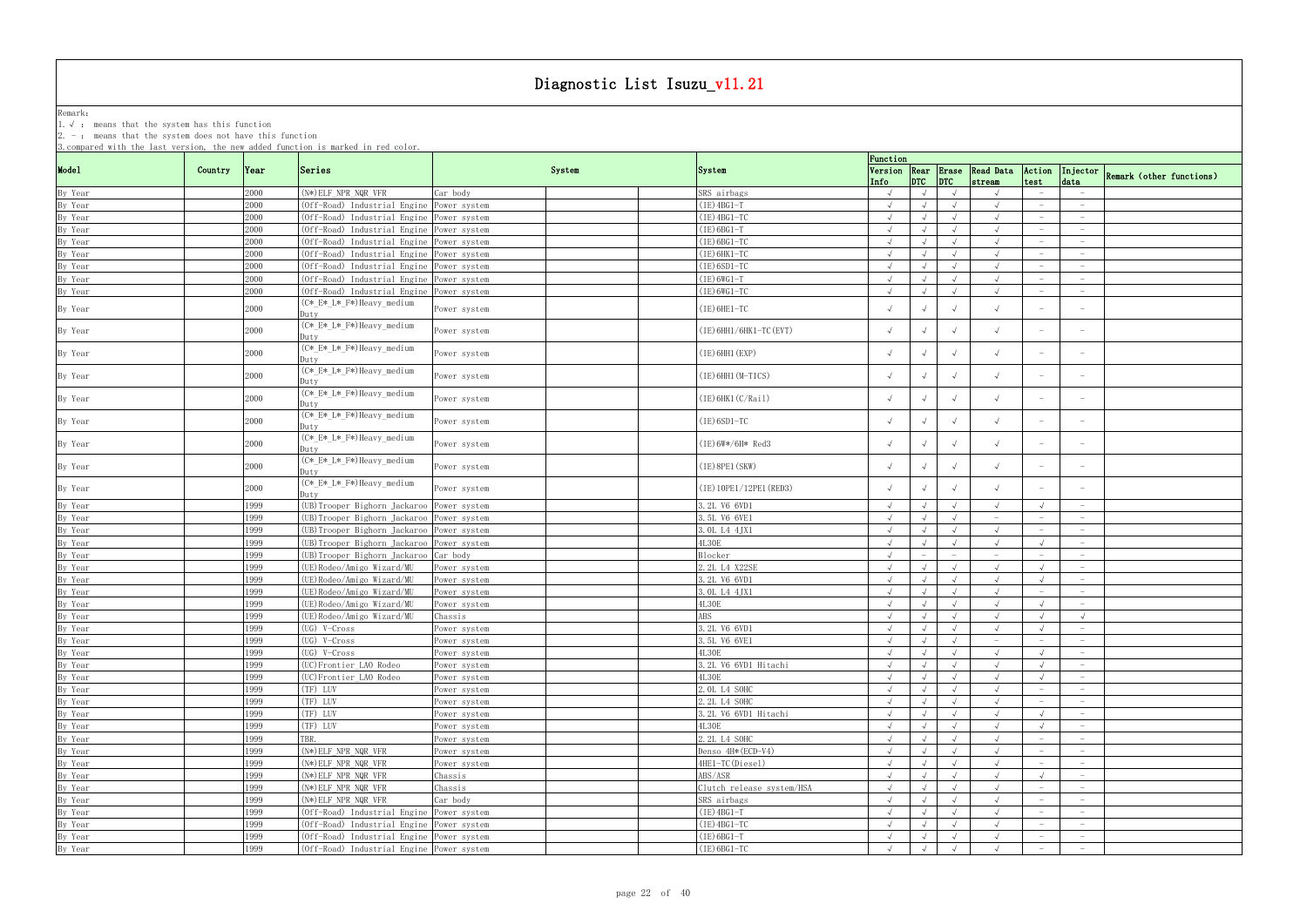# Diagnostic List Isuzu_v11.21

Remark:
1. √ : means that the system has this function
2. - : means that the system does not have this function
3. compared with the last version, the new added function is marked in red color.

| Model | Country | Year | Series | System | | | System | Function | | | | | | Remark (other functions) |
|---|---|---|---|---|---|---|---|---|---|---|---|---|---|---|
| | | | | | | | | Version Info | Rear DTC | Erase DTC | Read Data stream | Action test | Injector data | |
| By Year | | 2000 | (N*)ELF NPR NQR VFR | Car body | | | SRS airbags | √ | √ | √ | √ | - | - | |
| By Year | | 2000 | (Off-Road) Industrial Engine | Power system | | | (IE)4BG1-T | √ | √ | √ | √ | - | - | |
| By Year | | 2000 | (Off-Road) Industrial Engine | Power system | | | (IE)4BG1-TC | √ | √ | √ | √ | - | - | |
| By Year | | 2000 | (Off-Road) Industrial Engine | Power system | | | (IE)6BG1-T | √ | √ | √ | √ | - | - | |
| By Year | | 2000 | (Off-Road) Industrial Engine | Power system | | | (IE)6BG1-TC | √ | √ | √ | √ | - | - | |
| By Year | | 2000 | (Off-Road) Industrial Engine | Power system | | | (IE)6HK1-TC | √ | √ | √ | √ | - | - | |
| By Year | | 2000 | (Off-Road) Industrial Engine | Power system | | | (IE)6SD1-TC | √ | √ | √ | √ | - | - | |
| By Year | | 2000 | (Off-Road) Industrial Engine | Power system | | | (IE)6WG1-T | √ | √ | √ | √ | - | - | |
| By Year | | 2000 | (Off-Road) Industrial Engine | Power system | | | (IE)6WG1-TC | √ | √ | √ | √ | - | - | |
| By Year | | 2000 | (C* E* L* F*)Heavy medium Duty | Power system | | | (IE)6HE1-TC | √ | √ | √ | √ | - | - | |
| By Year | | 2000 | (C* E* L* F*)Heavy medium Duty | Power system | | | (IE)6HH1/6HK1-TC(EVT) | √ | √ | √ | √ | - | - | |
| By Year | | 2000 | (C* E* L* F*)Heavy medium Duty | Power system | | | (IE)6HH1(EXP) | √ | √ | √ | √ | - | - | |
| By Year | | 2000 | (C* E* L* F*)Heavy medium Duty | Power system | | | (IE)6HH1(M-TICS) | √ | √ | √ | √ | - | - | |
| By Year | | 2000 | (C* E* L* F*)Heavy medium Duty | Power system | | | (IE)6HK1(C/Rail) | √ | √ | √ | √ | - | - | |
| By Year | | 2000 | (C* E* L* F*)Heavy medium Duty | Power system | | | (IE)6SD1-TC | √ | √ | √ | √ | - | - | |
| By Year | | 2000 | (C* E* L* F*)Heavy medium Duty | Power system | | | (IE)6W*/6H* Red3 | √ | √ | √ | √ | - | - | |
| By Year | | 2000 | (C* E* L* F*)Heavy medium Duty | Power system | | | (IE)8PE1(SKW) | √ | √ | √ | √ | - | - | |
| By Year | | 2000 | (C* E* L* F*)Heavy medium Duty | Power system | | | (IE)10PE1/12PE1(RED3) | √ | √ | √ | √ | - | - | |
| By Year | | 1999 | (UB)Trooper Bighorn Jackaroo | Power system | | | 3.2L V6 6VD1 | √ | √ | √ | √ | √ | - | |
| By Year | | 1999 | (UB)Trooper Bighorn Jackaroo | Power system | | | 3.5L V6 6VE1 | √ | √ | √ | - | - | - | |
| By Year | | 1999 | (UB)Trooper Bighorn Jackaroo | Power system | | | 3.0L L4 4JX1 | √ | √ | √ | √ | - | - | |
| By Year | | 1999 | (UB)Trooper Bighorn Jackaroo | Power system | | | 4L30E | √ | √ | √ | √ | √ | - | |
| By Year | | 1999 | (UB)Trooper Bighorn Jackaroo | Car body | | | Blocker | √ | - | - | - | - | - | |
| By Year | | 1999 | (UE)Rodeo/Amigo Wizard/MU | Power system | | | 2.2L L4 X22SE | √ | √ | √ | √ | √ | - | |
| By Year | | 1999 | (UE)Rodeo/Amigo Wizard/MU | Power system | | | 3.2L V6 6VD1 | √ | √ | √ | √ | √ | - | |
| By Year | | 1999 | (UE)Rodeo/Amigo Wizard/MU | Power system | | | 3.0L L4 4JX1 | √ | √ | √ | √ | - | - | |
| By Year | | 1999 | (UE)Rodeo/Amigo Wizard/MU | Power system | | | 4L30E | √ | √ | √ | √ | √ | - | |
| By Year | | 1999 | (UE)Rodeo/Amigo Wizard/MU | Chassis | | | ABS | √ | √ | √ | √ | √ | √ | |
| By Year | | 1999 | (UG) V-Cross | Power system | | | 3.2L V6 6VD1 | √ | √ | √ | √ | √ | - | |
| By Year | | 1999 | (UG) V-Cross | Power system | | | 3.5L V6 6VE1 | √ | √ | √ | - | - | - | |
| By Year | | 1999 | (UG) V-Cross | Power system | | | 4L30E | √ | √ | √ | √ | √ | - | |
| By Year | | 1999 | (UC)Frontier LAO Rodeo | Power system | | | 3.2L V6 6VD1 Hitachi | √ | √ | √ | √ | √ | - | |
| By Year | | 1999 | (UC)Frontier LAO Rodeo | Power system | | | 4L30E | √ | √ | √ | √ | √ | - | |
| By Year | | 1999 | (TF) LUV | Power system | | | 2.0L L4 SOHC | √ | √ | √ | √ | - | - | |
| By Year | | 1999 | (TF) LUV | Power system | | | 2.2L L4 SOHC | √ | √ | √ | √ | - | - | |
| By Year | | 1999 | (TF) LUV | Power system | | | 3.2L V6 6VD1 Hitachi | √ | √ | √ | √ | √ | - | |
| By Year | | 1999 | (TF) LUV | Power system | | | 4L30E | √ | √ | √ | √ | √ | - | |
| By Year | | 1999 | TBR. | Power system | | | 2.2L L4 SOHC | √ | √ | √ | √ | - | - | |
| By Year | | 1999 | (N*)ELF NPR NQR VFR | Power system | | | Denso 4H*(ECD-V4) | √ | √ | √ | √ | - | - | |
| By Year | | 1999 | (N*)ELF NPR NQR VFR | Power system | | | 4HE1-TC(Diesel) | √ | √ | √ | √ | - | - | |
| By Year | | 1999 | (N*)ELF NPR NQR VFR | Chassis | | | ABS/ASR | √ | √ | √ | √ | √ | - | |
| By Year | | 1999 | (N*)ELF NPR NQR VFR | Chassis | | | Clutch release system/HSA | √ | √ | √ | √ | - | - | |
| By Year | | 1999 | (N*)ELF NPR NQR VFR | Car body | | | SRS airbags | √ | √ | √ | √ | - | - | |
| By Year | | 1999 | (Off-Road) Industrial Engine | Power system | | | (IE)4BG1-T | √ | √ | √ | √ | - | - | |
| By Year | | 1999 | (Off-Road) Industrial Engine | Power system | | | (IE)4BG1-TC | √ | √ | √ | √ | - | - | |
| By Year | | 1999 | (Off-Road) Industrial Engine | Power system | | | (IE)6BG1-T | √ | √ | √ | √ | - | - | |
| By Year | | 1999 | (Off-Road) Industrial Engine | Power system | | | (IE)6BG1-TC | √ | √ | √ | √ | - | - | |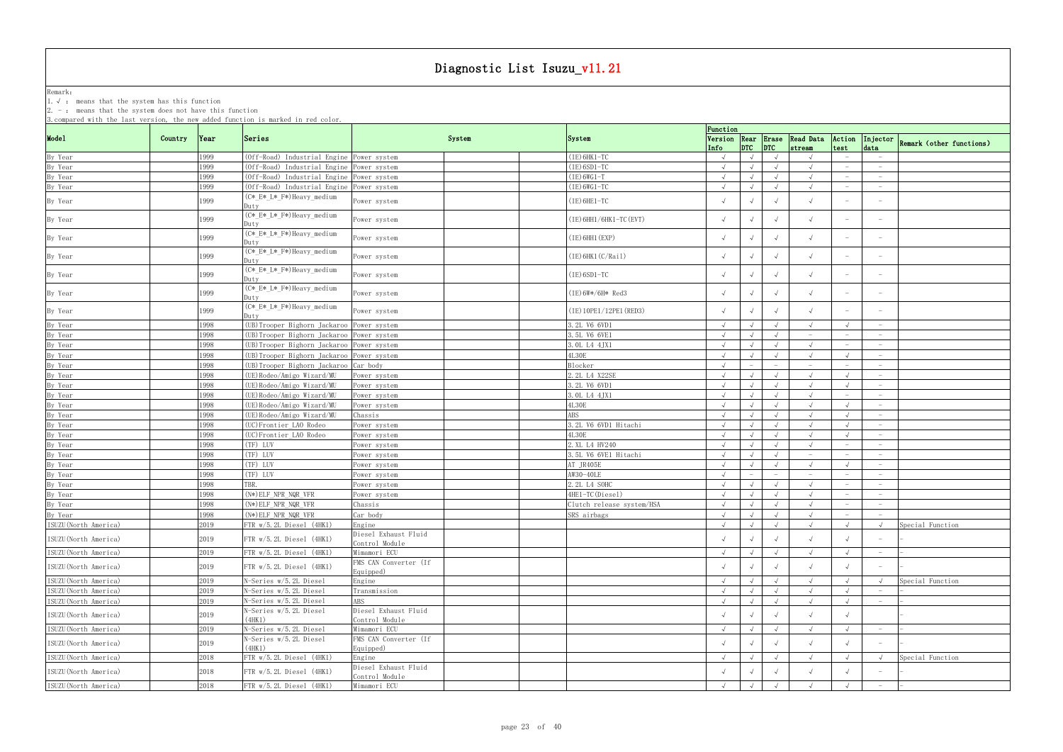# Diagnostic List Isuzu_v11.21

Remark:
1.√ : means that the system has this function
2. - : means that the system does not have this function
3.compared with the last version, the new added function is marked in red color.

| Model | Country | Year | Series | System | | | System | Function | | | | | | |
|---|---|---|---|---|---|---|---|---|---|---|---|---|---|---|
| | | | | | | | | Version Info | Rear DTC | Erase DTC | Read Data stream | Action test | Injector data | Remark (other functions) |
| By Year | | 1999 | (Off-Road) Industrial Engine | Power system | | | (IE)6HK1-TC | √ | √ | √ | √ | - | - | |
| By Year | | 1999 | (Off-Road) Industrial Engine | Power system | | | (IE)6SD1-TC | √ | √ | √ | √ | - | - | |
| By Year | | 1999 | (Off-Road) Industrial Engine | Power system | | | (IE)6WG1-T | √ | √ | √ | √ | - | - | |
| By Year | | 1999 | (Off-Road) Industrial Engine | Power system | | | (IE)6WG1-TC | √ | √ | √ | √ | - | - | |
| By Year | | 1999 | (C*_E*_L*_F*)Heavy_medium Duty | Power system | | | (IE)6HE1-TC | √ | √ | √ | √ | - | - | |
| By Year | | 1999 | (C*_E*_L*_F*)Heavy_medium Duty | Power system | | | (IE)6HH1/6HK1-TC(EVT) | √ | √ | √ | √ | - | - | |
| By Year | | 1999 | (C*_E*_L*_F*)Heavy_medium Duty | Power system | | | (IE)6HH1(EXP) | √ | √ | √ | √ | - | - | |
| By Year | | 1999 | (C*_E*_L*_F*)Heavy_medium Duty | Power system | | | (IE)6HK1(C/Rail) | √ | √ | √ | √ | - | - | |
| By Year | | 1999 | (C*_E*_L*_F*)Heavy_medium Duty | Power system | | | (IE)6SD1-TC | √ | √ | √ | √ | - | - | |
| By Year | | 1999 | (C*_E*_L*_F*)Heavy_medium Duty | Power system | | | (IE)6W*/6H* Red3 | √ | √ | √ | √ | - | - | |
| By Year | | 1999 | (C*_E*_L*_F*)Heavy_medium Duty | Power system | | | (IE)10PE1/12PE1(RED3) | √ | √ | √ | √ | - | - | |
| By Year | | 1998 | (UB)Trooper Bighorn Jackaroo | Power system | | | 3.2L V6 6VD1 | √ | √ | √ | √ | √ | - | |
| By Year | | 1998 | (UB)Trooper Bighorn Jackaroo | Power system | | | 3.5L V6 6VE1 | √ | √ | √ | - | - | - | |
| By Year | | 1998 | (UB)Trooper Bighorn Jackaroo | Power system | | | 3.0L L4 4JX1 | √ | √ | √ | √ | - | - | |
| By Year | | 1998 | (UB)Trooper Bighorn Jackaroo | Power system | | | 4L30E | √ | √ | √ | √ | √ | - | |
| By Year | | 1998 | (UB)Trooper Bighorn Jackaroo | Car body | | | Blocker | √ | - | - | - | - | - | |
| By Year | | 1998 | (UE)Rodeo/Amigo Wizard/MU | Power system | | | 2.2L L4 X22SE | √ | √ | √ | √ | √ | - | |
| By Year | | 1998 | (UE)Rodeo/Amigo Wizard/MU | Power system | | | 3.2L V6 6VD1 | √ | √ | √ | √ | √ | - | |
| By Year | | 1998 | (UE)Rodeo/Amigo Wizard/MU | Power system | | | 3.0L L4 4JX1 | √ | √ | √ | √ | - | - | |
| By Year | | 1998 | (UE)Rodeo/Amigo Wizard/MU | Power system | | | 4L30E | √ | √ | √ | √ | √ | - | |
| By Year | | 1998 | (UE)Rodeo/Amigo Wizard/MU | Chassis | | | ABS | √ | √ | √ | √ | √ | - | |
| By Year | | 1998 | (UC)Frontier LAO Rodeo | Power system | | | 3.2L V6 6VD1 Hitachi | √ | √ | √ | √ | √ | - | |
| By Year | | 1998 | (UC)Frontier LAO Rodeo | Power system | | | 4L30E | √ | √ | √ | √ | √ | - | |
| By Year | | 1998 | (TF) LUV | Power system | | | 2.XL L4 HV240 | √ | √ | √ | √ | - | - | |
| By Year | | 1998 | (TF) LUV | Power system | | | 3.5L V6 6VE1 Hitachi | √ | √ | √ | - | - | - | |
| By Year | | 1998 | (TF) LUV | Power system | | | AT JR405E | √ | √ | √ | √ | √ | - | |
| By Year | | 1998 | (TF) LUV | Power system | | | AW30-40LE | √ | - | - | - | - | - | |
| By Year | | 1998 | TBR. | Power system | | | 2.2L L4 SOHC | √ | √ | √ | √ | - | - | |
| By Year | | 1998 | (N*)ELF NPR NQR VFR | Power system | | | 4HE1-TC(Diesel) | √ | √ | √ | √ | - | - | |
| By Year | | 1998 | (N*)ELF NPR NQR VFR | Chassis | | | Clutch release system/HSA | √ | √ | √ | √ | - | - | |
| By Year | | 1998 | (N*)ELF NPR NQR VFR | Car body | | | SRS airbags | √ | √ | √ | √ | - | - | |
| ISUZU(North America) | | 2019 | FTR w/5.2L Diesel (4HK1) | Engine | | | | √ | √ | √ | √ | √ | √ | Special Function |
| ISUZU(North America) | | 2019 | FTR w/5.2L Diesel (4HK1) | Diesel Exhaust Fluid Control Module | | | | √ | √ | √ | √ | √ | - | - |
| ISUZU(North America) | | 2019 | FTR w/5.2L Diesel (4HK1) | Mimamori ECU | | | | √ | √ | √ | √ | √ | - | - |
| ISUZU(North America) | | 2019 | FTR w/5.2L Diesel (4HK1) | FMS CAN Converter (If Equipped) | | | | √ | √ | √ | √ | √ | - | - |
| ISUZU(North America) | | 2019 | N-Series w/5.2L Diesel | Engine | | | | √ | √ | √ | √ | √ | √ | Special Function |
| ISUZU(North America) | | 2019 | N-Series w/5.2L Diesel | Transmission | | | | √ | √ | √ | √ | √ | - | - |
| ISUZU(North America) | | 2019 | N-Series w/5.2L Diesel | ABS | | | | √ | √ | √ | √ | √ | - | - |
| ISUZU(North America) | | 2019 | N-Series w/5.2L Diesel (4HK1) | Diesel Exhaust Fluid Control Module | | | | √ | √ | √ | √ | √ | | - |
| ISUZU(North America) | | 2019 | N-Series w/5.2L Diesel | Mimamori ECU | | | | √ | √ | √ | √ | √ | - | - |
| ISUZU(North America) | | 2019 | N-Series w/5.2L Diesel (4HK1) | FMS CAN Converter (If Equipped) | | | | √ | √ | √ | √ | √ | - | - |
| ISUZU(North America) | | 2018 | FTR w/5.2L Diesel (4HK1) | Engine | | | | √ | √ | √ | √ | √ | √ | Special Function |
| ISUZU(North America) | | 2018 | FTR w/5.2L Diesel (4HK1) | Diesel Exhaust Fluid Control Module | | | | √ | √ | √ | √ | √ | - | - |
| ISUZU(North America) | | 2018 | FTR w/5.2L Diesel (4HK1) | Mimamori ECU | | | | √ | √ | √ | √ | √ | - | - |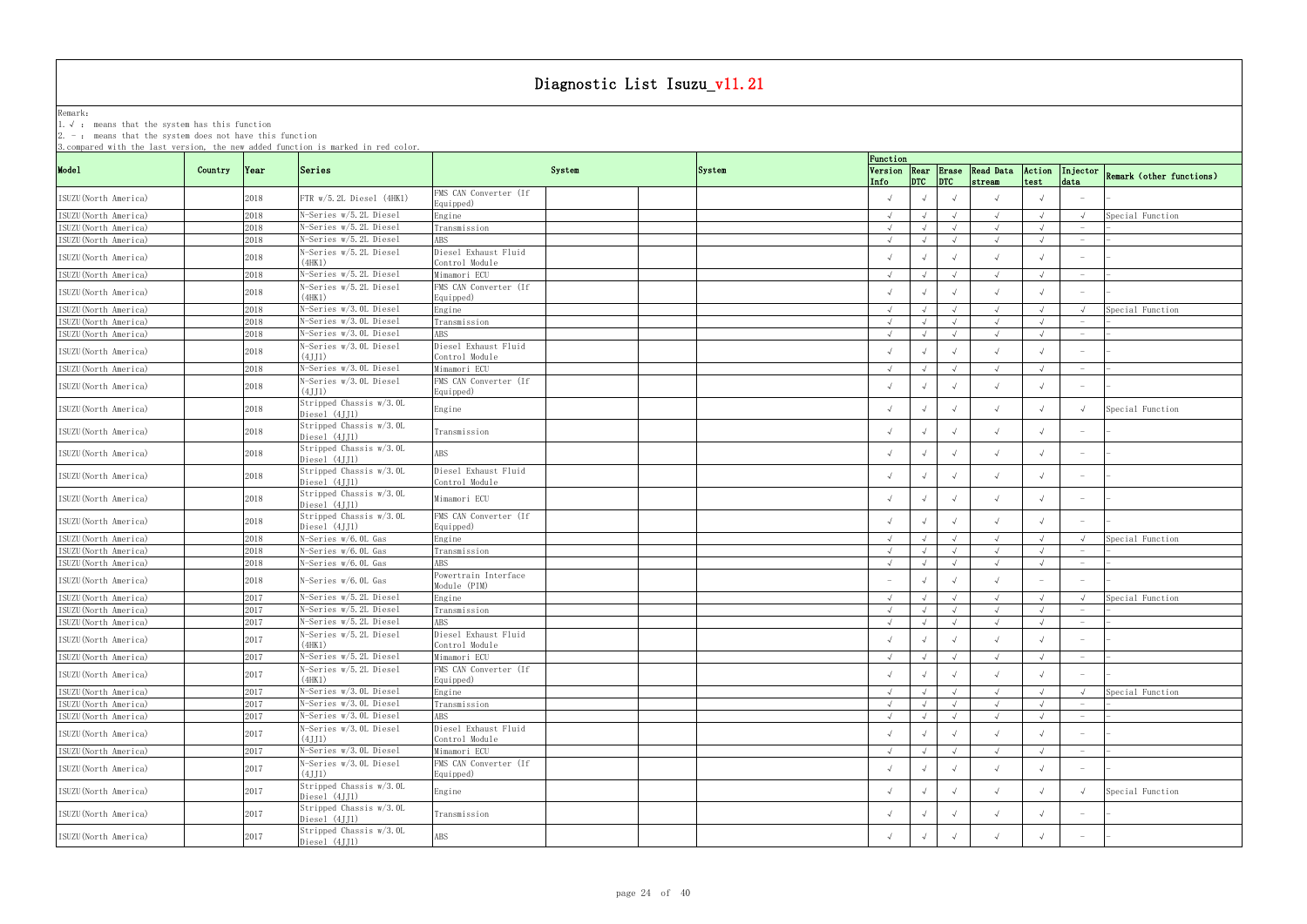# Diagnostic List Isuzu_v11.21

Remark:
1. √ : means that the system has this function
2. - : means that the system does not have this function
3. compared with the last version, the new added function is marked in red color.

| Model | Country | Year | Series | System | | | System | Function | | | | | | |
|---|---|---|---|---|---|---|---|---|---|---|---|---|---|---|
| | | | | | | | | Version Info | Rear DTC | Erase DTC | Read Data stream | Action test | Injector data | Remark (other functions) |
| ISUZU(North America) | | 2018 | FTR w/5.2L Diesel (4HK1) | FMS CAN Converter (If Equipped) | | | | √ | √ | √ | √ | √ | - | - |
| ISUZU(North America) | | 2018 | N-Series w/5.2L Diesel | Engine | | | | √ | √ | √ | √ | √ | √ | Special Function |
| ISUZU(North America) | | 2018 | N-Series w/5.2L Diesel | Transmission | | | | √ | √ | √ | √ | √ | - | - |
| ISUZU(North America) | | 2018 | N-Series w/5.2L Diesel | ABS | | | | √ | √ | √ | √ | √ | - | - |
| ISUZU(North America) | | 2018 | N-Series w/5.2L Diesel (4HK1) | Diesel Exhaust Fluid Control Module | | | | √ | √ | √ | √ | √ | - | - |
| ISUZU(North America) | | 2018 | N-Series w/5.2L Diesel | Mimamori ECU | | | | √ | √ | √ | √ | √ | - | - |
| ISUZU(North America) | | 2018 | N-Series w/5.2L Diesel (4HK1) | FMS CAN Converter (If Equipped) | | | | √ | √ | √ | √ | √ | - | - |
| ISUZU(North America) | | 2018 | N-Series w/3.0L Diesel | Engine | | | | √ | √ | √ | √ | √ | √ | Special Function |
| ISUZU(North America) | | 2018 | N-Series w/3.0L Diesel | Transmission | | | | √ | √ | √ | √ | √ | - | - |
| ISUZU(North America) | | 2018 | N-Series w/3.0L Diesel | ABS | | | | √ | √ | √ | √ | √ | - | - |
| ISUZU(North America) | | 2018 | N-Series w/3.0L Diesel (4JJ1) | Diesel Exhaust Fluid Control Module | | | | √ | √ | √ | √ | √ | - | - |
| ISUZU(North America) | | 2018 | N-Series w/3.0L Diesel | Mimamori ECU | | | | √ | √ | √ | √ | √ | - | - |
| ISUZU(North America) | | 2018 | N-Series w/3.0L Diesel (4JJ1) | FMS CAN Converter (If Equipped) | | | | √ | √ | √ | √ | √ | - | - |
| ISUZU(North America) | | 2018 | Stripped Chassis w/3.0L Diesel (4JJ1) | Engine | | | | √ | √ | √ | √ | √ | √ | Special Function |
| ISUZU(North America) | | 2018 | Stripped Chassis w/3.0L Diesel (4JJ1) | Transmission | | | | √ | √ | √ | √ | √ | - | - |
| ISUZU(North America) | | 2018 | Stripped Chassis w/3.0L Diesel (4JJ1) | ABS | | | | √ | √ | √ | √ | √ | - | - |
| ISUZU(North America) | | 2018 | Stripped Chassis w/3.0L Diesel (4JJ1) | Diesel Exhaust Fluid Control Module | | | | √ | √ | √ | √ | √ | - | - |
| ISUZU(North America) | | 2018 | Stripped Chassis w/3.0L Diesel (4JJ1) | Mimamori ECU | | | | √ | √ | √ | √ | √ | - | - |
| ISUZU(North America) | | 2018 | Stripped Chassis w/3.0L Diesel (4JJ1) | FMS CAN Converter (If Equipped) | | | | √ | √ | √ | √ | √ | - | - |
| ISUZU(North America) | | 2018 | N-Series w/6.0L Gas | Engine | | | | √ | √ | √ | √ | √ | √ | Special Function |
| ISUZU(North America) | | 2018 | N-Series w/6.0L Gas | Transmission | | | | √ | √ | √ | √ | √ | - | - |
| ISUZU(North America) | | 2018 | N-Series w/6.0L Gas | ABS | | | | √ | √ | √ | √ | √ | - | - |
| ISUZU(North America) | | 2018 | N-Series w/6.0L Gas | Powertrain Interface Module (PIM) | | | | - | √ | √ | √ | - | - | - |
| ISUZU(North America) | | 2017 | N-Series w/5.2L Diesel | Engine | | | | √ | √ | √ | √ | √ | √ | Special Function |
| ISUZU(North America) | | 2017 | N-Series w/5.2L Diesel | Transmission | | | | √ | √ | √ | √ | √ | - | - |
| ISUZU(North America) | | 2017 | N-Series w/5.2L Diesel | ABS | | | | √ | √ | √ | √ | √ | - | - |
| ISUZU(North America) | | 2017 | N-Series w/5.2L Diesel (4HK1) | Diesel Exhaust Fluid Control Module | | | | √ | √ | √ | √ | √ | - | - |
| ISUZU(North America) | | 2017 | N-Series w/5.2L Diesel | Mimamori ECU | | | | √ | √ | √ | √ | √ | - | - |
| ISUZU(North America) | | 2017 | N-Series w/5.2L Diesel (4HK1) | FMS CAN Converter (If Equipped) | | | | √ | √ | √ | √ | √ | - | - |
| ISUZU(North America) | | 2017 | N-Series w/3.0L Diesel | Engine | | | | √ | √ | √ | √ | √ | √ | Special Function |
| ISUZU(North America) | | 2017 | N-Series w/3.0L Diesel | Transmission | | | | √ | √ | √ | √ | √ | - | - |
| ISUZU(North America) | | 2017 | N-Series w/3.0L Diesel | ABS | | | | √ | √ | √ | √ | √ | - | - |
| ISUZU(North America) | | 2017 | N-Series w/3.0L Diesel (4JJ1) | Diesel Exhaust Fluid Control Module | | | | √ | √ | √ | √ | √ | - | - |
| ISUZU(North America) | | 2017 | N-Series w/3.0L Diesel | Mimamori ECU | | | | √ | √ | √ | √ | √ | - | - |
| ISUZU(North America) | | 2017 | N-Series w/3.0L Diesel (4JJ1) | FMS CAN Converter (If Equipped) | | | | √ | √ | √ | √ | √ | - | - |
| ISUZU(North America) | | 2017 | Stripped Chassis w/3.0L Diesel (4JJ1) | Engine | | | | √ | √ | √ | √ | √ | √ | Special Function |
| ISUZU(North America) | | 2017 | Stripped Chassis w/3.0L Diesel (4JJ1) | Transmission | | | | √ | √ | √ | √ | √ | - | - |
| ISUZU(North America) | | 2017 | Stripped Chassis w/3.0L Diesel (4JJ1) | ABS | | | | √ | √ | √ | √ | √ | - | - |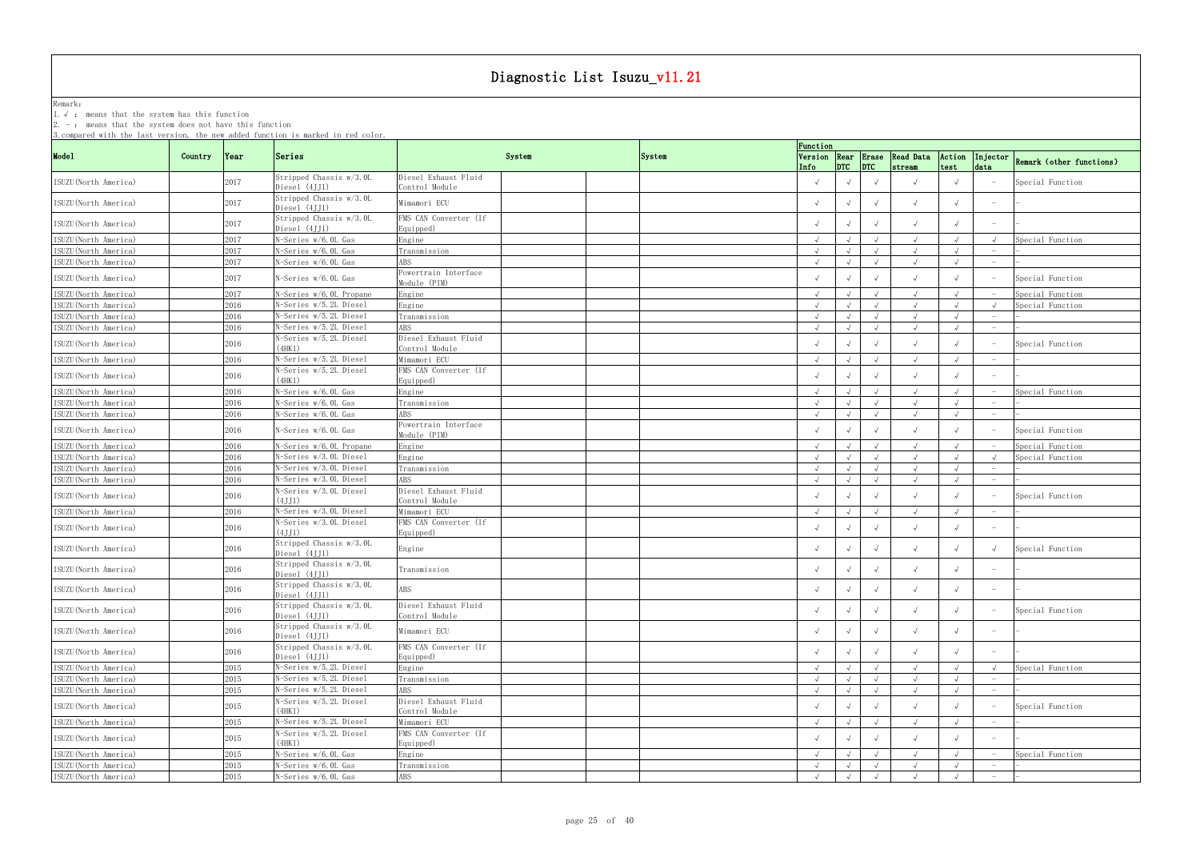# Diagnostic List Isuzu_v11.21

Remark:
1. √ : means that the system has this function
2. - : means that the system does not have this function
3. compared with the last version, the new added function is marked in red color.

| Model | Country | Year | Series | System | | | System | Function | | | | | | |
|---|---|---|---|---|---|---|---|---|---|---|---|---|---|---|
| | | | | | | | | Version Info | Rear DTC | Erase DTC | Read Data stream | Action test | Injector data | Remark (other functions) |
| ISUZU(North America) | | 2017 | Stripped Chassis w/3.0L Diesel (4JJ1) | Diesel Exhaust Fluid Control Module | | | | √ | √ | √ | √ | √ | - | Special Function |
| ISUZU(North America) | | 2017 | Stripped Chassis w/3.0L Diesel (4JJ1) | Mimamori ECU | | | | √ | √ | √ | √ | √ | - | - |
| ISUZU(North America) | | 2017 | Stripped Chassis w/3.0L Diesel (4JJ1) | FMS CAN Converter (If Equipped) | | | | √ | √ | √ | √ | √ | - | - |
| ISUZU(North America) | | 2017 | N-Series w/6.0L Gas | Engine | | | | √ | √ | √ | √ | √ | √ | Special Function |
| ISUZU(North America) | | 2017 | N-Series w/6.0L Gas | Transmission | | | | √ | √ | √ | √ | √ | - | - |
| ISUZU(North America) | | 2017 | N-Series w/6.0L Gas | ABS | | | | √ | √ | √ | √ | √ | - | - |
| ISUZU(North America) | | 2017 | N-Series w/6.0L Gas | Powertrain Interface Module (PIM) | | | | √ | √ | √ | √ | √ | - | Special Function |
| ISUZU(North America) | | 2017 | N-Series w/6.0L Propane | Engine | | | | √ | √ | √ | √ | √ | - | Special Function |
| ISUZU(North America) | | 2016 | N-Series w/5.2L Diesel | Engine | | | | √ | √ | √ | √ | √ | √ | Special Function |
| ISUZU(North America) | | 2016 | N-Series w/5.2L Diesel | Transmission | | | | √ | √ | √ | √ | √ | - | - |
| ISUZU(North America) | | 2016 | N-Series w/5.2L Diesel | ABS | | | | √ | √ | √ | √ | √ | - | - |
| ISUZU(North America) | | 2016 | N-Series w/5.2L Diesel (4HK1) | Diesel Exhaust Fluid Control Module | | | | √ | √ | √ | √ | √ | - | Special Function |
| ISUZU(North America) | | 2016 | N-Series w/5.2L Diesel | Mimamori ECU | | | | √ | √ | √ | √ | √ | - | - |
| ISUZU(North America) | | 2016 | N-Series w/5.2L Diesel (4HK1) | FMS CAN Converter (If Equipped) | | | | √ | √ | √ | √ | √ | - | - |
| ISUZU(North America) | | 2016 | N-Series w/6.0L Gas | Engine | | | | √ | √ | √ | √ | √ | - | Special Function |
| ISUZU(North America) | | 2016 | N-Series w/6.0L Gas | Transmission | | | | √ | √ | √ | √ | √ | - | - |
| ISUZU(North America) | | 2016 | N-Series w/6.0L Gas | ABS | | | | √ | √ | √ | √ | √ | - | - |
| ISUZU(North America) | | 2016 | N-Series w/6.0L Gas | Powertrain Interface Module (PIM) | | | | √ | √ | √ | √ | √ | - | Special Function |
| ISUZU(North America) | | 2016 | N-Series w/6.0L Propane | Engine | | | | √ | √ | √ | √ | √ | - | Special Function |
| ISUZU(North America) | | 2016 | N-Series w/3.0L Diesel | Engine | | | | √ | √ | √ | √ | √ | √ | Special Function |
| ISUZU(North America) | | 2016 | N-Series w/3.0L Diesel | Transmission | | | | √ | √ | √ | √ | √ | - | - |
| ISUZU(North America) | | 2016 | N-Series w/3.0L Diesel | ABS | | | | √ | √ | √ | √ | √ | - | - |
| ISUZU(North America) | | 2016 | N-Series w/3.0L Diesel (4JJ1) | Diesel Exhaust Fluid Control Module | | | | √ | √ | √ | √ | √ | - | Special Function |
| ISUZU(North America) | | 2016 | N-Series w/3.0L Diesel | Mimamori ECU | | | | √ | √ | √ | √ | √ | - | - |
| ISUZU(North America) | | 2016 | N-Series w/3.0L Diesel (4JJ1) | FMS CAN Converter (If Equipped) | | | | √ | √ | √ | √ | √ | - | - |
| ISUZU(North America) | | 2016 | Stripped Chassis w/3.0L Diesel (4JJ1) | Engine | | | | √ | √ | √ | √ | √ | √ | Special Function |
| ISUZU(North America) | | 2016 | Stripped Chassis w/3.0L Diesel (4JJ1) | Transmission | | | | √ | √ | √ | √ | √ | - | - |
| ISUZU(North America) | | 2016 | Stripped Chassis w/3.0L Diesel (4JJ1) | ABS | | | | √ | √ | √ | √ | √ | - | - |
| ISUZU(North America) | | 2016 | Stripped Chassis w/3.0L Diesel (4JJ1) | Diesel Exhaust Fluid Control Module | | | | √ | √ | √ | √ | √ | - | Special Function |
| ISUZU(North America) | | 2016 | Stripped Chassis w/3.0L Diesel (4JJ1) | Mimamori ECU | | | | √ | √ | √ | √ | √ | - | - |
| ISUZU(North America) | | 2016 | Stripped Chassis w/3.0L Diesel (4JJ1) | FMS CAN Converter (If Equipped) | | | | √ | √ | √ | √ | √ | - | - |
| ISUZU(North America) | | 2015 | N-Series w/5.2L Diesel | Engine | | | | √ | √ | √ | √ | √ | √ | Special Function |
| ISUZU(North America) | | 2015 | N-Series w/5.2L Diesel | Transmission | | | | √ | √ | √ | √ | √ | - | - |
| ISUZU(North America) | | 2015 | N-Series w/5.2L Diesel | ABS | | | | √ | √ | √ | √ | √ | - | - |
| ISUZU(North America) | | 2015 | N-Series w/5.2L Diesel (4HK1) | Diesel Exhaust Fluid Control Module | | | | √ | √ | √ | √ | √ | - | Special Function |
| ISUZU(North America) | | 2015 | N-Series w/5.2L Diesel | Mimamori ECU | | | | √ | √ | √ | √ | √ | - | - |
| ISUZU(North America) | | 2015 | N-Series w/5.2L Diesel (4HK1) | FMS CAN Converter (If Equipped) | | | | √ | √ | √ | √ | √ | - | - |
| ISUZU(North America) | | 2015 | N-Series w/6.0L Gas | Engine | | | | √ | √ | √ | √ | √ | - | Special Function |
| ISUZU(North America) | | 2015 | N-Series w/6.0L Gas | Transmission | | | | √ | √ | √ | √ | √ | - | - |
| ISUZU(North America) | | 2015 | N-Series w/6.0L Gas | ABS | | | | √ | √ | √ | √ | √ | - | - |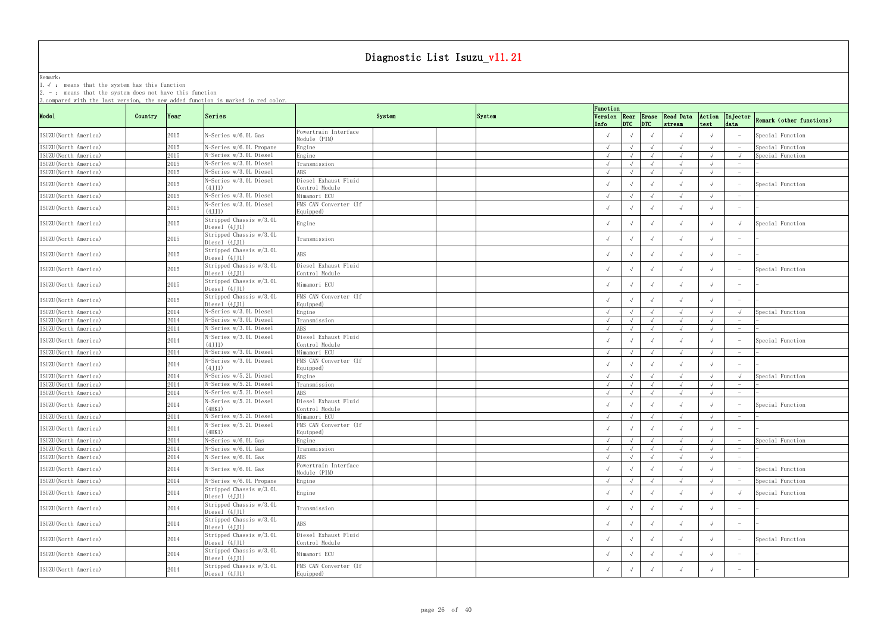# Diagnostic List Isuzu_v11.21

Remark:
1. √ : means that the system has this function
2. - : means that the system does not have this function
3. compared with the last version, the new added function is marked in red color.

| Model | Country | Year | Series | System | | | System | Function | | | | | | |
|---|---|---|---|---|---|---|---|---|---|---|---|---|---|---|
| | | | | | | | | Version Info | Rear DTC | Erase DTC | Read Data stream | Action test | Injector data | Remark (other functions) |
| ISUZU(North America) | | 2015 | N-Series w/6.0L Gas | Powertrain Interface Module (PIM) | | | | √ | √ | √ | √ | √ | - | Special Function |
| ISUZU(North America) | | 2015 | N-Series w/6.0L Propane | Engine | | | | √ | √ | √ | √ | √ | - | Special Function |
| ISUZU(North America) | | 2015 | N-Series w/3.0L Diesel | Engine | | | | √ | √ | √ | √ | √ | √ | Special Function |
| ISUZU(North America) | | 2015 | N-Series w/3.0L Diesel | Transmission | | | | √ | √ | √ | √ | √ | - | - |
| ISUZU(North America) | | 2015 | N-Series w/3.0L Diesel | ABS | | | | √ | √ | √ | √ | √ | - | - |
| ISUZU(North America) | | 2015 | N-Series w/3.0L Diesel (4JJ1) | Diesel Exhaust Fluid Control Module | | | | √ | √ | √ | √ | √ | - | Special Function |
| ISUZU(North America) | | 2015 | N-Series w/3.0L Diesel | Mimamori ECU | | | | √ | √ | √ | √ | √ | - | - |
| ISUZU(North America) | | 2015 | N-Series w/3.0L Diesel (4JJ1) | FMS CAN Converter (If Equipped) | | | | √ | √ | √ | √ | √ | - | - |
| ISUZU(North America) | | 2015 | Stripped Chassis w/3.0L Diesel (4JJ1) | Engine | | | | √ | √ | √ | √ | √ | √ | Special Function |
| ISUZU(North America) | | 2015 | Stripped Chassis w/3.0L Diesel (4JJ1) | Transmission | | | | √ | √ | √ | √ | √ | - | - |
| ISUZU(North America) | | 2015 | Stripped Chassis w/3.0L Diesel (4JJ1) | ABS | | | | √ | √ | √ | √ | √ | - | - |
| ISUZU(North America) | | 2015 | Stripped Chassis w/3.0L Diesel (4JJ1) | Diesel Exhaust Fluid Control Module | | | | √ | √ | √ | √ | √ | - | Special Function |
| ISUZU(North America) | | 2015 | Stripped Chassis w/3.0L Diesel (4JJ1) | Mimamori ECU | | | | √ | √ | √ | √ | √ | - | - |
| ISUZU(North America) | | 2015 | Stripped Chassis w/3.0L Diesel (4JJ1) | FMS CAN Converter (If Equipped) | | | | √ | √ | √ | √ | √ | - | - |
| ISUZU(North America) | | 2014 | N-Series w/3.0L Diesel | Engine | | | | √ | √ | √ | √ | √ | √ | Special Function |
| ISUZU(North America) | | 2014 | N-Series w/3.0L Diesel | Transmission | | | | √ | √ | √ | √ | √ | - | - |
| ISUZU(North America) | | 2014 | N-Series w/3.0L Diesel | ABS | | | | √ | √ | √ | √ | √ | - | - |
| ISUZU(North America) | | 2014 | N-Series w/3.0L Diesel (4JJ1) | Diesel Exhaust Fluid Control Module | | | | √ | √ | √ | √ | √ | - | Special Function |
| ISUZU(North America) | | 2014 | N-Series w/3.0L Diesel | Mimamori ECU | | | | √ | √ | √ | √ | √ | - | - |
| ISUZU(North America) | | 2014 | N-Series w/3.0L Diesel (4JJ1) | FMS CAN Converter (If Equipped) | | | | √ | √ | √ | √ | √ | - | - |
| ISUZU(North America) | | 2014 | N-Series w/5.2L Diesel | Engine | | | | √ | √ | √ | √ | √ | √ | Special Function |
| ISUZU(North America) | | 2014 | N-Series w/5.2L Diesel | Transmission | | | | √ | √ | √ | √ | √ | - | - |
| ISUZU(North America) | | 2014 | N-Series w/5.2L Diesel | ABS | | | | √ | √ | √ | √ | √ | - | - |
| ISUZU(North America) | | 2014 | N-Series w/5.2L Diesel (4HK1) | Diesel Exhaust Fluid Control Module | | | | √ | √ | √ | √ | √ | - | Special Function |
| ISUZU(North America) | | 2014 | N-Series w/5.2L Diesel | Mimamori ECU | | | | √ | √ | √ | √ | √ | - | - |
| ISUZU(North America) | | 2014 | N-Series w/5.2L Diesel (4HK1) | FMS CAN Converter (If Equipped) | | | | √ | √ | √ | √ | √ | - | - |
| ISUZU(North America) | | 2014 | N-Series w/6.0L Gas | Engine | | | | √ | √ | √ | √ | √ | - | Special Function |
| ISUZU(North America) | | 2014 | N-Series w/6.0L Gas | Transmission | | | | √ | √ | √ | √ | √ | - | - |
| ISUZU(North America) | | 2014 | N-Series w/6.0L Gas | ABS | | | | √ | √ | √ | √ | √ | - | - |
| ISUZU(North America) | | 2014 | N-Series w/6.0L Gas | Powertrain Interface Module (PIM) | | | | √ | √ | √ | √ | √ | - | Special Function |
| ISUZU(North America) | | 2014 | N-Series w/6.0L Propane | Engine | | | | √ | √ | √ | √ | √ | - | Special Function |
| ISUZU(North America) | | 2014 | Stripped Chassis w/3.0L Diesel (4JJ1) | Engine | | | | √ | √ | √ | √ | √ | √ | Special Function |
| ISUZU(North America) | | 2014 | Stripped Chassis w/3.0L Diesel (4JJ1) | Transmission | | | | √ | √ | √ | √ | √ | - | - |
| ISUZU(North America) | | 2014 | Stripped Chassis w/3.0L Diesel (4JJ1) | ABS | | | | √ | √ | √ | √ | √ | - | - |
| ISUZU(North America) | | 2014 | Stripped Chassis w/3.0L Diesel (4JJ1) | Diesel Exhaust Fluid Control Module | | | | √ | √ | √ | √ | √ | - | Special Function |
| ISUZU(North America) | | 2014 | Stripped Chassis w/3.0L Diesel (4JJ1) | Mimamori ECU | | | | √ | √ | √ | √ | √ | - | - |
| ISUZU(North America) | | 2014 | Stripped Chassis w/3.0L Diesel (4JJ1) | FMS CAN Converter (If Equipped) | | | | √ | √ | √ | √ | √ | - | - |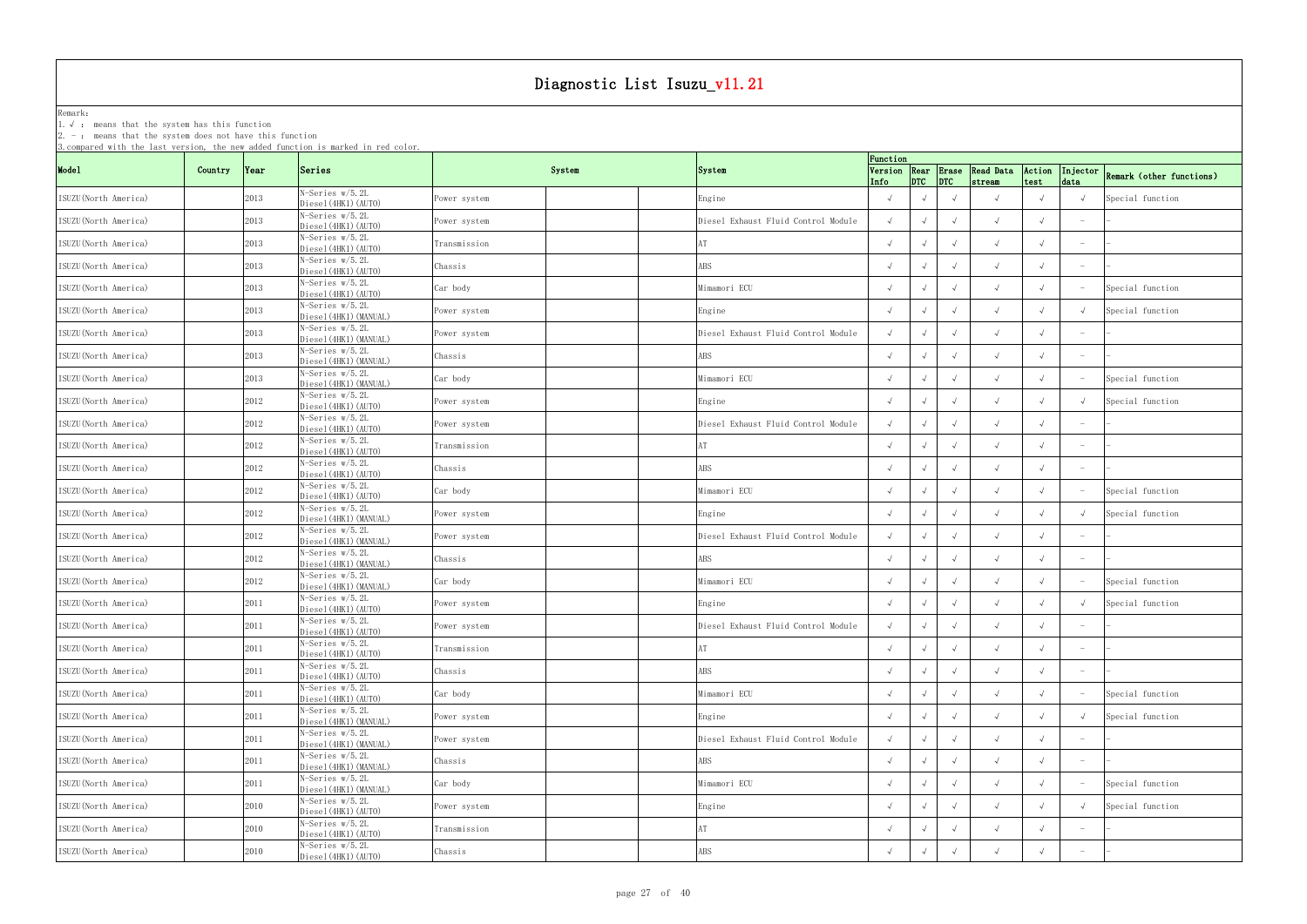# Diagnostic List Isuzu_v11.21

Remark:
1. √ : means that the system has this function
2. - : means that the system does not have this function
3. compared with the last version, the new added function is marked in red color.

| Model | Country | Year | Series | System | | | System | Function | | | | | | |
|---|---|---|---|---|---|---|---|---|---|---|---|---|---|---|
| | | | | | | | | Version Info | Rear DTC | Erase DTC | Read Data stream | Action test | Injector data | Remark (other functions) |
| ISUZU(North America) | | 2013 | N-Series w/5.2L Diesel(4HK1)(AUTO) | Power system | | | Engine | √ | √ | √ | √ | √ | √ | Special function |
| ISUZU(North America) | | 2013 | N-Series w/5.2L Diesel(4HK1)(AUTO) | Power system | | | Diesel Exhaust Fluid Control Module | √ | √ | √ | √ | √ | - | - |
| ISUZU(North America) | | 2013 | N-Series w/5.2L Diesel(4HK1)(AUTO) | Transmission | | | AT | √ | √ | √ | √ | √ | - | - |
| ISUZU(North America) | | 2013 | N-Series w/5.2L Diesel(4HK1)(AUTO) | Chassis | | | ABS | √ | √ | √ | √ | √ | - | - |
| ISUZU(North America) | | 2013 | N-Series w/5.2L Diesel(4HK1)(AUTO) | Car body | | | Mimamori ECU | √ | √ | √ | √ | √ | - | Special function |
| ISUZU(North America) | | 2013 | N-Series w/5.2L Diesel(4HK1)(MANUAL) | Power system | | | Engine | √ | √ | √ | √ | √ | √ | Special function |
| ISUZU(North America) | | 2013 | N-Series w/5.2L Diesel(4HK1)(MANUAL) | Power system | | | Diesel Exhaust Fluid Control Module | √ | √ | √ | √ | √ | - | - |
| ISUZU(North America) | | 2013 | N-Series w/5.2L Diesel(4HK1)(MANUAL) | Chassis | | | ABS | √ | √ | √ | √ | √ | - | - |
| ISUZU(North America) | | 2013 | N-Series w/5.2L Diesel(4HK1)(MANUAL) | Car body | | | Mimamori ECU | √ | √ | √ | √ | √ | - | Special function |
| ISUZU(North America) | | 2012 | N-Series w/5.2L Diesel(4HK1)(AUTO) | Power system | | | Engine | √ | √ | √ | √ | √ | √ | Special function |
| ISUZU(North America) | | 2012 | N-Series w/5.2L Diesel(4HK1)(AUTO) | Power system | | | Diesel Exhaust Fluid Control Module | √ | √ | √ | √ | √ | - | - |
| ISUZU(North America) | | 2012 | N-Series w/5.2L Diesel(4HK1)(AUTO) | Transmission | | | AT | √ | √ | √ | √ | √ | - | - |
| ISUZU(North America) | | 2012 | N-Series w/5.2L Diesel(4HK1)(AUTO) | Chassis | | | ABS | √ | √ | √ | √ | √ | - | - |
| ISUZU(North America) | | 2012 | N-Series w/5.2L Diesel(4HK1)(AUTO) | Car body | | | Mimamori ECU | √ | √ | √ | √ | √ | - | Special function |
| ISUZU(North America) | | 2012 | N-Series w/5.2L Diesel(4HK1)(MANUAL) | Power system | | | Engine | √ | √ | √ | √ | √ | √ | Special function |
| ISUZU(North America) | | 2012 | N-Series w/5.2L Diesel(4HK1)(MANUAL) | Power system | | | Diesel Exhaust Fluid Control Module | √ | √ | √ | √ | √ | - | - |
| ISUZU(North America) | | 2012 | N-Series w/5.2L Diesel(4HK1)(MANUAL) | Chassis | | | ABS | √ | √ | √ | √ | √ | - | - |
| ISUZU(North America) | | 2012 | N-Series w/5.2L Diesel(4HK1)(MANUAL) | Car body | | | Mimamori ECU | √ | √ | √ | √ | √ | - | Special function |
| ISUZU(North America) | | 2011 | N-Series w/5.2L Diesel(4HK1)(AUTO) | Power system | | | Engine | √ | √ | √ | √ | √ | √ | Special function |
| ISUZU(North America) | | 2011 | N-Series w/5.2L Diesel(4HK1)(AUTO) | Power system | | | Diesel Exhaust Fluid Control Module | √ | √ | √ | √ | √ | - | - |
| ISUZU(North America) | | 2011 | N-Series w/5.2L Diesel(4HK1)(AUTO) | Transmission | | | AT | √ | √ | √ | √ | √ | - | - |
| ISUZU(North America) | | 2011 | N-Series w/5.2L Diesel(4HK1)(AUTO) | Chassis | | | ABS | √ | √ | √ | √ | √ | - | - |
| ISUZU(North America) | | 2011 | N-Series w/5.2L Diesel(4HK1)(AUTO) | Car body | | | Mimamori ECU | √ | √ | √ | √ | √ | - | Special function |
| ISUZU(North America) | | 2011 | N-Series w/5.2L Diesel(4HK1)(MANUAL) | Power system | | | Engine | √ | √ | √ | √ | √ | √ | Special function |
| ISUZU(North America) | | 2011 | N-Series w/5.2L Diesel(4HK1)(MANUAL) | Power system | | | Diesel Exhaust Fluid Control Module | √ | √ | √ | √ | √ | - | - |
| ISUZU(North America) | | 2011 | N-Series w/5.2L Diesel(4HK1)(MANUAL) | Chassis | | | ABS | √ | √ | √ | √ | √ | - | - |
| ISUZU(North America) | | 2011 | N-Series w/5.2L Diesel(4HK1)(MANUAL) | Car body | | | Mimamori ECU | √ | √ | √ | √ | √ | - | Special function |
| ISUZU(North America) | | 2010 | N-Series w/5.2L Diesel(4HK1)(AUTO) | Power system | | | Engine | √ | √ | √ | √ | √ | √ | Special function |
| ISUZU(North America) | | 2010 | N-Series w/5.2L Diesel(4HK1)(AUTO) | Transmission | | | AT | √ | √ | √ | √ | √ | - | - |
| ISUZU(North America) | | 2010 | N-Series w/5.2L Diesel(4HK1)(AUTO) | Chassis | | | ABS | √ | √ | √ | √ | √ | - | - |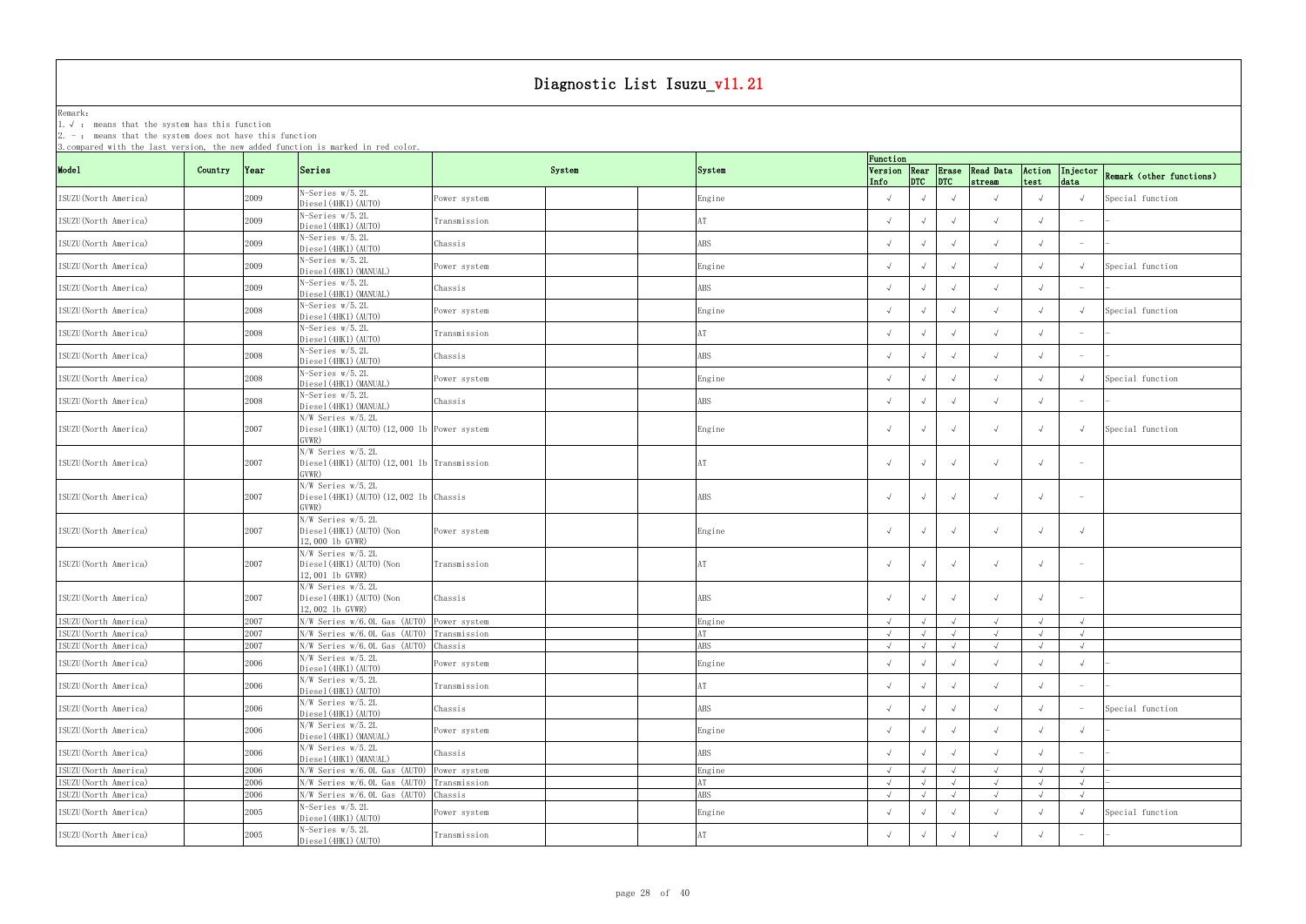# Diagnostic List Isuzu_v11.21

Remark:
1. √ : means that the system has this function
2. - : means that the system does not have this function
3. compared with the last version, the new added function is marked in red color.

| Model | Country | Year | Series | System | | | System | Function | | | | | | |
|---|---|---|---|---|---|---|---|---|---|---|---|---|---|---|
| | | | | | | | | Version Info | Rear DTC | Erase DTC | Read Data stream | Action test | Injector data | Remark (other functions) |
| ISUZU(North America) | | 2009 | N-Series w/5.2L Diesel(4HK1)(AUTO) | Power system | | | Engine | √ | √ | √ | √ | √ | √ | Special function |
| ISUZU(North America) | | 2009 | N-Series w/5.2L Diesel(4HK1)(AUTO) | Transmission | | | AT | √ | √ | √ | √ | √ | - | - |
| ISUZU(North America) | | 2009 | N-Series w/5.2L Diesel(4HK1)(AUTO) | Chassis | | | ABS | √ | √ | √ | √ | √ | - | - |
| ISUZU(North America) | | 2009 | N-Series w/5.2L Diesel(4HK1)(MANUAL) | Power system | | | Engine | √ | √ | √ | √ | √ | √ | Special function |
| ISUZU(North America) | | 2009 | N-Series w/5.2L Diesel(4HK1)(MANUAL) | Chassis | | | ABS | √ | √ | √ | √ | √ | - | - |
| ISUZU(North America) | | 2008 | N-Series w/5.2L Diesel(4HK1)(AUTO) | Power system | | | Engine | √ | √ | √ | √ | √ | √ | Special function |
| ISUZU(North America) | | 2008 | N-Series w/5.2L Diesel(4HK1)(AUTO) | Transmission | | | AT | √ | √ | √ | √ | √ | - | - |
| ISUZU(North America) | | 2008 | N-Series w/5.2L Diesel(4HK1)(AUTO) | Chassis | | | ABS | √ | √ | √ | √ | √ | - | - |
| ISUZU(North America) | | 2008 | N-Series w/5.2L Diesel(4HK1)(MANUAL) | Power system | | | Engine | √ | √ | √ | √ | √ | √ | Special function |
| ISUZU(North America) | | 2008 | N-Series w/5.2L Diesel(4HK1)(MANUAL) | Chassis | | | ABS | √ | √ | √ | √ | √ | - | - |
| ISUZU(North America) | | 2007 | N/W Series w/5.2L Diesel(4HK1)(AUTO)(12,000 lb GVWR) | Power system | | | Engine | √ | √ | √ | √ | √ | √ | Special function |
| ISUZU(North America) | | 2007 | N/W Series w/5.2L Diesel(4HK1)(AUTO)(12,001 lb GVWR) | Transmission | | | AT | √ | √ | √ | √ | √ | - | |
| ISUZU(North America) | | 2007 | N/W Series w/5.2L Diesel(4HK1)(AUTO)(12,002 lb GVWR) | Chassis | | | ABS | √ | √ | √ | √ | √ | - | |
| ISUZU(North America) | | 2007 | N/W Series w/5.2L Diesel(4HK1)(AUTO)(Non 12,000 lb GVWR) | Power system | | | Engine | √ | √ | √ | √ | √ | √ | |
| ISUZU(North America) | | 2007 | N/W Series w/5.2L Diesel(4HK1)(AUTO)(Non 12,001 lb GVWR) | Transmission | | | AT | √ | √ | √ | √ | √ | - | |
| ISUZU(North America) | | 2007 | N/W Series w/5.2L Diesel(4HK1)(AUTO)(Non 12,002 lb GVWR) | Chassis | | | ABS | √ | √ | √ | √ | √ | - | |
| ISUZU(North America) | | 2007 | N/W Series w/6.0L Gas (AUTO) | Power system | | | Engine | √ | √ | √ | √ | √ | √ | |
| ISUZU(North America) | | 2007 | N/W Series w/6.0L Gas (AUTO) | Transmission | | | AT | √ | √ | √ | √ | √ | √ | |
| ISUZU(North America) | | 2007 | N/W Series w/6.0L Gas (AUTO) | Chassis | | | ABS | √ | √ | √ | √ | √ | √ | |
| ISUZU(North America) | | 2006 | N/W Series w/5.2L Diesel(4HK1)(AUTO) | Power system | | | Engine | √ | √ | √ | √ | √ | √ | - |
| ISUZU(North America) | | 2006 | N/W Series w/5.2L Diesel(4HK1)(AUTO) | Transmission | | | AT | √ | √ | √ | √ | √ | - | - |
| ISUZU(North America) | | 2006 | N/W Series w/5.2L Diesel(4HK1)(AUTO) | Chassis | | | ABS | √ | √ | √ | √ | √ | - | Special function |
| ISUZU(North America) | | 2006 | N/W Series w/5.2L Diesel(4HK1)(MANUAL) | Power system | | | Engine | √ | √ | √ | √ | √ | √ | - |
| ISUZU(North America) | | 2006 | N/W Series w/5.2L Diesel(4HK1)(MANUAL) | Chassis | | | ABS | √ | √ | √ | √ | √ | - | - |
| ISUZU(North America) | | 2006 | N/W Series w/6.0L Gas (AUTO) | Power system | | | Engine | √ | √ | √ | √ | √ | √ | - |
| ISUZU(North America) | | 2006 | N/W Series w/6.0L Gas (AUTO) | Transmission | | | AT | √ | √ | √ | √ | √ | √ | - |
| ISUZU(North America) | | 2006 | N/W Series w/6.0L Gas (AUTO) | Chassis | | | ABS | √ | √ | √ | √ | √ | √ | |
| ISUZU(North America) | | 2005 | N-Series w/5.2L Diesel(4HK1)(AUTO) | Power system | | | Engine | √ | √ | √ | √ | √ | √ | Special function |
| ISUZU(North America) | | 2005 | N-Series w/5.2L Diesel(4HK1)(AUTO) | Transmission | | | AT | √ | √ | √ | √ | √ | - | - |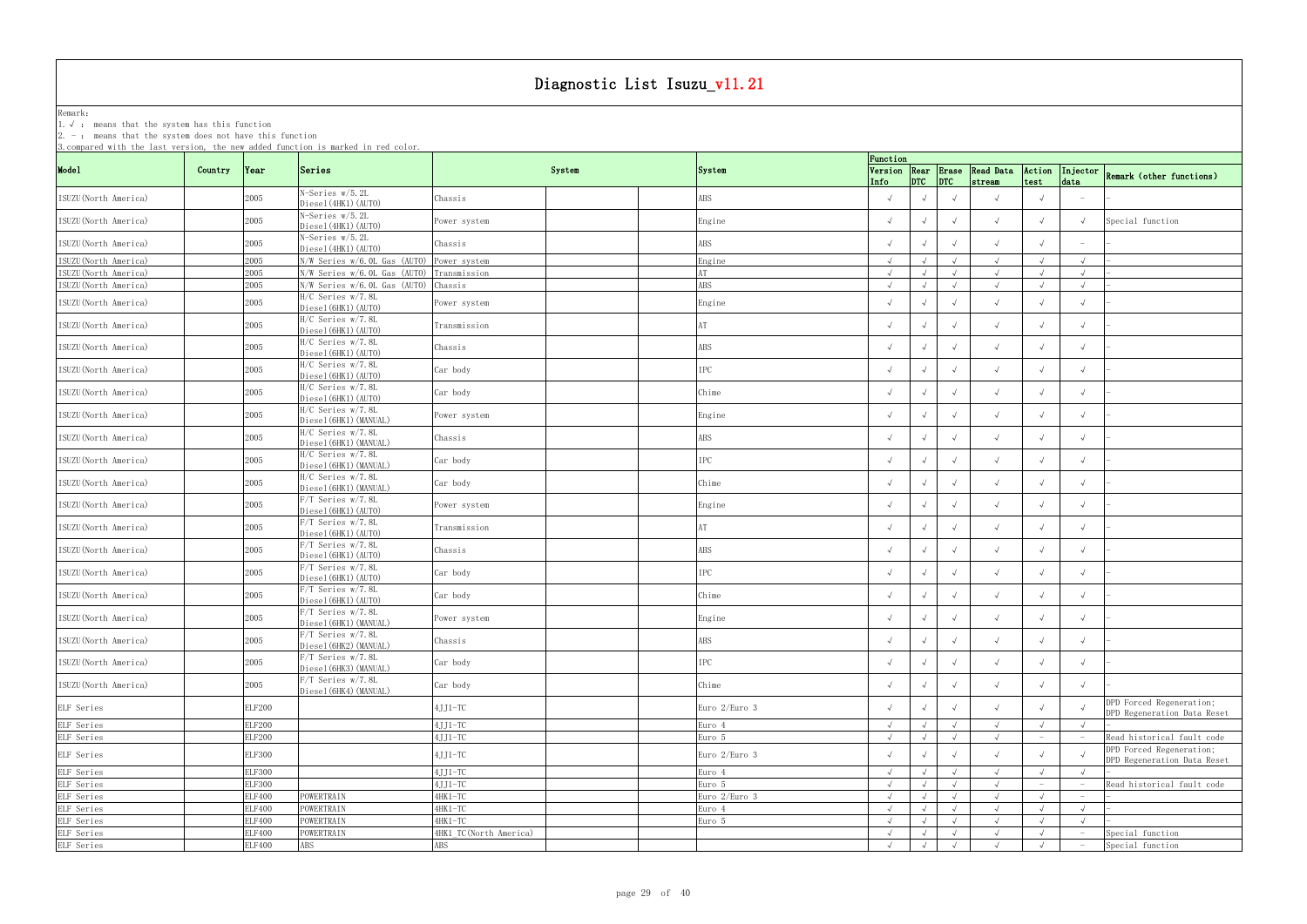# Diagnostic List Isuzu_v11.21

Remark:
1. √ : means that the system has this function
2. - : means that the system does not have this function
3. compared with the last version, the new added function is marked in red color.

| Model | Country | Year | Series | System | | | System | Function | | | | | | |
|---|---|---|---|---|---|---|---|---|---|---|---|---|---|---|
| | | | | | | | | Version Info | Rear DTC | Erase DTC | Read Data stream | Action test | Injector data | Remark (other functions) |
| ISUZU(North America) | | 2005 | N-Series w/5.2L Diesel(4HK1)(AUTO) | Chassis | | | ABS | √ | √ | √ | √ | √ | - | - |
| ISUZU(North America) | | 2005 | N-Series w/5.2L Diesel(4HK1)(AUTO) | Power system | | | Engine | √ | √ | √ | √ | √ | √ | Special function |
| ISUZU(North America) | | 2005 | N-Series w/5.2L Diesel(4HK1)(AUTO) | Chassis | | | ABS | √ | √ | √ | √ | √ | - | - |
| ISUZU(North America) | | 2005 | N/W Series w/6.0L Gas (AUTO) | Power system | | | Engine | √ | √ | √ | √ | √ | √ | - |
| ISUZU(North America) | | 2005 | N/W Series w/6.0L Gas (AUTO) | Transmission | | | AT | √ | √ | √ | √ | √ | √ | - |
| ISUZU(North America) | | 2005 | N/W Series w/6.0L Gas (AUTO) | Chassis | | | ABS | √ | √ | √ | √ | √ | √ | - |
| ISUZU(North America) | | 2005 | H/C Series w/7.8L Diesel(6HK1)(AUTO) | Power system | | | Engine | √ | √ | √ | √ | √ | √ | - |
| ISUZU(North America) | | 2005 | H/C Series w/7.8L Diesel(6HK1)(AUTO) | Transmission | | | AT | √ | √ | √ | √ | √ | √ | - |
| ISUZU(North America) | | 2005 | H/C Series w/7.8L Diesel(6HK1)(AUTO) | Chassis | | | ABS | √ | √ | √ | √ | √ | √ | - |
| ISUZU(North America) | | 2005 | H/C Series w/7.8L Diesel(6HK1)(AUTO) | Car body | | | IPC | √ | √ | √ | √ | √ | √ | - |
| ISUZU(North America) | | 2005 | H/C Series w/7.8L Diesel(6HK1)(AUTO) | Car body | | | Chime | √ | √ | √ | √ | √ | √ | - |
| ISUZU(North America) | | 2005 | H/C Series w/7.8L Diesel(6HK1)(MANUAL) | Power system | | | Engine | √ | √ | √ | √ | √ | √ | - |
| ISUZU(North America) | | 2005 | H/C Series w/7.8L Diesel(6HK1)(MANUAL) | Chassis | | | ABS | √ | √ | √ | √ | √ | √ | - |
| ISUZU(North America) | | 2005 | H/C Series w/7.8L Diesel(6HK1)(MANUAL) | Car body | | | IPC | √ | √ | √ | √ | √ | √ | - |
| ISUZU(North America) | | 2005 | H/C Series w/7.8L Diesel(6HK1)(MANUAL) | Car body | | | Chime | √ | √ | √ | √ | √ | √ | - |
| ISUZU(North America) | | 2005 | F/T Series w/7.8L Diesel(6HK1)(AUTO) | Power system | | | Engine | √ | √ | √ | √ | √ | √ | - |
| ISUZU(North America) | | 2005 | F/T Series w/7.8L Diesel(6HK1)(AUTO) | Transmission | | | AT | √ | √ | √ | √ | √ | √ | - |
| ISUZU(North America) | | 2005 | F/T Series w/7.8L Diesel(6HK1)(AUTO) | Chassis | | | ABS | √ | √ | √ | √ | √ | √ | - |
| ISUZU(North America) | | 2005 | F/T Series w/7.8L Diesel(6HK1)(AUTO) | Car body | | | IPC | √ | √ | √ | √ | √ | √ | - |
| ISUZU(North America) | | 2005 | F/T Series w/7.8L Diesel(6HK1)(AUTO) | Car body | | | Chime | √ | √ | √ | √ | √ | √ | - |
| ISUZU(North America) | | 2005 | F/T Series w/7.8L Diesel(6HK1)(MANUAL) | Power system | | | Engine | √ | √ | √ | √ | √ | √ | - |
| ISUZU(North America) | | 2005 | F/T Series w/7.8L Diesel(6HK2)(MANUAL) | Chassis | | | ABS | √ | √ | √ | √ | √ | √ | - |
| ISUZU(North America) | | 2005 | F/T Series w/7.8L Diesel(6HK3)(MANUAL) | Car body | | | IPC | √ | √ | √ | √ | √ | √ | - |
| ISUZU(North America) | | 2005 | F/T Series w/7.8L Diesel(6HK4)(MANUAL) | Car body | | | Chime | √ | √ | √ | √ | √ | √ | - |
| ELF Series | | ELF200 | | 4JJ1-TC | | | Euro 2/Euro 3 | √ | √ | √ | √ | √ | √ | DPD Forced Regeneration; DPD Regeneration Data Reset |
| ELF Series | | ELF200 | | 4JJ1-TC | | | Euro 4 | √ | √ | √ | √ | √ | √ | - |
| ELF Series | | ELF200 | | 4JJ1-TC | | | Euro 5 | √ | √ | √ | √ | - | - | Read historical fault code |
| ELF Series | | ELF300 | | 4JJ1-TC | | | Euro 2/Euro 3 | √ | √ | √ | √ | √ | √ | DPD Forced Regeneration; DPD Regeneration Data Reset |
| ELF Series | | ELF300 | | 4JJ1-TC | | | Euro 4 | √ | √ | √ | √ | √ | √ | - |
| ELF Series | | ELF300 | | 4JJ1-TC | | | Euro 5 | √ | √ | √ | √ | - | - | Read historical fault code |
| ELF Series | | ELF400 | POWERTRAIN | 4HK1-TC | | | Euro 2/Euro 3 | √ | √ | √ | √ | √ | - | - |
| ELF Series | | ELF400 | POWERTRAIN | 4HK1-TC | | | Euro 4 | √ | √ | √ | √ | √ | √ | - |
| ELF Series | | ELF400 | POWERTRAIN | 4HK1-TC | | | Euro 5 | √ | √ | √ | √ | √ | √ | - |
| ELF Series | | ELF400 | POWERTRAIN | 4HK1_TC(North America) | | | | √ | √ | √ | √ | √ | - | Special function |
| ELF Series | | ELF400 | ABS | ABS | | | | √ | √ | √ | √ | √ | - | Special function |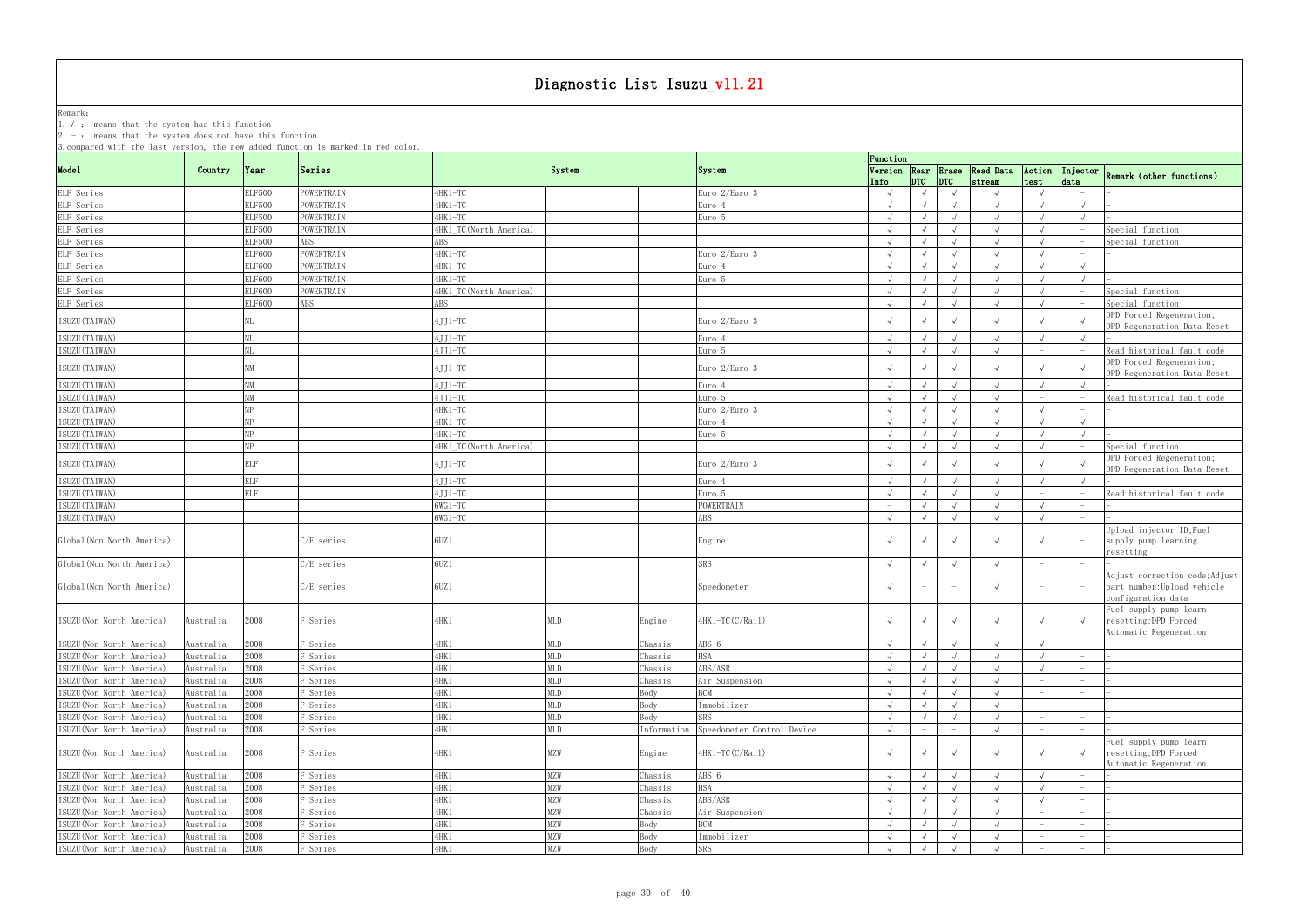# Diagnostic List Isuzu_v11.21

Remark:
1. √ : means that the system has this function
2. - : means that the system does not have this function
3. compared with the last version, the new added function is marked in red color.

| Model | Country | Year | Series | System | | | System | Function | | | | | | Remark (other functions) |
|---|---|---|---|---|---|---|---|---|---|---|---|---|---|---|
| | | | | | | | | Version Info | Rear DTC | Erase DTC | Read Data stream | Action test | Injector data | |
| ELF Series | | ELF500 | POWERTRAIN | 4HK1-TC | | | Euro 2/Euro 3 | √ | √ | √ | √ | √ | - | - |
| ELF Series | | ELF500 | POWERTRAIN | 4HK1-TC | | | Euro 4 | √ | √ | √ | √ | √ | √ | - |
| ELF Series | | ELF500 | POWERTRAIN | 4HK1-TC | | | Euro 5 | √ | √ | √ | √ | √ | √ | - |
| ELF Series | | ELF500 | POWERTRAIN | 4HK1_TC(North America) | | | | √ | √ | √ | √ | √ | - | Special function |
| ELF Series | | ELF500 | ABS | ABS | | | | √ | √ | √ | √ | √ | - | Special function |
| ELF Series | | ELF600 | POWERTRAIN | 4HK1-TC | | | Euro 2/Euro 3 | √ | √ | √ | √ | √ | - | - |
| ELF Series | | ELF600 | POWERTRAIN | 4HK1-TC | | | Euro 4 | √ | √ | √ | √ | √ | √ | - |
| ELF Series | | ELF600 | POWERTRAIN | 4HK1-TC | | | Euro 5 | √ | √ | √ | √ | √ | √ | - |
| ELF Series | | ELF600 | POWERTRAIN | 4HK1_TC(North America) | | | | √ | √ | √ | √ | √ | - | Special function |
| ELF Series | | ELF600 | ABS | ABS | | | | √ | √ | √ | √ | √ | - | Special function |
| ISUZU(TAIWAN) | | NL | | 4JJ1-TC | | | Euro 2/Euro 3 | √ | √ | √ | √ | √ | √ | DPD Forced Regeneration; DPD Regeneration Data Reset |
| ISUZU(TAIWAN) | | NL | | 4JJ1-TC | | | Euro 4 | √ | √ | √ | √ | √ | √ | - |
| ISUZU(TAIWAN) | | NL | | 4JJ1-TC | | | Euro 5 | √ | √ | √ | √ | - | - | Read historical fault code |
| ISUZU(TAIWAN) | | NM | | 4JJ1-TC | | | Euro 2/Euro 3 | √ | √ | √ | √ | √ | √ | DPD Forced Regeneration; DPD Regeneration Data Reset |
| ISUZU(TAIWAN) | | NM | | 4JJ1-TC | | | Euro 4 | √ | √ | √ | √ | √ | √ | - |
| ISUZU(TAIWAN) | | NM | | 4JJ1-TC | | | Euro 5 | √ | √ | √ | √ | - | - | Read historical fault code |
| ISUZU(TAIWAN) | | NP | | 4HK1-TC | | | Euro 2/Euro 3 | √ | √ | √ | √ | √ | - | - |
| ISUZU(TAIWAN) | | NP | | 4HK1-TC | | | Euro 4 | √ | √ | √ | √ | √ | √ | - |
| ISUZU(TAIWAN) | | NP | | 4HK1-TC | | | Euro 5 | √ | √ | √ | √ | √ | √ | - |
| ISUZU(TAIWAN) | | NP | | 4HK1_TC(North America) | | | | √ | √ | √ | √ | √ | - | Special function |
| ISUZU(TAIWAN) | | ELF | | 4JJ1-TC | | | Euro 2/Euro 3 | √ | √ | √ | √ | √ | √ | DPD Forced Regeneration; DPD Regeneration Data Reset |
| ISUZU(TAIWAN) | | ELF | | 4JJ1-TC | | | Euro 4 | √ | √ | √ | √ | √ | √ | - |
| ISUZU(TAIWAN) | | ELF | | 4JJ1-TC | | | Euro 5 | √ | √ | √ | √ | - | - | Read historical fault code |
| ISUZU(TAIWAN) | | | | 6WG1-TC | | | POWERTRAIN | - | √ | √ | √ | √ | - | - |
| ISUZU(TAIWAN) | | | | 6WG1-TC | | | ABS | √ | √ | √ | √ | √ | - | - |
| Global(Non North America) | | | C/E series | 6UZ1 | | | Engine | √ | √ | √ | √ | √ | - | Upload injector ID;Fuel supply pump learning resetting |
| Global(Non North America) | | | C/E series | 6UZ1 | | | SRS | √ | √ | √ | √ | - | - | - |
| Global(Non North America) | | | C/E series | 6UZ1 | | | Speedometer | √ | - | - | √ | - | - | Adjust correction code;Adjust part number;Upload vehicle configuration data |
| ISUZU(Non North America) | Australia | 2008 | F Series | 4HK1 | MLD | Engine | 4HK1-TC(C/Rail) | √ | √ | √ | √ | √ | √ | Fuel supply pump learn resetting;DPD Forced Automatic Regeneration |
| ISUZU(Non North America) | Australia | 2008 | F Series | 4HK1 | MLD | Chassis | ABS 6 | √ | √ | √ | √ | √ | - | - |
| ISUZU(Non North America) | Australia | 2008 | F Series | 4HK1 | MLD | Chassis | HSA | √ | √ | √ | √ | √ | - | - |
| ISUZU(Non North America) | Australia | 2008 | F Series | 4HK1 | MLD | Chassis | ABS/ASR | √ | √ | √ | √ | √ | - | - |
| ISUZU(Non North America) | Australia | 2008 | F Series | 4HK1 | MLD | Chassis | Air Suspension | √ | √ | √ | √ | - | - | - |
| ISUZU(Non North America) | Australia | 2008 | F Series | 4HK1 | MLD | Body | BCM | √ | √ | √ | √ | - | - | - |
| ISUZU(Non North America) | Australia | 2008 | F Series | 4HK1 | MLD | Body | Immobilizer | √ | √ | √ | √ | - | - | - |
| ISUZU(Non North America) | Australia | 2008 | F Series | 4HK1 | MLD | Body | SRS | √ | √ | √ | √ | - | - | - |
| ISUZU(Non North America) | Australia | 2008 | F Series | 4HK1 | MLD | Information | Speedometer Control Device | √ | - | - | √ | - | - | - |
| ISUZU(Non North America) | Australia | 2008 | F Series | 4HK1 | MZW | Engine | 4HK1-TC(C/Rail) | √ | √ | √ | √ | √ | √ | Fuel supply pump learn resetting;DPD Forced Automatic Regeneration |
| ISUZU(Non North America) | Australia | 2008 | F Series | 4HK1 | MZW | Chassis | ABS 6 | √ | √ | √ | √ | √ | - | - |
| ISUZU(Non North America) | Australia | 2008 | F Series | 4HK1 | MZW | Chassis | HSA | √ | √ | √ | √ | √ | - | - |
| ISUZU(Non North America) | Australia | 2008 | F Series | 4HK1 | MZW | Chassis | ABS/ASR | √ | √ | √ | √ | √ | - | - |
| ISUZU(Non North America) | Australia | 2008 | F Series | 4HK1 | MZW | Chassis | Air Suspension | √ | √ | √ | √ | - | - | - |
| ISUZU(Non North America) | Australia | 2008 | F Series | 4HK1 | MZW | Body | BCM | √ | √ | √ | √ | - | - | - |
| ISUZU(Non North America) | Australia | 2008 | F Series | 4HK1 | MZW | Body | Immobilizer | √ | √ | √ | √ | - | - | - |
| ISUZU(Non North America) | Australia | 2008 | F Series | 4HK1 | MZW | Body | SRS | √ | √ | √ | √ | - | - | - |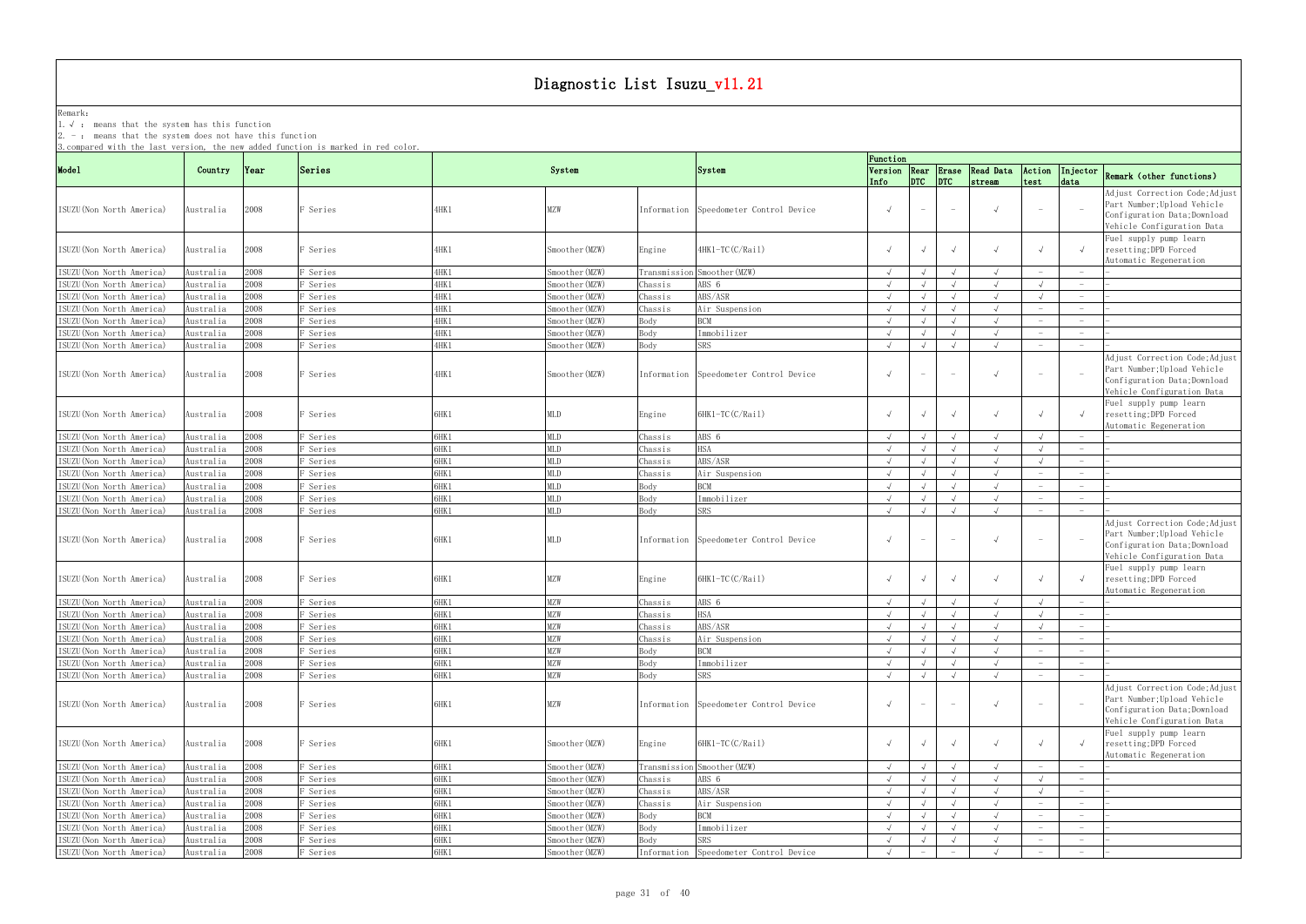# Diagnostic List Isuzu_v11.21

Remark:
1. √ : means that the system has this function
2. - : means that the system does not have this function
3. compared with the last version, the new added function is marked in red color.

| Model | Country | Year | Series | System | | | System | Function | | | | | | |
|---|---|---|---|---|---|---|---|---|---|---|---|---|---|---|
| | | | | | | | | Version Info | Rear DTC | Erase DTC | Read Data stream | Action test | Injector data | Remark (other functions) |
| ISUZU(Non North America) | Australia | 2008 | F Series | 4HK1 | MZW | Information | Speedometer Control Device | √ | - | - | √ | - | - | Adjust Correction Code;Adjust Part Number;Upload Vehicle Configuration Data;Download Vehicle Configuration Data |
| ISUZU(Non North America) | Australia | 2008 | F Series | 4HK1 | Smoother(MZW) | Engine | 4HK1-TC(C/Rail) | √ | √ | √ | √ | √ | √ | Fuel supply pump learn resetting;DPD Forced Automatic Regeneration |
| ISUZU(Non North America) | Australia | 2008 | F Series | 4HK1 | Smoother(MZW) | Transmission | Smoother(MZW) | √ | √ | √ | √ | - | - | - |
| ISUZU(Non North America) | Australia | 2008 | F Series | 4HK1 | Smoother(MZW) | Chassis | ABS 6 | √ | √ | √ | √ | √ | - | - |
| ISUZU(Non North America) | Australia | 2008 | F Series | 4HK1 | Smoother(MZW) | Chassis | ABS/ASR | √ | √ | √ | √ | √ | - | - |
| ISUZU(Non North America) | Australia | 2008 | F Series | 4HK1 | Smoother(MZW) | Chassis | Air Suspension | √ | √ | √ | √ | - | - | - |
| ISUZU(Non North America) | Australia | 2008 | F Series | 4HK1 | Smoother(MZW) | Body | BCM | √ | √ | √ | √ | - | - | - |
| ISUZU(Non North America) | Australia | 2008 | F Series | 4HK1 | Smoother(MZW) | Body | Immobilizer | √ | √ | √ | √ | - | - | - |
| ISUZU(Non North America) | Australia | 2008 | F Series | 4HK1 | Smoother(MZW) | Body | SRS | √ | √ | √ | √ | - | - | - |
| ISUZU(Non North America) | Australia | 2008 | F Series | 4HK1 | Smoother(MZW) | Information | Speedometer Control Device | √ | - | - | √ | - | - | Adjust Correction Code;Adjust Part Number;Upload Vehicle Configuration Data;Download Vehicle Configuration Data |
| ISUZU(Non North America) | Australia | 2008 | F Series | 6HK1 | MLD | Engine | 6HK1-TC(C/Rail) | √ | √ | √ | √ | √ | √ | Fuel supply pump learn resetting;DPD Forced Automatic Regeneration |
| ISUZU(Non North America) | Australia | 2008 | F Series | 6HK1 | MLD | Chassis | ABS 6 | √ | √ | √ | √ | √ | - | - |
| ISUZU(Non North America) | Australia | 2008 | F Series | 6HK1 | MLD | Chassis | HSA | √ | √ | √ | √ | √ | - | - |
| ISUZU(Non North America) | Australia | 2008 | F Series | 6HK1 | MLD | Chassis | ABS/ASR | √ | √ | √ | √ | √ | - | - |
| ISUZU(Non North America) | Australia | 2008 | F Series | 6HK1 | MLD | Chassis | Air Suspension | √ | √ | √ | √ | - | - | - |
| ISUZU(Non North America) | Australia | 2008 | F Series | 6HK1 | MLD | Body | BCM | √ | √ | √ | √ | - | - | - |
| ISUZU(Non North America) | Australia | 2008 | F Series | 6HK1 | MLD | Body | Immobilizer | √ | √ | √ | √ | - | - | - |
| ISUZU(Non North America) | Australia | 2008 | F Series | 6HK1 | MLD | Body | SRS | √ | √ | √ | √ | - | - | - |
| ISUZU(Non North America) | Australia | 2008 | F Series | 6HK1 | MLD | Information | Speedometer Control Device | √ | - | - | √ | - | - | Adjust Correction Code;Adjust Part Number;Upload Vehicle Configuration Data;Download Vehicle Configuration Data |
| ISUZU(Non North America) | Australia | 2008 | F Series | 6HK1 | MZW | Engine | 6HK1-TC(C/Rail) | √ | √ | √ | √ | √ | √ | Fuel supply pump learn resetting;DPD Forced Automatic Regeneration |
| ISUZU(Non North America) | Australia | 2008 | F Series | 6HK1 | MZW | Chassis | ABS 6 | √ | √ | √ | √ | √ | - | - |
| ISUZU(Non North America) | Australia | 2008 | F Series | 6HK1 | MZW | Chassis | HSA | √ | √ | √ | √ | √ | - | - |
| ISUZU(Non North America) | Australia | 2008 | F Series | 6HK1 | MZW | Chassis | ABS/ASR | √ | √ | √ | √ | √ | - | - |
| ISUZU(Non North America) | Australia | 2008 | F Series | 6HK1 | MZW | Chassis | Air Suspension | √ | √ | √ | √ | - | - | - |
| ISUZU(Non North America) | Australia | 2008 | F Series | 6HK1 | MZW | Body | BCM | √ | √ | √ | √ | - | - | - |
| ISUZU(Non North America) | Australia | 2008 | F Series | 6HK1 | MZW | Body | Immobilizer | √ | √ | √ | √ | - | - | - |
| ISUZU(Non North America) | Australia | 2008 | F Series | 6HK1 | MZW | Body | SRS | √ | √ | √ | √ | - | - | - |
| ISUZU(Non North America) | Australia | 2008 | F Series | 6HK1 | MZW | Information | Speedometer Control Device | √ | - | - | √ | - | - | Adjust Correction Code;Adjust Part Number;Upload Vehicle Configuration Data;Download Vehicle Configuration Data |
| ISUZU(Non North America) | Australia | 2008 | F Series | 6HK1 | Smoother(MZW) | Engine | 6HK1-TC(C/Rail) | √ | √ | √ | √ | √ | √ | Fuel supply pump learn resetting;DPD Forced Automatic Regeneration |
| ISUZU(Non North America) | Australia | 2008 | F Series | 6HK1 | Smoother(MZW) | Transmission | Smoother(MZW) | √ | √ | √ | √ | - | - | - |
| ISUZU(Non North America) | Australia | 2008 | F Series | 6HK1 | Smoother(MZW) | Chassis | ABS 6 | √ | √ | √ | √ | √ | - | - |
| ISUZU(Non North America) | Australia | 2008 | F Series | 6HK1 | Smoother(MZW) | Chassis | ABS/ASR | √ | √ | √ | √ | √ | - | - |
| ISUZU(Non North America) | Australia | 2008 | F Series | 6HK1 | Smoother(MZW) | Chassis | Air Suspension | √ | √ | √ | √ | - | - | - |
| ISUZU(Non North America) | Australia | 2008 | F Series | 6HK1 | Smoother(MZW) | Body | BCM | √ | √ | √ | √ | - | - | - |
| ISUZU(Non North America) | Australia | 2008 | F Series | 6HK1 | Smoother(MZW) | Body | Immobilizer | √ | √ | √ | √ | - | - | - |
| ISUZU(Non North America) | Australia | 2008 | F Series | 6HK1 | Smoother(MZW) | Body | SRS | √ | √ | √ | √ | - | - | - |
| ISUZU(Non North America) | Australia | 2008 | F Series | 6HK1 | Smoother(MZW) | Information | Speedometer Control Device | √ | - | - | √ | - | - | - |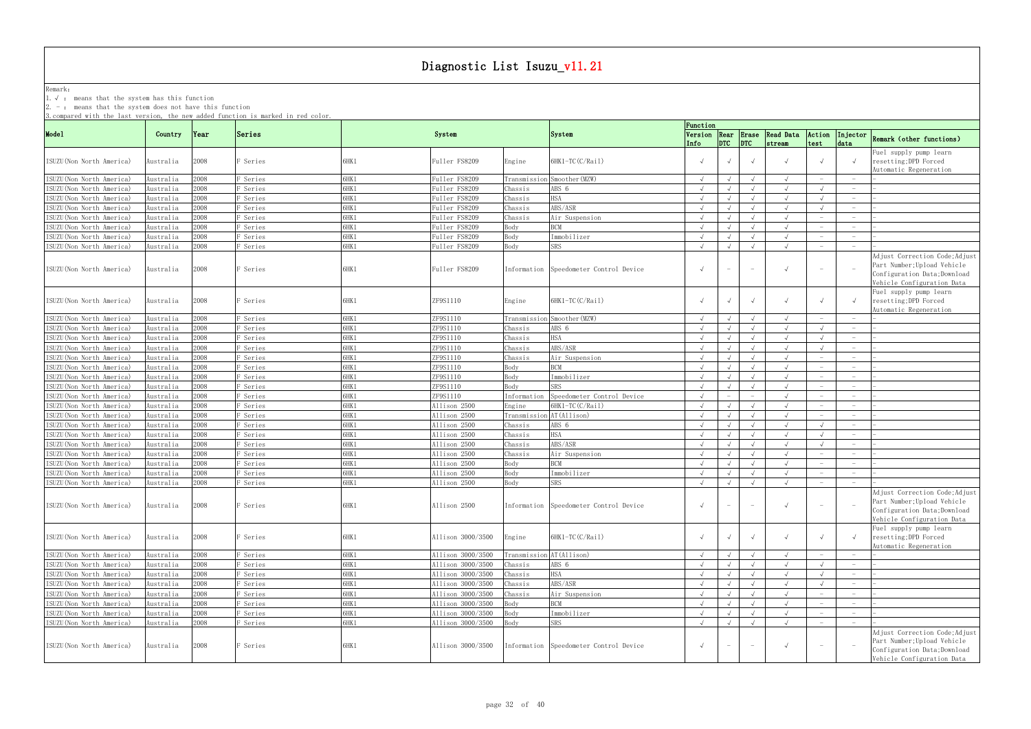# Diagnostic List Isuzu_v11.21

Remark:
1. √ : means that the system has this function
2. - : means that the system does not have this function
3. compared with the last version, the new added function is marked in red color.

| Model | Country | Year | Series | System | | | System | Function | | | | | | |
|---|---|---|---|---|---|---|---|---|---|---|---|---|---|---|
| | | | | | | | | Version Info | Rear DTC | Erase DTC | Read Data stream | Action test | Injector data | Remark (other functions) |
| ISUZU(Non North America) | Australia | 2008 | F Series | 6HK1 | Fuller FS8209 | Engine | 6HK1-TC(C/Rail) | √ | √ | √ | √ | √ | √ | Fuel supply pump learn resetting;DPD Forced Automatic Regeneration |
| ISUZU(Non North America) | Australia | 2008 | F Series | 6HK1 | Fuller FS8209 | Transmission | Smoother(MZW) | √ | √ | √ | √ | - | - | - |
| ISUZU(Non North America) | Australia | 2008 | F Series | 6HK1 | Fuller FS8209 | Chassis | ABS 6 | √ | √ | √ | √ | √ | - | - |
| ISUZU(Non North America) | Australia | 2008 | F Series | 6HK1 | Fuller FS8209 | Chassis | HSA | √ | √ | √ | √ | √ | - | - |
| ISUZU(Non North America) | Australia | 2008 | F Series | 6HK1 | Fuller FS8209 | Chassis | ABS/ASR | √ | √ | √ | √ | √ | - | - |
| ISUZU(Non North America) | Australia | 2008 | F Series | 6HK1 | Fuller FS8209 | Chassis | Air Suspension | √ | √ | √ | √ | - | - | - |
| ISUZU(Non North America) | Australia | 2008 | F Series | 6HK1 | Fuller FS8209 | Body | BCM | √ | √ | √ | √ | - | - | - |
| ISUZU(Non North America) | Australia | 2008 | F Series | 6HK1 | Fuller FS8209 | Body | Immobilizer | √ | √ | √ | √ | - | - | - |
| ISUZU(Non North America) | Australia | 2008 | F Series | 6HK1 | Fuller FS8209 | Body | SRS | √ | √ | √ | √ | - | - | - |
| ISUZU(Non North America) | Australia | 2008 | F Series | 6HK1 | Fuller FS8209 | Information | Speedometer Control Device | √ | - | - | √ | - | - | Adjust Correction Code;Adjust Part Number;Upload Vehicle Configuration Data;Download Vehicle Configuration Data |
| ISUZU(Non North America) | Australia | 2008 | F Series | 6HK1 | ZF9S1110 | Engine | 6HK1-TC(C/Rail) | √ | √ | √ | √ | √ | √ | Fuel supply pump learn resetting;DPD Forced Automatic Regeneration |
| ISUZU(Non North America) | Australia | 2008 | F Series | 6HK1 | ZF9S1110 | Transmission | Smoother(MZW) | √ | √ | √ | √ | - | - | - |
| ISUZU(Non North America) | Australia | 2008 | F Series | 6HK1 | ZF9S1110 | Chassis | ABS 6 | √ | √ | √ | √ | √ | - | - |
| ISUZU(Non North America) | Australia | 2008 | F Series | 6HK1 | ZF9S1110 | Chassis | HSA | √ | √ | √ | √ | √ | - | - |
| ISUZU(Non North America) | Australia | 2008 | F Series | 6HK1 | ZF9S1110 | Chassis | ABS/ASR | √ | √ | √ | √ | √ | - | - |
| ISUZU(Non North America) | Australia | 2008 | F Series | 6HK1 | ZF9S1110 | Chassis | Air Suspension | √ | √ | √ | √ | - | - | - |
| ISUZU(Non North America) | Australia | 2008 | F Series | 6HK1 | ZF9S1110 | Body | BCM | √ | √ | √ | √ | - | - | - |
| ISUZU(Non North America) | Australia | 2008 | F Series | 6HK1 | ZF9S1110 | Body | Immobilizer | √ | √ | √ | √ | - | - | - |
| ISUZU(Non North America) | Australia | 2008 | F Series | 6HK1 | ZF9S1110 | Body | SRS | √ | √ | √ | √ | - | - | - |
| ISUZU(Non North America) | Australia | 2008 | F Series | 6HK1 | ZF9S1110 | Information | Speedometer Control Device | √ | - | - | √ | - | - | - |
| ISUZU(Non North America) | Australia | 2008 | F Series | 6HK1 | Allison 2500 | Engine | 6HK1-TC(C/Rail) | √ | √ | √ | √ | - | - | - |
| ISUZU(Non North America) | Australia | 2008 | F Series | 6HK1 | Allison 2500 | Transmission | AT(Allison) | √ | √ | √ | √ | - | - | - |
| ISUZU(Non North America) | Australia | 2008 | F Series | 6HK1 | Allison 2500 | Chassis | ABS 6 | √ | √ | √ | √ | √ | - | - |
| ISUZU(Non North America) | Australia | 2008 | F Series | 6HK1 | Allison 2500 | Chassis | HSA | √ | √ | √ | √ | √ | - | - |
| ISUZU(Non North America) | Australia | 2008 | F Series | 6HK1 | Allison 2500 | Chassis | ABS/ASR | √ | √ | √ | √ | √ | - | - |
| ISUZU(Non North America) | Australia | 2008 | F Series | 6HK1 | Allison 2500 | Chassis | Air Suspension | √ | √ | √ | √ | - | - | - |
| ISUZU(Non North America) | Australia | 2008 | F Series | 6HK1 | Allison 2500 | Body | BCM | √ | √ | √ | √ | - | - | - |
| ISUZU(Non North America) | Australia | 2008 | F Series | 6HK1 | Allison 2500 | Body | Immobilizer | √ | √ | √ | √ | - | - | - |
| ISUZU(Non North America) | Australia | 2008 | F Series | 6HK1 | Allison 2500 | Body | SRS | √ | √ | √ | √ | - | - | - |
| ISUZU(Non North America) | Australia | 2008 | F Series | 6HK1 | Allison 2500 | Information | Speedometer Control Device | √ | - | - | √ | - | - | Adjust Correction Code;Adjust Part Number;Upload Vehicle Configuration Data;Download Vehicle Configuration Data |
| ISUZU(Non North America) | Australia | 2008 | F Series | 6HK1 | Allison 3000/3500 | Engine | 6HK1-TC(C/Rail) | √ | √ | √ | √ | √ | √ | Fuel supply pump learn resetting;DPD Forced Automatic Regeneration |
| ISUZU(Non North America) | Australia | 2008 | F Series | 6HK1 | Allison 3000/3500 | Transmission | AT(Allison) | √ | √ | √ | √ | - | - | - |
| ISUZU(Non North America) | Australia | 2008 | F Series | 6HK1 | Allison 3000/3500 | Chassis | ABS 6 | √ | √ | √ | √ | √ | - | - |
| ISUZU(Non North America) | Australia | 2008 | F Series | 6HK1 | Allison 3000/3500 | Chassis | HSA | √ | √ | √ | √ | √ | - | - |
| ISUZU(Non North America) | Australia | 2008 | F Series | 6HK1 | Allison 3000/3500 | Chassis | ABS/ASR | √ | √ | √ | √ | √ | - | - |
| ISUZU(Non North America) | Australia | 2008 | F Series | 6HK1 | Allison 3000/3500 | Chassis | Air Suspension | √ | √ | √ | √ | - | - | - |
| ISUZU(Non North America) | Australia | 2008 | F Series | 6HK1 | Allison 3000/3500 | Body | BCM | √ | √ | √ | √ | - | - | - |
| ISUZU(Non North America) | Australia | 2008 | F Series | 6HK1 | Allison 3000/3500 | Body | Immobilizer | √ | √ | √ | √ | - | - | - |
| ISUZU(Non North America) | Australia | 2008 | F Series | 6HK1 | Allison 3000/3500 | Body | SRS | √ | √ | √ | √ | - | - | - |
| ISUZU(Non North America) | Australia | 2008 | F Series | 6HK1 | Allison 3000/3500 | Information | Speedometer Control Device | √ | - | - | √ | - | - | Adjust Correction Code;Adjust Part Number;Upload Vehicle Configuration Data;Download Vehicle Configuration Data |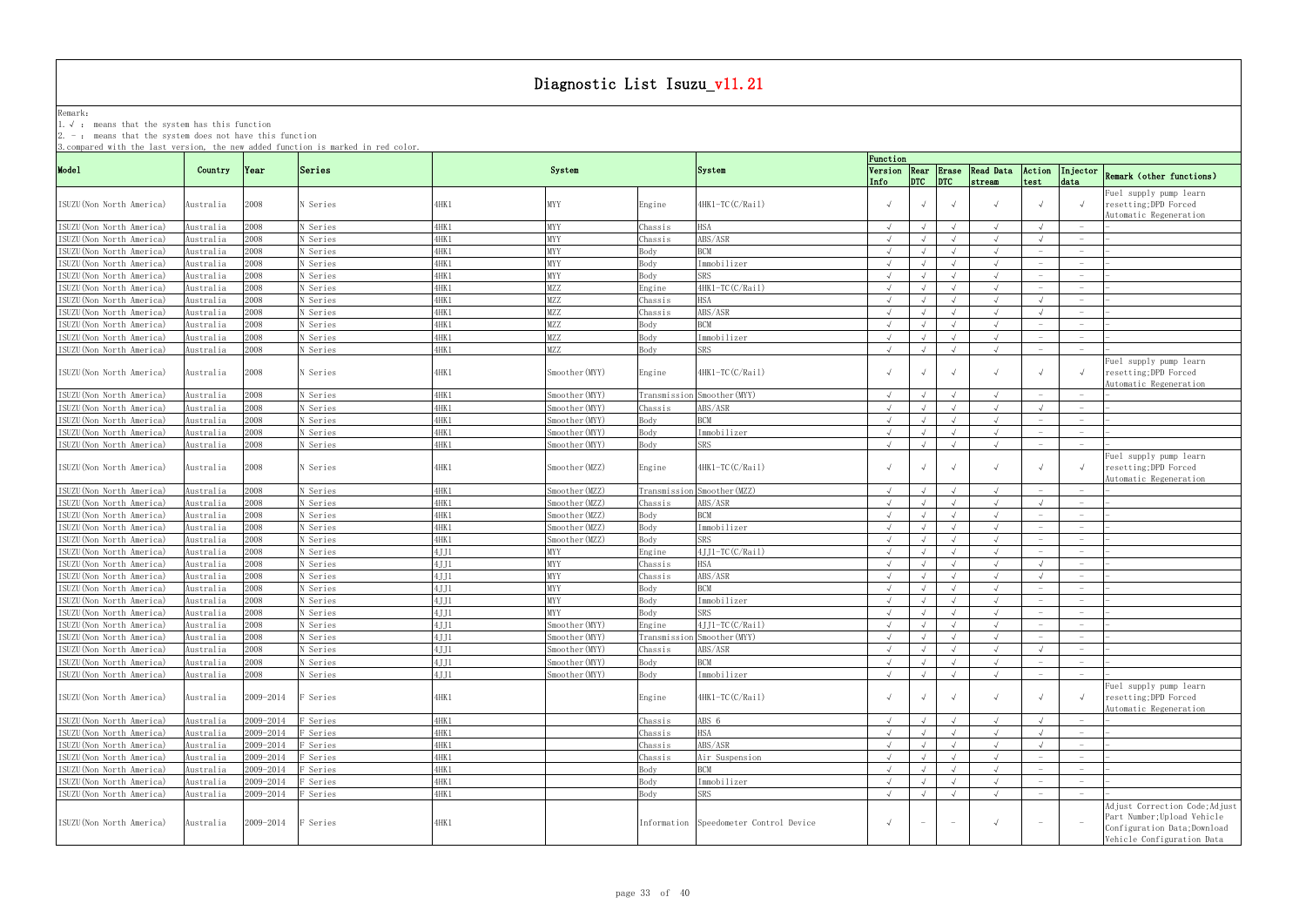# Diagnostic List Isuzu_v11.21

Remark:
1. √ : means that the system has this function
2. - : means that the system does not have this function
3. compared with the last version, the new added function is marked in red color.

| Model | Country | Year | Series | System | | | System | Function | | | | | | |
|---|---|---|---|---|---|---|---|---|---|---|---|---|---|---|
| | | | | | | | | Version Info | Read DTC | Erase DTC | Read Data stream | Action test | Injector data | Remark (other functions) |
| ISUZU(Non North America) | Australia | 2008 | N Series | 4HK1 | MYY | Engine | 4HK1-TC(C/Rail) | √ | √ | √ | √ | √ | √ | Fuel supply pump learn resetting;DPD Forced Automatic Regeneration |
| ISUZU(Non North America) | Australia | 2008 | N Series | 4HK1 | MYY | Chassis | HSA | √ | √ | √ | √ | √ | - | - |
| ISUZU(Non North America) | Australia | 2008 | N Series | 4HK1 | MYY | Chassis | ABS/ASR | √ | √ | √ | √ | √ | - | - |
| ISUZU(Non North America) | Australia | 2008 | N Series | 4HK1 | MYY | Body | BCM | √ | √ | √ | √ | - | - | - |
| ISUZU(Non North America) | Australia | 2008 | N Series | 4HK1 | MYY | Body | Immobilizer | √ | √ | √ | √ | - | - | - |
| ISUZU(Non North America) | Australia | 2008 | N Series | 4HK1 | MYY | Body | SRS | √ | √ | √ | √ | - | - | - |
| ISUZU(Non North America) | Australia | 2008 | N Series | 4HK1 | MZZ | Engine | 4HK1-TC(C/Rail) | √ | √ | √ | √ | - | - | - |
| ISUZU(Non North America) | Australia | 2008 | N Series | 4HK1 | MZZ | Chassis | HSA | √ | √ | √ | √ | √ | - | - |
| ISUZU(Non North America) | Australia | 2008 | N Series | 4HK1 | MZZ | Chassis | ABS/ASR | √ | √ | √ | √ | √ | - | - |
| ISUZU(Non North America) | Australia | 2008 | N Series | 4HK1 | MZZ | Body | BCM | √ | √ | √ | √ | - | - | - |
| ISUZU(Non North America) | Australia | 2008 | N Series | 4HK1 | MZZ | Body | Immobilizer | √ | √ | √ | √ | - | - | - |
| ISUZU(Non North America) | Australia | 2008 | N Series | 4HK1 | MZZ | Body | SRS | √ | √ | √ | √ | - | - | - |
| ISUZU(Non North America) | Australia | 2008 | N Series | 4HK1 | Smoother(MYY) | Engine | 4HK1-TC(C/Rail) | √ | √ | √ | √ | √ | √ | Fuel supply pump learn resetting;DPD Forced Automatic Regeneration |
| ISUZU(Non North America) | Australia | 2008 | N Series | 4HK1 | Smoother(MYY) | Transmission | Smoother(MYY) | √ | √ | √ | √ | - | - | - |
| ISUZU(Non North America) | Australia | 2008 | N Series | 4HK1 | Smoother(MYY) | Chassis | ABS/ASR | √ | √ | √ | √ | √ | - | - |
| ISUZU(Non North America) | Australia | 2008 | N Series | 4HK1 | Smoother(MYY) | Body | BCM | √ | √ | √ | √ | - | - | - |
| ISUZU(Non North America) | Australia | 2008 | N Series | 4HK1 | Smoother(MYY) | Body | Immobilizer | √ | √ | √ | √ | - | - | - |
| ISUZU(Non North America) | Australia | 2008 | N Series | 4HK1 | Smoother(MYY) | Body | SRS | √ | √ | √ | √ | - | - | - |
| ISUZU(Non North America) | Australia | 2008 | N Series | 4HK1 | Smoother(MZZ) | Engine | 4HK1-TC(C/Rail) | √ | √ | √ | √ | √ | √ | Fuel supply pump learn resetting;DPD Forced Automatic Regeneration |
| ISUZU(Non North America) | Australia | 2008 | N Series | 4HK1 | Smoother(MZZ) | Transmission | Smoother(MZZ) | √ | √ | √ | √ | - | - | - |
| ISUZU(Non North America) | Australia | 2008 | N Series | 4HK1 | Smoother(MZZ) | Chassis | ABS/ASR | √ | √ | √ | √ | √ | - | - |
| ISUZU(Non North America) | Australia | 2008 | N Series | 4HK1 | Smoother(MZZ) | Body | BCM | √ | √ | √ | √ | - | - | - |
| ISUZU(Non North America) | Australia | 2008 | N Series | 4HK1 | Smoother(MZZ) | Body | Immobilizer | √ | √ | √ | √ | - | - | - |
| ISUZU(Non North America) | Australia | 2008 | N Series | 4HK1 | Smoother(MZZ) | Body | SRS | √ | √ | √ | √ | - | - | - |
| ISUZU(Non North America) | Australia | 2008 | N Series | 4JJ1 | MYY | Engine | 4JJ1-TC(C/Rail) | √ | √ | √ | √ | - | - | - |
| ISUZU(Non North America) | Australia | 2008 | N Series | 4JJ1 | MYY | Chassis | HSA | √ | √ | √ | √ | √ | - | - |
| ISUZU(Non North America) | Australia | 2008 | N Series | 4JJ1 | MYY | Chassis | ABS/ASR | √ | √ | √ | √ | √ | - | - |
| ISUZU(Non North America) | Australia | 2008 | N Series | 4JJ1 | MYY | Body | BCM | √ | √ | √ | √ | - | - | - |
| ISUZU(Non North America) | Australia | 2008 | N Series | 4JJ1 | MYY | Body | Immobilizer | √ | √ | √ | √ | - | - | - |
| ISUZU(Non North America) | Australia | 2008 | N Series | 4JJ1 | MYY | Body | SRS | √ | √ | √ | √ | - | - | - |
| ISUZU(Non North America) | Australia | 2008 | N Series | 4JJ1 | Smoother(MYY) | Engine | 4JJ1-TC(C/Rail) | √ | √ | √ | √ | - | - | - |
| ISUZU(Non North America) | Australia | 2008 | N Series | 4JJ1 | Smoother(MYY) | Transmission | Smoother(MYY) | √ | √ | √ | √ | - | - | - |
| ISUZU(Non North America) | Australia | 2008 | N Series | 4JJ1 | Smoother(MYY) | Chassis | ABS/ASR | √ | √ | √ | √ | √ | - | - |
| ISUZU(Non North America) | Australia | 2008 | N Series | 4JJ1 | Smoother(MYY) | Body | BCM | √ | √ | √ | √ | - | - | - |
| ISUZU(Non North America) | Australia | 2008 | N Series | 4JJ1 | Smoother(MYY) | Body | Immobilizer | √ | √ | √ | √ | - | - | - |
| ISUZU(Non North America) | Australia | 2009-2014 | F Series | 4HK1 | | Engine | 4HK1-TC(C/Rail) | √ | √ | √ | √ | √ | √ | Fuel supply pump learn resetting;DPD Forced Automatic Regeneration |
| ISUZU(Non North America) | Australia | 2009-2014 | F Series | 4HK1 | | Chassis | ABS 6 | √ | √ | √ | √ | √ | - | - |
| ISUZU(Non North America) | Australia | 2009-2014 | F Series | 4HK1 | | Chassis | HSA | √ | √ | √ | √ | √ | - | - |
| ISUZU(Non North America) | Australia | 2009-2014 | F Series | 4HK1 | | Chassis | ABS/ASR | √ | √ | √ | √ | √ | - | - |
| ISUZU(Non North America) | Australia | 2009-2014 | F Series | 4HK1 | | Chassis | Air Suspension | √ | √ | √ | √ | - | - | - |
| ISUZU(Non North America) | Australia | 2009-2014 | F Series | 4HK1 | | Body | BCM | √ | √ | √ | √ | - | - | - |
| ISUZU(Non North America) | Australia | 2009-2014 | F Series | 4HK1 | | Body | Immobilizer | √ | √ | √ | √ | - | - | - |
| ISUZU(Non North America) | Australia | 2009-2014 | F Series | 4HK1 | | Body | SRS | √ | √ | √ | √ | - | - | - |
| ISUZU(Non North America) | Australia | 2009-2014 | F Series | 4HK1 | | Information | Speedometer Control Device | √ | - | - | √ | - | - | Adjust Correction Code;Adjust Part Number;Upload Vehicle Configuration Data;Download Vehicle Configuration Data |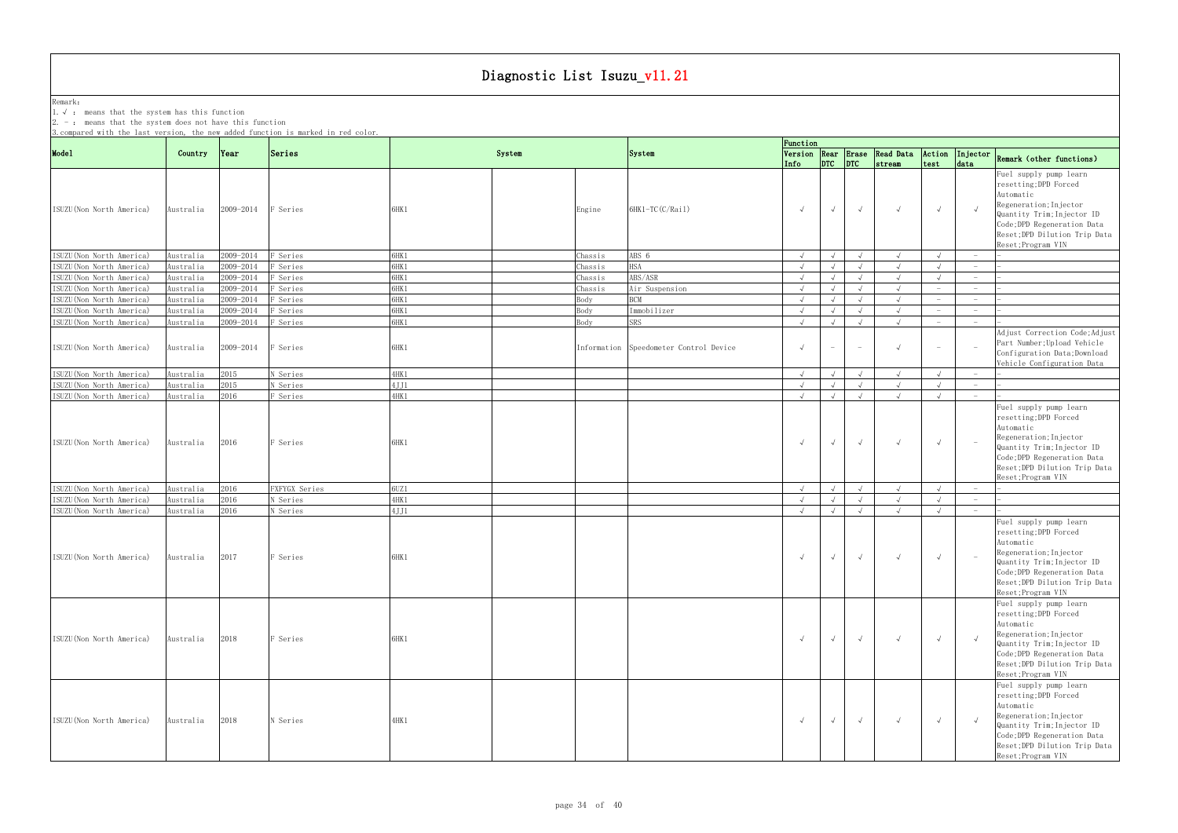# Diagnostic List Isuzu_v11.21

Remark:
1. √ : means that the system has this function
2. － : means that the system does not have this function
3. compared with the last version, the new added function is marked in red color.

| Model | Country | Year | Series | System | | | System | Function | | | | | | |
|---|---|---|---|---|---|---|---|---|---|---|---|---|---|---|
| | | | | | | | | Version Info | Rear DTC | Erase DTC | Read Data stream | Action test | Injector data | Remark (other functions) |
| ISUZU(Non North America) | Australia | 2009-2014 | F Series | 6HK1 | | Engine | 6HK1-TC(C/Rail) | √ | √ | √ | √ | √ | √ | Fuel supply pump learn resetting;DPD Forced Automatic Regeneration;Injector Quantity Trim;Injector ID Code;DPD Regeneration Data Reset;DPD Dilution Trip Data Reset;Program VIN |
| ISUZU(Non North America) | Australia | 2009-2014 | F Series | 6HK1 | | Chassis | ABS 6 | √ | √ | √ | √ | √ | － | － |
| ISUZU(Non North America) | Australia | 2009-2014 | F Series | 6HK1 | | Chassis | HSA | √ | √ | √ | √ | √ | － | － |
| ISUZU(Non North America) | Australia | 2009-2014 | F Series | 6HK1 | | Chassis | ABS/ASR | √ | √ | √ | √ | √ | － | － |
| ISUZU(Non North America) | Australia | 2009-2014 | F Series | 6HK1 | | Chassis | Air Suspension | √ | √ | √ | √ | － | － | － |
| ISUZU(Non North America) | Australia | 2009-2014 | F Series | 6HK1 | | Body | BCM | √ | √ | √ | √ | － | － | － |
| ISUZU(Non North America) | Australia | 2009-2014 | F Series | 6HK1 | | Body | Immobilizer | √ | √ | √ | √ | － | － | － |
| ISUZU(Non North America) | Australia | 2009-2014 | F Series | 6HK1 | | Body | SRS | √ | √ | √ | √ | － | － | － |
| ISUZU(Non North America) | Australia | 2009-2014 | F Series | 6HK1 | | Information | Speedometer Control Device | √ | － | － | √ | － | － | Adjust Correction Code;Adjust Part Number;Upload Vehicle Configuration Data;Download Vehicle Configuration Data |
| ISUZU(Non North America) | Australia | 2015 | N Series | 4HK1 | | | | √ | √ | √ | √ | √ | － | － |
| ISUZU(Non North America) | Australia | 2015 | N Series | 4JJ1 | | | | √ | √ | √ | √ | √ | － | － |
| ISUZU(Non North America) | Australia | 2016 | F Series | 4HK1 | | | | √ | √ | √ | √ | √ | － | － |
| ISUZU(Non North America) | Australia | 2016 | F Series | 6HK1 | | | | √ | √ | √ | √ | √ | － | Fuel supply pump learn resetting;DPD Forced Automatic Regeneration;Injector Quantity Trim;Injector ID Code;DPD Regeneration Data Reset;DPD Dilution Trip Data Reset;Program VIN |
| ISUZU(Non North America) | Australia | 2016 | FXFYGX Series | 6UZ1 | | | | √ | √ | √ | √ | √ | － | － |
| ISUZU(Non North America) | Australia | 2016 | N Series | 4HK1 | | | | √ | √ | √ | √ | √ | － | － |
| ISUZU(Non North America) | Australia | 2016 | N Series | 4JJ1 | | | | √ | √ | √ | √ | √ | － | － |
| ISUZU(Non North America) | Australia | 2017 | F Series | 6HK1 | | | | √ | √ | √ | √ | √ | － | Fuel supply pump learn resetting;DPD Forced Automatic Regeneration;Injector Quantity Trim;Injector ID Code;DPD Regeneration Data Reset;DPD Dilution Trip Data Reset;Program VIN |
| ISUZU(Non North America) | Australia | 2018 | F Series | 6HK1 | | | | √ | √ | √ | √ | √ | √ | Fuel supply pump learn resetting;DPD Forced Automatic Regeneration;Injector Quantity Trim;Injector ID Code;DPD Regeneration Data Reset;DPD Dilution Trip Data Reset;Program VIN |
| ISUZU(Non North America) | Australia | 2018 | N Series | 4HK1 | | | | √ | √ | √ | √ | √ | √ | Fuel supply pump learn resetting;DPD Forced Automatic Regeneration;Injector Quantity Trim;Injector ID Code;DPD Regeneration Data Reset;DPD Dilution Trip Data Reset;Program VIN |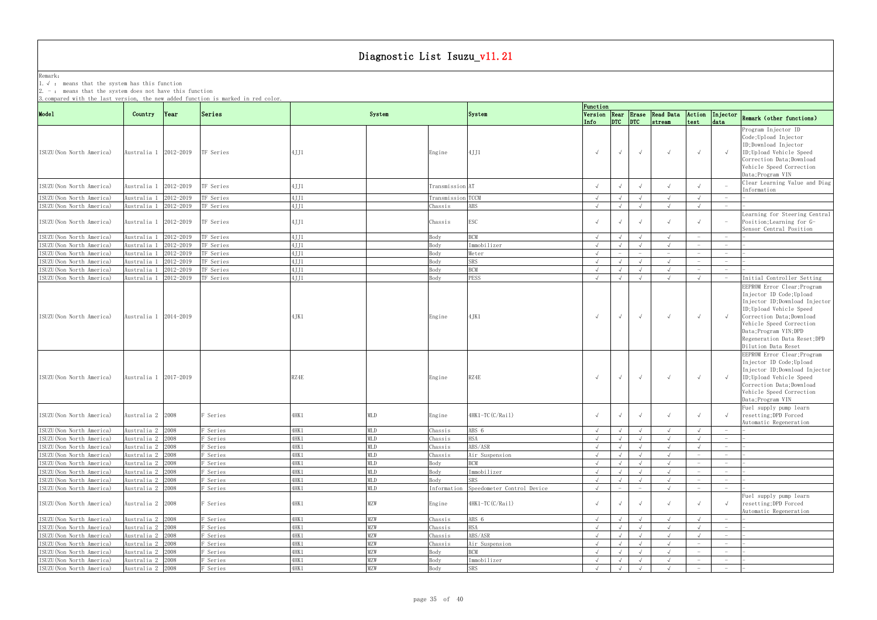# Diagnostic List Isuzu_v11.21

Remark:
1. √ : means that the system has this function
2. － : means that the system does not have this function
3.compared with the last version, the new added function is marked in red color.

| Model | Country | Year | Series | System | | | System | Function | | | | | | |
|---|---|---|---|---|---|---|---|---|---|---|---|---|---|---|
| | | | | | | | | Version Info | Rear DTC | Erase DTC | Read Data stream | Action test | Injector data | Remark (other functions) |
| ISUZU(Non North America) | Australia 1 | 2012-2019 | TF Series | 4JJ1 | | Engine | 4JJ1 | √ | √ | √ | √ | √ | √ | Program Injector ID Code;Upload Injector ID;Download Injector ID;Upload Vehicle Speed Correction Data;Download Vehicle Speed Correction Data;Program VIN |
| ISUZU(Non North America) | Australia 1 | 2012-2019 | TF Series | 4JJ1 | | Transmission | AT | √ | √ | √ | √ | √ | － | Clear Learning Value and Diag Information |
| ISUZU(Non North America) | Australia 1 | 2012-2019 | TF Series | 4JJ1 | | Transmission | TCCM | √ | √ | √ | √ | √ | － | － |
| ISUZU(Non North America) | Australia 1 | 2012-2019 | TF Series | 4JJ1 | | Chassis | ABS | √ | √ | √ | √ | √ | － | － |
| ISUZU(Non North America) | Australia 1 | 2012-2019 | TF Series | 4JJ1 | | Chassis | ESC | √ | √ | √ | √ | √ | － | Learning for Steering Central Position;Learning for G-Sensor Central Position |
| ISUZU(Non North America) | Australia 1 | 2012-2019 | TF Series | 4JJ1 | | Body | BCM | √ | √ | √ | √ | － | － | － |
| ISUZU(Non North America) | Australia 1 | 2012-2019 | TF Series | 4JJ1 | | Body | Immobilizer | √ | √ | √ | √ | － | － | － |
| ISUZU(Non North America) | Australia 1 | 2012-2019 | TF Series | 4JJ1 | | Body | Meter | √ | － | － | － | － | － | － |
| ISUZU(Non North America) | Australia 1 | 2012-2019 | TF Series | 4JJ1 | | Body | SRS | √ | √ | √ | √ | － | － | － |
| ISUZU(Non North America) | Australia 1 | 2012-2019 | TF Series | 4JJ1 | | Body | BCM | √ | √ | √ | √ | － | － | － |
| ISUZU(Non North America) | Australia 1 | 2012-2019 | TF Series | 4JJ1 | | Body | PESS | √ | √ | √ | √ | √ | － | Initial Controller Setting |
| ISUZU(Non North America) | Australia 1 | 2014-2019 | | 4JK1 | | Engine | 4JK1 | √ | √ | √ | √ | √ | √ | EEPROM Error Clear;Program Injector ID Code;Upload Injector ID;Download Injector ID;Upload Vehicle Speed Correction Data;Download Vehicle Speed Correction Data;Program VIN;DPD Regeneration Data Reset;DPD Dilution Data Reset |
| ISUZU(Non North America) | Australia 1 | 2017-2019 | | RZ4E | | Engine | RZ4E | √ | √ | √ | √ | √ | √ | EEPROM Error Clear;Program Injector ID Code;Upload Injector ID;Download Injector ID;Upload Vehicle Speed Correction Data;Download Vehicle Speed Correction Data;Program VIN |
| ISUZU(Non North America) | Australia 2 | 2008 | F Series | 4HK1 | MLD | Engine | 4HK1-TC(C/Rail) | √ | √ | √ | √ | √ | √ | Fuel supply pump learn resetting;DPD Forced Automatic Regeneration |
| ISUZU(Non North America) | Australia 2 | 2008 | F Series | 4HK1 | MLD | Chassis | ABS 6 | √ | √ | √ | √ | √ | － | － |
| ISUZU(Non North America) | Australia 2 | 2008 | F Series | 4HK1 | MLD | Chassis | HSA | √ | √ | √ | √ | √ | － | － |
| ISUZU(Non North America) | Australia 2 | 2008 | F Series | 4HK1 | MLD | Chassis | ABS/ASR | √ | √ | √ | √ | √ | － | － |
| ISUZU(Non North America) | Australia 2 | 2008 | F Series | 4HK1 | MLD | Chassis | Air Suspension | √ | √ | √ | √ | － | － | － |
| ISUZU(Non North America) | Australia 2 | 2008 | F Series | 4HK1 | MLD | Body | BCM | √ | √ | √ | √ | － | － | － |
| ISUZU(Non North America) | Australia 2 | 2008 | F Series | 4HK1 | MLD | Body | Immobilizer | √ | √ | √ | √ | － | － | － |
| ISUZU(Non North America) | Australia 2 | 2008 | F Series | 4HK1 | MLD | Body | SRS | √ | √ | √ | √ | － | － | － |
| ISUZU(Non North America) | Australia 2 | 2008 | F Series | 4HK1 | MLD | Information | Speedometer Control Device | √ | － | － | √ | － | － | － |
| ISUZU(Non North America) | Australia 2 | 2008 | F Series | 4HK1 | MZW | Engine | 4HK1-TC(C/Rail) | √ | √ | √ | √ | √ | √ | Fuel supply pump learn resetting;DPD Forced Automatic Regeneration |
| ISUZU(Non North America) | Australia 2 | 2008 | F Series | 4HK1 | MZW | Chassis | ABS 6 | √ | √ | √ | √ | √ | － | － |
| ISUZU(Non North America) | Australia 2 | 2008 | F Series | 4HK1 | MZW | Chassis | HSA | √ | √ | √ | √ | √ | － | － |
| ISUZU(Non North America) | Australia 2 | 2008 | F Series | 4HK1 | MZW | Chassis | ABS/ASR | √ | √ | √ | √ | √ | － | － |
| ISUZU(Non North America) | Australia 2 | 2008 | F Series | 4HK1 | MZW | Chassis | Air Suspension | √ | √ | √ | √ | － | － | － |
| ISUZU(Non North America) | Australia 2 | 2008 | F Series | 4HK1 | MZW | Body | BCM | √ | √ | √ | √ | － | － | － |
| ISUZU(Non North America) | Australia 2 | 2008 | F Series | 4HK1 | MZW | Body | Immobilizer | √ | √ | √ | √ | － | － | － |
| ISUZU(Non North America) | Australia 2 | 2008 | F Series | 4HK1 | MZW | Body | SRS | √ | √ | √ | √ | － | － | － |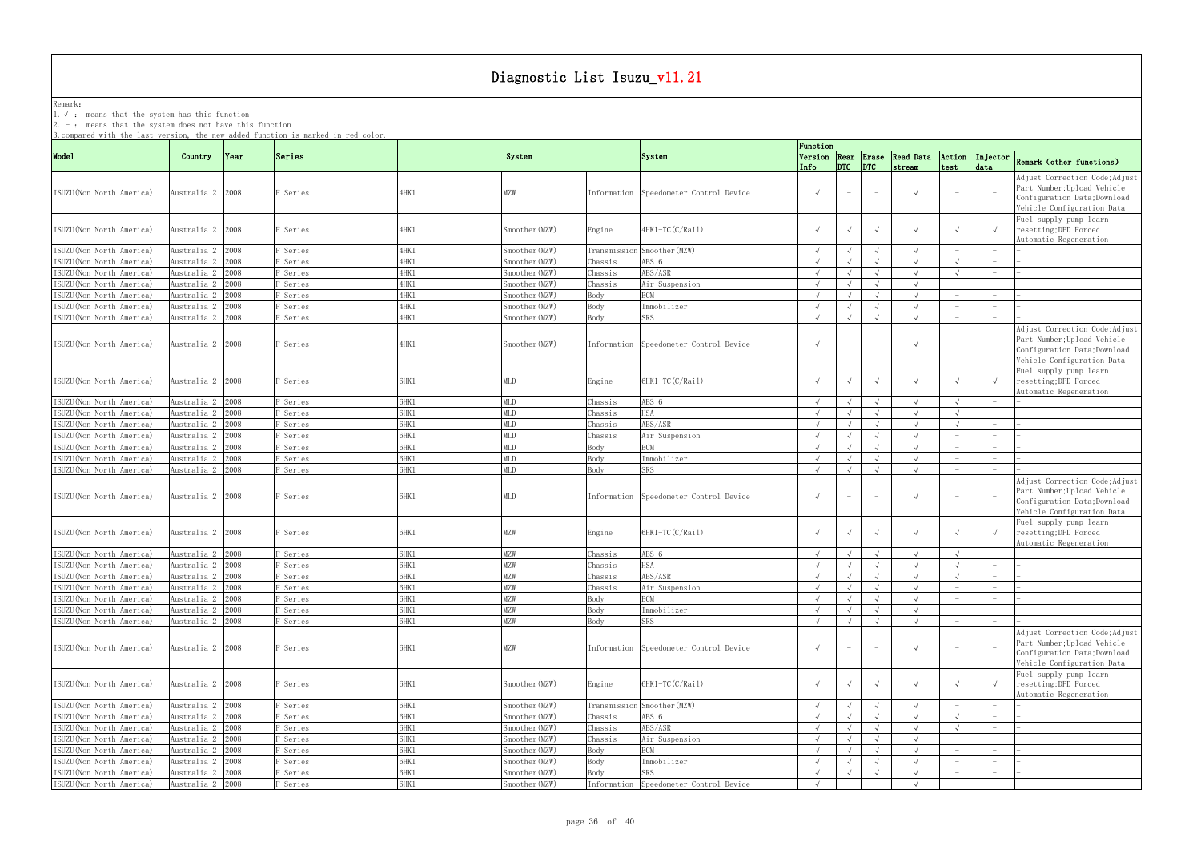# Diagnostic List Isuzu_v11.21

Remark:
1. √ : means that the system has this function
2. - : means that the system does not have this function
3. compared with the last version, the new added function is marked in red color.

| Model | Country | Year | Series | System | | | System | Function | | | | | | |
|---|---|---|---|---|---|---|---|---|---|---|---|---|---|---|
| | | | | | | | | Version Info | Rear DTC | Erase DTC | Read Data stream | Action test | Injector data | Remark (other functions) |
| ISUZU(Non North America) | Australia 2 | 2008 | F Series | 4HK1 | MZW | Information | Speedometer Control Device | √ | - | - | √ | - | - | Adjust Correction Code;Adjust Part Number;Upload Vehicle Configuration Data;Download Vehicle Configuration Data |
| ISUZU(Non North America) | Australia 2 | 2008 | F Series | 4HK1 | Smoother(MZW) | Engine | 4HK1-TC(C/Rail) | √ | √ | √ | √ | √ | √ | Fuel supply pump learn resetting;DPD Forced Automatic Regeneration |
| ISUZU(Non North America) | Australia 2 | 2008 | F Series | 4HK1 | Smoother(MZW) | Transmission | Smoother(MZW) | √ | √ | √ | √ | - | - | - |
| ISUZU(Non North America) | Australia 2 | 2008 | F Series | 4HK1 | Smoother(MZW) | Chassis | ABS 6 | √ | √ | √ | √ | √ | - | - |
| ISUZU(Non North America) | Australia 2 | 2008 | F Series | 4HK1 | Smoother(MZW) | Chassis | ABS/ASR | √ | √ | √ | √ | √ | - | - |
| ISUZU(Non North America) | Australia 2 | 2008 | F Series | 4HK1 | Smoother(MZW) | Chassis | Air Suspension | √ | √ | √ | √ | - | - | - |
| ISUZU(Non North America) | Australia 2 | 2008 | F Series | 4HK1 | Smoother(MZW) | Body | BCM | √ | √ | √ | √ | - | - | - |
| ISUZU(Non North America) | Australia 2 | 2008 | F Series | 4HK1 | Smoother(MZW) | Body | Immobilizer | √ | √ | √ | √ | - | - | - |
| ISUZU(Non North America) | Australia 2 | 2008 | F Series | 4HK1 | Smoother(MZW) | Body | SRS | √ | √ | √ | √ | - | - | - |
| ISUZU(Non North America) | Australia 2 | 2008 | F Series | 4HK1 | Smoother(MZW) | Information | Speedometer Control Device | √ | - | - | √ | - | - | Adjust Correction Code;Adjust Part Number;Upload Vehicle Configuration Data;Download Vehicle Configuration Data |
| ISUZU(Non North America) | Australia 2 | 2008 | F Series | 6HK1 | MLD | Engine | 6HK1-TC(C/Rail) | √ | √ | √ | √ | √ | √ | Fuel supply pump learn resetting;DPD Forced Automatic Regeneration |
| ISUZU(Non North America) | Australia 2 | 2008 | F Series | 6HK1 | MLD | Chassis | ABS 6 | √ | √ | √ | √ | √ | - | - |
| ISUZU(Non North America) | Australia 2 | 2008 | F Series | 6HK1 | MLD | Chassis | HSA | √ | √ | √ | √ | √ | - | - |
| ISUZU(Non North America) | Australia 2 | 2008 | F Series | 6HK1 | MLD | Chassis | ABS/ASR | √ | √ | √ | √ | √ | - | - |
| ISUZU(Non North America) | Australia 2 | 2008 | F Series | 6HK1 | MLD | Chassis | Air Suspension | √ | √ | √ | √ | - | - | - |
| ISUZU(Non North America) | Australia 2 | 2008 | F Series | 6HK1 | MLD | Body | BCM | √ | √ | √ | √ | - | - | - |
| ISUZU(Non North America) | Australia 2 | 2008 | F Series | 6HK1 | MLD | Body | Immobilizer | √ | √ | √ | √ | - | - | - |
| ISUZU(Non North America) | Australia 2 | 2008 | F Series | 6HK1 | MLD | Body | SRS | √ | √ | √ | √ | - | - | - |
| ISUZU(Non North America) | Australia 2 | 2008 | F Series | 6HK1 | MLD | Information | Speedometer Control Device | √ | - | - | √ | - | - | Adjust Correction Code;Adjust Part Number;Upload Vehicle Configuration Data;Download Vehicle Configuration Data |
| ISUZU(Non North America) | Australia 2 | 2008 | F Series | 6HK1 | MZW | Engine | 6HK1-TC(C/Rail) | √ | √ | √ | √ | √ | √ | Fuel supply pump learn resetting;DPD Forced Automatic Regeneration |
| ISUZU(Non North America) | Australia 2 | 2008 | F Series | 6HK1 | MZW | Chassis | ABS 6 | √ | √ | √ | √ | √ | - | - |
| ISUZU(Non North America) | Australia 2 | 2008 | F Series | 6HK1 | MZW | Chassis | HSA | √ | √ | √ | √ | √ | - | - |
| ISUZU(Non North America) | Australia 2 | 2008 | F Series | 6HK1 | MZW | Chassis | ABS/ASR | √ | √ | √ | √ | √ | - | - |
| ISUZU(Non North America) | Australia 2 | 2008 | F Series | 6HK1 | MZW | Chassis | Air Suspension | √ | √ | √ | √ | - | - | - |
| ISUZU(Non North America) | Australia 2 | 2008 | F Series | 6HK1 | MZW | Body | BCM | √ | √ | √ | √ | - | - | - |
| ISUZU(Non North America) | Australia 2 | 2008 | F Series | 6HK1 | MZW | Body | Immobilizer | √ | √ | √ | √ | - | - | - |
| ISUZU(Non North America) | Australia 2 | 2008 | F Series | 6HK1 | MZW | Body | SRS | √ | √ | √ | √ | - | - | - |
| ISUZU(Non North America) | Australia 2 | 2008 | F Series | 6HK1 | MZW | Information | Speedometer Control Device | √ | - | - | √ | - | - | Adjust Correction Code;Adjust Part Number;Upload Vehicle Configuration Data;Download Vehicle Configuration Data |
| ISUZU(Non North America) | Australia 2 | 2008 | F Series | 6HK1 | Smoother(MZW) | Engine | 6HK1-TC(C/Rail) | √ | √ | √ | √ | √ | √ | Fuel supply pump learn resetting;DPD Forced Automatic Regeneration |
| ISUZU(Non North America) | Australia 2 | 2008 | F Series | 6HK1 | Smoother(MZW) | Transmission | Smoother(MZW) | √ | √ | √ | √ | - | - | - |
| ISUZU(Non North America) | Australia 2 | 2008 | F Series | 6HK1 | Smoother(MZW) | Chassis | ABS 6 | √ | √ | √ | √ | √ | - | - |
| ISUZU(Non North America) | Australia 2 | 2008 | F Series | 6HK1 | Smoother(MZW) | Chassis | ABS/ASR | √ | √ | √ | √ | √ | - | - |
| ISUZU(Non North America) | Australia 2 | 2008 | F Series | 6HK1 | Smoother(MZW) | Chassis | Air Suspension | √ | √ | √ | √ | - | - | - |
| ISUZU(Non North America) | Australia 2 | 2008 | F Series | 6HK1 | Smoother(MZW) | Body | BCM | √ | √ | √ | √ | - | - | - |
| ISUZU(Non North America) | Australia 2 | 2008 | F Series | 6HK1 | Smoother(MZW) | Body | Immobilizer | √ | √ | √ | √ | - | - | - |
| ISUZU(Non North America) | Australia 2 | 2008 | F Series | 6HK1 | Smoother(MZW) | Body | SRS | √ | √ | √ | √ | - | - | - |
| ISUZU(Non North America) | Australia 2 | 2008 | F Series | 6HK1 | Smoother(MZW) | Information | Speedometer Control Device | √ | - | - | √ | - | - | - |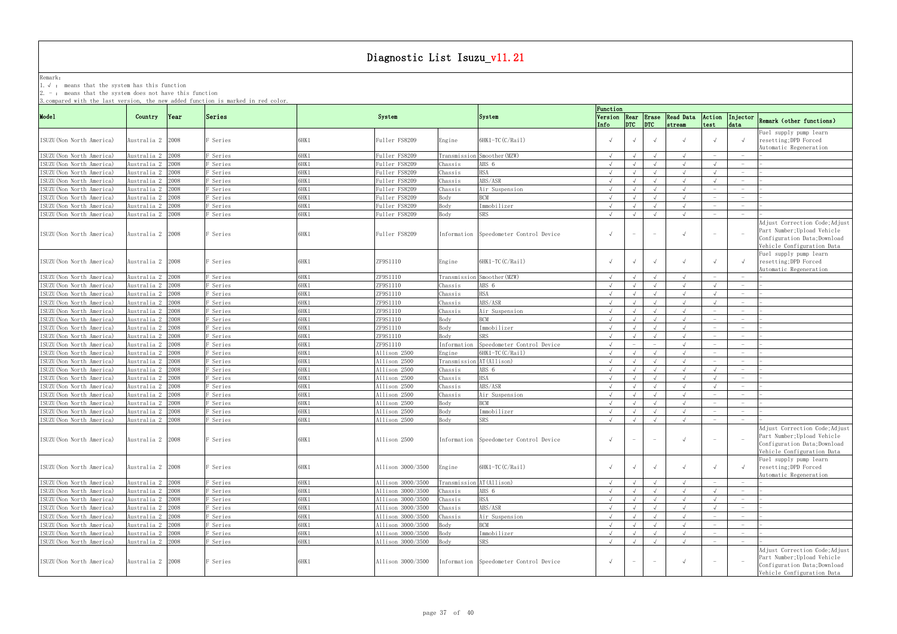# Diagnostic List Isuzu_v11.21

Remark:
1. √ : means that the system has this function
2. - : means that the system does not have this function
3. compared with the last version, the new added function is marked in red color.

| Model | Country | Year | Series | System | | | System | Function | | | | | | |
|---|---|---|---|---|---|---|---|---|---|---|---|---|---|---|
| | | | | | | | | Version Info | Rear DTC | Erase DTC | Read Data stream | Action test | Injector data | Remark (other functions) |
| ISUZU(Non North America) | Australia 2 | 2008 | F Series | 6HK1 | Fuller FS8209 | Engine | 6HK1-TC(C/Rail) | √ | √ | √ | √ | √ | √ | Fuel supply pump learn resetting;DPD Forced Automatic Regeneration |
| ISUZU(Non North America) | Australia 2 | 2008 | F Series | 6HK1 | Fuller FS8209 | Transmission | Smoother(MZW) | √ | √ | √ | √ | - | - | - |
| ISUZU(Non North America) | Australia 2 | 2008 | F Series | 6HK1 | Fuller FS8209 | Chassis | ABS 6 | √ | √ | √ | √ | √ | - | - |
| ISUZU(Non North America) | Australia 2 | 2008 | F Series | 6HK1 | Fuller FS8209 | Chassis | HSA | √ | √ | √ | √ | √ | - | - |
| ISUZU(Non North America) | Australia 2 | 2008 | F Series | 6HK1 | Fuller FS8209 | Chassis | ABS/ASR | √ | √ | √ | √ | √ | - | - |
| ISUZU(Non North America) | Australia 2 | 2008 | F Series | 6HK1 | Fuller FS8209 | Chassis | Air Suspension | √ | √ | √ | √ | - | - | - |
| ISUZU(Non North America) | Australia 2 | 2008 | F Series | 6HK1 | Fuller FS8209 | Body | BCM | √ | √ | √ | √ | - | - | - |
| ISUZU(Non North America) | Australia 2 | 2008 | F Series | 6HK1 | Fuller FS8209 | Body | Immobilizer | √ | √ | √ | √ | - | - | - |
| ISUZU(Non North America) | Australia 2 | 2008 | F Series | 6HK1 | Fuller FS8209 | Body | SRS | √ | √ | √ | √ | - | - | - |
| ISUZU(Non North America) | Australia 2 | 2008 | F Series | 6HK1 | Fuller FS8209 | Information | Speedometer Control Device | √ | - | - | √ | - | - | Adjust Correction Code;Adjust Part Number;Upload Vehicle Configuration Data;Download Vehicle Configuration Data |
| ISUZU(Non North America) | Australia 2 | 2008 | F Series | 6HK1 | ZF9S1110 | Engine | 6HK1-TC(C/Rail) | √ | √ | √ | √ | √ | √ | Fuel supply pump learn resetting;DPD Forced Automatic Regeneration |
| ISUZU(Non North America) | Australia 2 | 2008 | F Series | 6HK1 | ZF9S1110 | Transmission | Smoother(MZW) | √ | √ | √ | √ | - | - | - |
| ISUZU(Non North America) | Australia 2 | 2008 | F Series | 6HK1 | ZF9S1110 | Chassis | ABS 6 | √ | √ | √ | √ | √ | - | - |
| ISUZU(Non North America) | Australia 2 | 2008 | F Series | 6HK1 | ZF9S1110 | Chassis | HSA | √ | √ | √ | √ | √ | - | - |
| ISUZU(Non North America) | Australia 2 | 2008 | F Series | 6HK1 | ZF9S1110 | Chassis | ABS/ASR | √ | √ | √ | √ | √ | - | - |
| ISUZU(Non North America) | Australia 2 | 2008 | F Series | 6HK1 | ZF9S1110 | Chassis | Air Suspension | √ | √ | √ | √ | - | - | - |
| ISUZU(Non North America) | Australia 2 | 2008 | F Series | 6HK1 | ZF9S1110 | Body | BCM | √ | √ | √ | √ | - | - | - |
| ISUZU(Non North America) | Australia 2 | 2008 | F Series | 6HK1 | ZF9S1110 | Body | Immobilizer | √ | √ | √ | √ | - | - | - |
| ISUZU(Non North America) | Australia 2 | 2008 | F Series | 6HK1 | ZF9S1110 | Body | SRS | √ | √ | √ | √ | - | - | - |
| ISUZU(Non North America) | Australia 2 | 2008 | F Series | 6HK1 | ZF9S1110 | Information | Speedometer Control Device | √ | - | - | √ | - | - | - |
| ISUZU(Non North America) | Australia 2 | 2008 | F Series | 6HK1 | Allison 2500 | Engine | 6HK1-TC(C/Rail) | √ | √ | √ | √ | - | - | - |
| ISUZU(Non North America) | Australia 2 | 2008 | F Series | 6HK1 | Allison 2500 | Transmission | AT(Allison) | √ | √ | √ | √ | - | - | - |
| ISUZU(Non North America) | Australia 2 | 2008 | F Series | 6HK1 | Allison 2500 | Chassis | ABS 6 | √ | √ | √ | √ | √ | - | - |
| ISUZU(Non North America) | Australia 2 | 2008 | F Series | 6HK1 | Allison 2500 | Chassis | HSA | √ | √ | √ | √ | √ | - | - |
| ISUZU(Non North America) | Australia 2 | 2008 | F Series | 6HK1 | Allison 2500 | Chassis | ABS/ASR | √ | √ | √ | √ | √ | - | - |
| ISUZU(Non North America) | Australia 2 | 2008 | F Series | 6HK1 | Allison 2500 | Chassis | Air Suspension | √ | √ | √ | √ | - | - | - |
| ISUZU(Non North America) | Australia 2 | 2008 | F Series | 6HK1 | Allison 2500 | Body | BCM | √ | √ | √ | √ | - | - | - |
| ISUZU(Non North America) | Australia 2 | 2008 | F Series | 6HK1 | Allison 2500 | Body | Immobilizer | √ | √ | √ | √ | - | - | - |
| ISUZU(Non North America) | Australia 2 | 2008 | F Series | 6HK1 | Allison 2500 | Body | SRS | √ | √ | √ | √ | - | - | - |
| ISUZU(Non North America) | Australia 2 | 2008 | F Series | 6HK1 | Allison 2500 | Information | Speedometer Control Device | √ | - | - | √ | - | - | Adjust Correction Code;Adjust Part Number;Upload Vehicle Configuration Data;Download Vehicle Configuration Data |
| ISUZU(Non North America) | Australia 2 | 2008 | F Series | 6HK1 | Allison 3000/3500 | Engine | 6HK1-TC(C/Rail) | √ | √ | √ | √ | √ | √ | Fuel supply pump learn resetting;DPD Forced Automatic Regeneration |
| ISUZU(Non North America) | Australia 2 | 2008 | F Series | 6HK1 | Allison 3000/3500 | Transmission | AT(Allison) | √ | √ | √ | √ | - | - | - |
| ISUZU(Non North America) | Australia 2 | 2008 | F Series | 6HK1 | Allison 3000/3500 | Chassis | ABS 6 | √ | √ | √ | √ | √ | - | - |
| ISUZU(Non North America) | Australia 2 | 2008 | F Series | 6HK1 | Allison 3000/3500 | Chassis | HSA | √ | √ | √ | √ | √ | - | - |
| ISUZU(Non North America) | Australia 2 | 2008 | F Series | 6HK1 | Allison 3000/3500 | Chassis | ABS/ASR | √ | √ | √ | √ | √ | - | - |
| ISUZU(Non North America) | Australia 2 | 2008 | F Series | 6HK1 | Allison 3000/3500 | Chassis | Air Suspension | √ | √ | √ | √ | - | - | - |
| ISUZU(Non North America) | Australia 2 | 2008 | F Series | 6HK1 | Allison 3000/3500 | Body | BCM | √ | √ | √ | √ | - | - | - |
| ISUZU(Non North America) | Australia 2 | 2008 | F Series | 6HK1 | Allison 3000/3500 | Body | Immobilizer | √ | √ | √ | √ | - | - | - |
| ISUZU(Non North America) | Australia 2 | 2008 | F Series | 6HK1 | Allison 3000/3500 | Body | SRS | √ | √ | √ | √ | - | - | - |
| ISUZU(Non North America) | Australia 2 | 2008 | F Series | 6HK1 | Allison 3000/3500 | Information | Speedometer Control Device | √ | - | - | √ | - | - | Adjust Correction Code;Adjust Part Number;Upload Vehicle Configuration Data;Download Vehicle Configuration Data |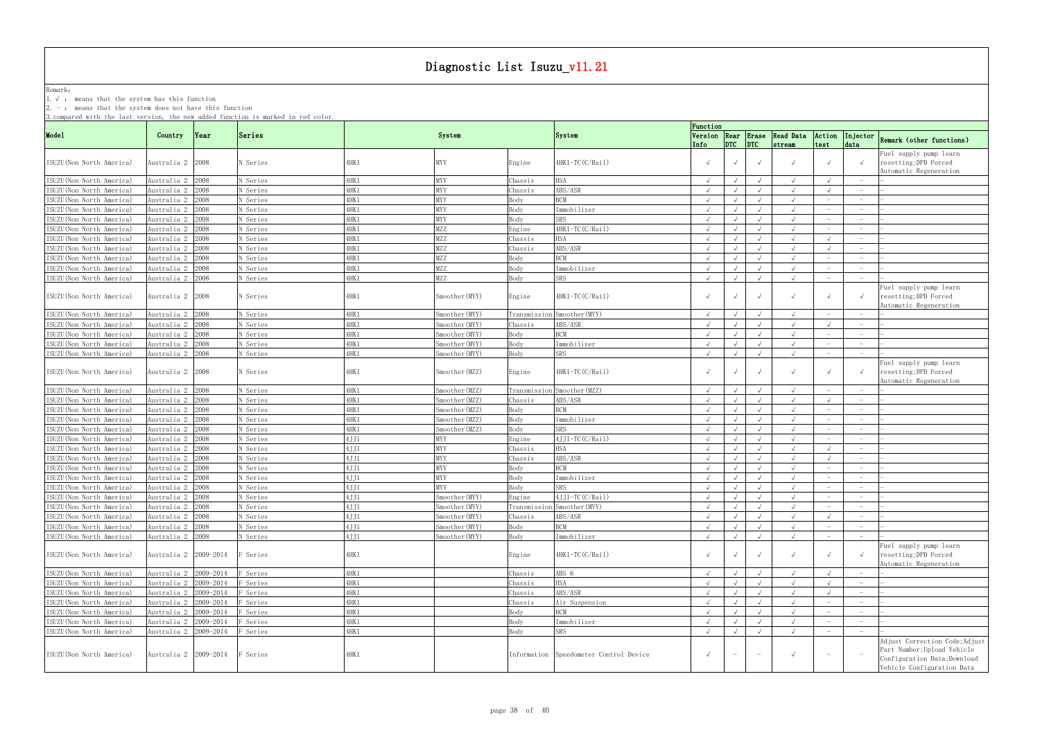# Diagnostic List Isuzu_v11.21

Remark:

1. √ : means that the system has this function
2. － : means that the system does not have this function
3. compared with the last version, the new added function is marked in red color.

| Model | Country | Year | Series | System | | | System | Function | | | | | | |
|---|---|---|---|---|---|---|---|---|---|---|---|---|---|---|
| | | | | | | | | Version Info | Rear DTC | Erase DTC | Read Data stream | Action test | Injector data | Remark (other functions) |
| ISUZU(Non North America) | Australia 2 | 2008 | N Series | 4HK1 | MYY | Engine | 4HK1-TC(C/Rail) | √ | √ | √ | √ | √ | √ | Fuel supply pump learn resetting;DPD Forced Automatic Regeneration |
| ISUZU(Non North America) | Australia 2 | 2008 | N Series | 4HK1 | MYY | Chassis | HSA | √ | √ | √ | √ | √ | － | － |
| ISUZU(Non North America) | Australia 2 | 2008 | N Series | 4HK1 | MYY | Chassis | ABS/ASR | √ | √ | √ | √ | √ | － | － |
| ISUZU(Non North America) | Australia 2 | 2008 | N Series | 4HK1 | MYY | Body | BCM | √ | √ | √ | √ | － | － | － |
| ISUZU(Non North America) | Australia 2 | 2008 | N Series | 4HK1 | MYY | Body | Immobilizer | √ | √ | √ | √ | － | － | － |
| ISUZU(Non North America) | Australia 2 | 2008 | N Series | 4HK1 | MYY | Body | SRS | √ | √ | √ | √ | － | － | － |
| ISUZU(Non North America) | Australia 2 | 2008 | N Series | 4HK1 | MZZ | Engine | 4HK1-TC(C/Rail) | √ | √ | √ | √ | － | － | － |
| ISUZU(Non North America) | Australia 2 | 2008 | N Series | 4HK1 | MZZ | Chassis | HSA | √ | √ | √ | √ | √ | － | － |
| ISUZU(Non North America) | Australia 2 | 2008 | N Series | 4HK1 | MZZ | Chassis | ABS/ASR | √ | √ | √ | √ | √ | － | － |
| ISUZU(Non North America) | Australia 2 | 2008 | N Series | 4HK1 | MZZ | Body | BCM | √ | √ | √ | √ | － | － | － |
| ISUZU(Non North America) | Australia 2 | 2008 | N Series | 4HK1 | MZZ | Body | Immobilizer | √ | √ | √ | √ | － | － | － |
| ISUZU(Non North America) | Australia 2 | 2008 | N Series | 4HK1 | MZZ | Body | SRS | √ | √ | √ | √ | － | － | － |
| ISUZU(Non North America) | Australia 2 | 2008 | N Series | 4HK1 | Smoother(MYY) | Engine | 4HK1-TC(C/Rail) | √ | √ | √ | √ | √ | √ | Fuel supply pump learn resetting;DPD Forced Automatic Regeneration |
| ISUZU(Non North America) | Australia 2 | 2008 | N Series | 4HK1 | Smoother(MYY) | Transmission | Smoother(MYY) | √ | √ | √ | √ | － | － | － |
| ISUZU(Non North America) | Australia 2 | 2008 | N Series | 4HK1 | Smoother(MYY) | Chassis | ABS/ASR | √ | √ | √ | √ | √ | － | － |
| ISUZU(Non North America) | Australia 2 | 2008 | N Series | 4HK1 | Smoother(MYY) | Body | BCM | √ | √ | √ | √ | － | － | － |
| ISUZU(Non North America) | Australia 2 | 2008 | N Series | 4HK1 | Smoother(MYY) | Body | Immobilizer | √ | √ | √ | √ | － | － | － |
| ISUZU(Non North America) | Australia 2 | 2008 | N Series | 4HK1 | Smoother(MYY) | Body | SRS | √ | √ | √ | √ | － | － | － |
| ISUZU(Non North America) | Australia 2 | 2008 | N Series | 4HK1 | Smoother(MZZ) | Engine | 4HK1-TC(C/Rail) | √ | √ | √ | √ | √ | √ | Fuel supply pump learn resetting;DPD Forced Automatic Regeneration |
| ISUZU(Non North America) | Australia 2 | 2008 | N Series | 4HK1 | Smoother(MZZ) | Transmission | Smoother(MZZ) | √ | √ | √ | √ | － | － | － |
| ISUZU(Non North America) | Australia 2 | 2008 | N Series | 4HK1 | Smoother(MZZ) | Chassis | ABS/ASR | √ | √ | √ | √ | √ | － | － |
| ISUZU(Non North America) | Australia 2 | 2008 | N Series | 4HK1 | Smoother(MZZ) | Body | BCM | √ | √ | √ | √ | － | － | － |
| ISUZU(Non North America) | Australia 2 | 2008 | N Series | 4HK1 | Smoother(MZZ) | Body | Immobilizer | √ | √ | √ | √ | － | － | － |
| ISUZU(Non North America) | Australia 2 | 2008 | N Series | 4HK1 | Smoother(MZZ) | Body | SRS | √ | √ | √ | √ | － | － | － |
| ISUZU(Non North America) | Australia 2 | 2008 | N Series | 4JJ1 | MYY | Engine | 4JJ1-TC(C/Rail) | √ | √ | √ | √ | － | － | － |
| ISUZU(Non North America) | Australia 2 | 2008 | N Series | 4JJ1 | MYY | Chassis | HSA | √ | √ | √ | √ | √ | － | － |
| ISUZU(Non North America) | Australia 2 | 2008 | N Series | 4JJ1 | MYY | Chassis | ABS/ASR | √ | √ | √ | √ | √ | － | － |
| ISUZU(Non North America) | Australia 2 | 2008 | N Series | 4JJ1 | MYY | Body | BCM | √ | √ | √ | √ | － | － | － |
| ISUZU(Non North America) | Australia 2 | 2008 | N Series | 4JJ1 | MYY | Body | Immobilizer | √ | √ | √ | √ | － | － | － |
| ISUZU(Non North America) | Australia 2 | 2008 | N Series | 4JJ1 | MYY | Body | SRS | √ | √ | √ | √ | － | － | － |
| ISUZU(Non North America) | Australia 2 | 2008 | N Series | 4JJ1 | Smoother(MYY) | Engine | 4JJ1-TC(C/Rail) | √ | √ | √ | √ | － | － | － |
| ISUZU(Non North America) | Australia 2 | 2008 | N Series | 4JJ1 | Smoother(MYY) | Transmission | Smoother(MYY) | √ | √ | √ | √ | － | － | － |
| ISUZU(Non North America) | Australia 2 | 2008 | N Series | 4JJ1 | Smoother(MYY) | Chassis | ABS/ASR | √ | √ | √ | √ | √ | － | － |
| ISUZU(Non North America) | Australia 2 | 2008 | N Series | 4JJ1 | Smoother(MYY) | Body | BCM | √ | √ | √ | √ | － | － | － |
| ISUZU(Non North America) | Australia 2 | 2008 | N Series | 4JJ1 | Smoother(MYY) | Body | Immobilizer | √ | √ | √ | √ | － | － | － |
| ISUZU(Non North America) | Australia 2 | 2009-2014 | F Series | 4HK1 | | Engine | 4HK1-TC(C/Rail) | √ | √ | √ | √ | √ | √ | Fuel supply pump learn resetting;DPD Forced Automatic Regeneration |
| ISUZU(Non North America) | Australia 2 | 2009-2014 | F Series | 4HK1 | | Chassis | ABS 6 | √ | √ | √ | √ | √ | － | － |
| ISUZU(Non North America) | Australia 2 | 2009-2014 | F Series | 4HK1 | | Chassis | HSA | √ | √ | √ | √ | √ | － | － |
| ISUZU(Non North America) | Australia 2 | 2009-2014 | F Series | 4HK1 | | Chassis | ABS/ASR | √ | √ | √ | √ | √ | － | － |
| ISUZU(Non North America) | Australia 2 | 2009-2014 | F Series | 4HK1 | | Chassis | Air Suspension | √ | √ | √ | √ | － | － | － |
| ISUZU(Non North America) | Australia 2 | 2009-2014 | F Series | 4HK1 | | Body | BCM | √ | √ | √ | √ | － | － | － |
| ISUZU(Non North America) | Australia 2 | 2009-2014 | F Series | 4HK1 | | Body | Immobilizer | √ | √ | √ | √ | － | － | － |
| ISUZU(Non North America) | Australia 2 | 2009-2014 | F Series | 4HK1 | | Body | SRS | √ | √ | √ | √ | － | － | － |
| ISUZU(Non North America) | Australia 2 | 2009-2014 | F Series | 4HK1 | | Information | Speedometer Control Device | √ | － | － | √ | － | － | Adjust Correction Code;Adjust Part Number;Upload Vehicle Configuration Data;Download Vehicle Configuration Data |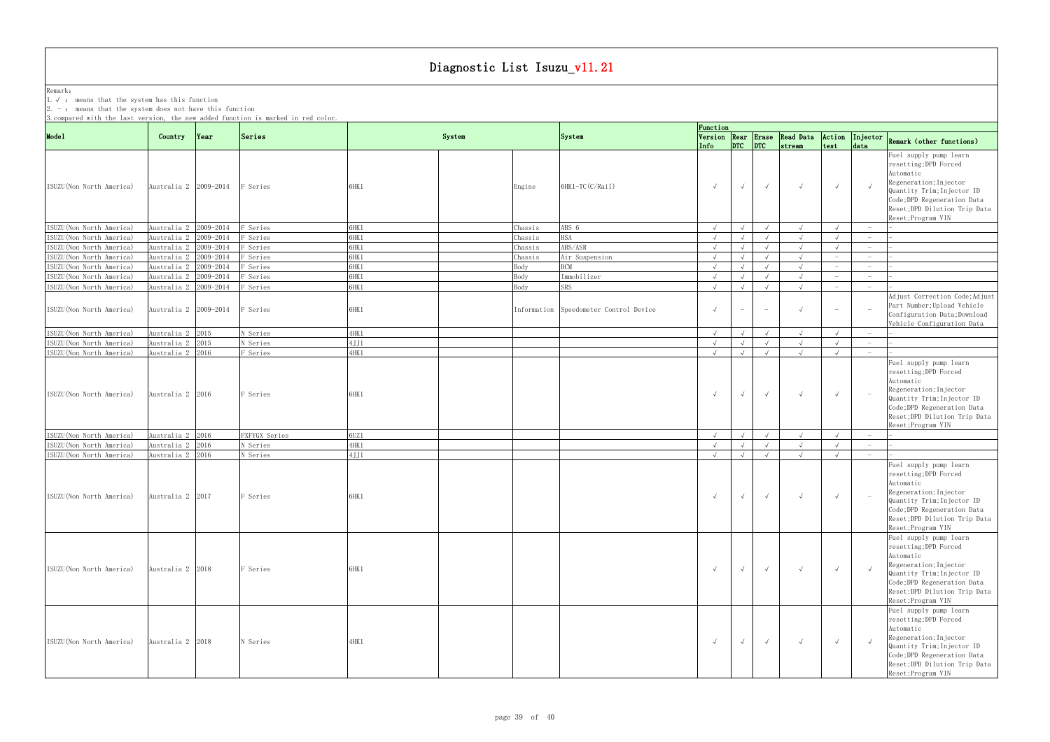# Diagnostic List Isuzu_v11.21

Remark:
1. √ : means that the system has this function
2. - : means that the system does not have this function
3. compared with the last version, the new added function is marked in red color.

| Model | Country | Year | Series | System | | | System | Function | | | | | | |
|---|---|---|---|---|---|---|---|---|---|---|---|---|---|---|
| | | | | | | | | Version Info | Rear DTC | Erase DTC | Read Data stream | Action test | Injector data | Remark (other functions) |
| ISUZU(Non North America) | Australia 2 | 2009-2014 | F Series | 6HK1 | | Engine | 6HK1-TC(C/Rail) | √ | √ | √ | √ | √ | √ | Fuel supply pump learn resetting;DPD Forced Automatic Regeneration;Injector Quantity Trim;Injector ID Code;DPD Regeneration Data Reset;DPD Dilution Trip Data Reset;Program VIN |
| ISUZU(Non North America) | Australia 2 | 2009-2014 | F Series | 6HK1 | | Chassis | ABS 6 | √ | √ | √ | √ | √ | - | - |
| ISUZU(Non North America) | Australia 2 | 2009-2014 | F Series | 6HK1 | | Chassis | HSA | √ | √ | √ | √ | √ | - | - |
| ISUZU(Non North America) | Australia 2 | 2009-2014 | F Series | 6HK1 | | Chassis | ABS/ASR | √ | √ | √ | √ | √ | - | - |
| ISUZU(Non North America) | Australia 2 | 2009-2014 | F Series | 6HK1 | | Chassis | Air Suspension | √ | √ | √ | √ | - | - | - |
| ISUZU(Non North America) | Australia 2 | 2009-2014 | F Series | 6HK1 | | Body | BCM | √ | √ | √ | √ | - | - | - |
| ISUZU(Non North America) | Australia 2 | 2009-2014 | F Series | 6HK1 | | Body | Immobilizer | √ | √ | √ | √ | - | - | - |
| ISUZU(Non North America) | Australia 2 | 2009-2014 | F Series | 6HK1 | | Body | SRS | √ | √ | √ | √ | - | - | - |
| ISUZU(Non North America) | Australia 2 | 2009-2014 | F Series | 6HK1 | | Information | Speedometer Control Device | √ | - | - | √ | - | - | Adjust Correction Code;Adjust Part Number;Upload Vehicle Configuration Data;Download Vehicle Configuration Data |
| ISUZU(Non North America) | Australia 2 | 2015 | N Series | 4HK1 | | | | √ | √ | √ | √ | √ | - | - |
| ISUZU(Non North America) | Australia 2 | 2015 | N Series | 4JJ1 | | | | √ | √ | √ | √ | √ | - | - |
| ISUZU(Non North America) | Australia 2 | 2016 | F Series | 4HK1 | | | | √ | √ | √ | √ | √ | - | - |
| ISUZU(Non North America) | Australia 2 | 2016 | F Series | 6HK1 | | | | √ | √ | √ | √ | √ | - | Fuel supply pump learn resetting;DPD Forced Automatic Regeneration;Injector Quantity Trim;Injector ID Code;DPD Regeneration Data Reset;DPD Dilution Trip Data Reset;Program VIN |
| ISUZU(Non North America) | Australia 2 | 2016 | FXFYGX Series | 6UZ1 | | | | √ | √ | √ | √ | √ | - | - |
| ISUZU(Non North America) | Australia 2 | 2016 | N Series | 4HK1 | | | | √ | √ | √ | √ | √ | - | - |
| ISUZU(Non North America) | Australia 2 | 2016 | N Series | 4JJ1 | | | | √ | √ | √ | √ | √ | - | - |
| ISUZU(Non North America) | Australia 2 | 2017 | F Series | 6HK1 | | | | √ | √ | √ | √ | √ | - | Fuel supply pump learn resetting;DPD Forced Automatic Regeneration;Injector Quantity Trim;Injector ID Code;DPD Regeneration Data Reset;DPD Dilution Trip Data Reset;Program VIN |
| ISUZU(Non North America) | Australia 2 | 2018 | F Series | 6HK1 | | | | √ | √ | √ | √ | √ | √ | Fuel supply pump learn resetting;DPD Forced Automatic Regeneration;Injector Quantity Trim;Injector ID Code;DPD Regeneration Data Reset;DPD Dilution Trip Data Reset;Program VIN |
| ISUZU(Non North America) | Australia 2 | 2018 | N Series | 4HK1 | | | | √ | √ | √ | √ | √ | √ | Fuel supply pump learn resetting;DPD Forced Automatic Regeneration;Injector Quantity Trim;Injector ID Code;DPD Regeneration Data Reset;DPD Dilution Trip Data Reset;Program VIN |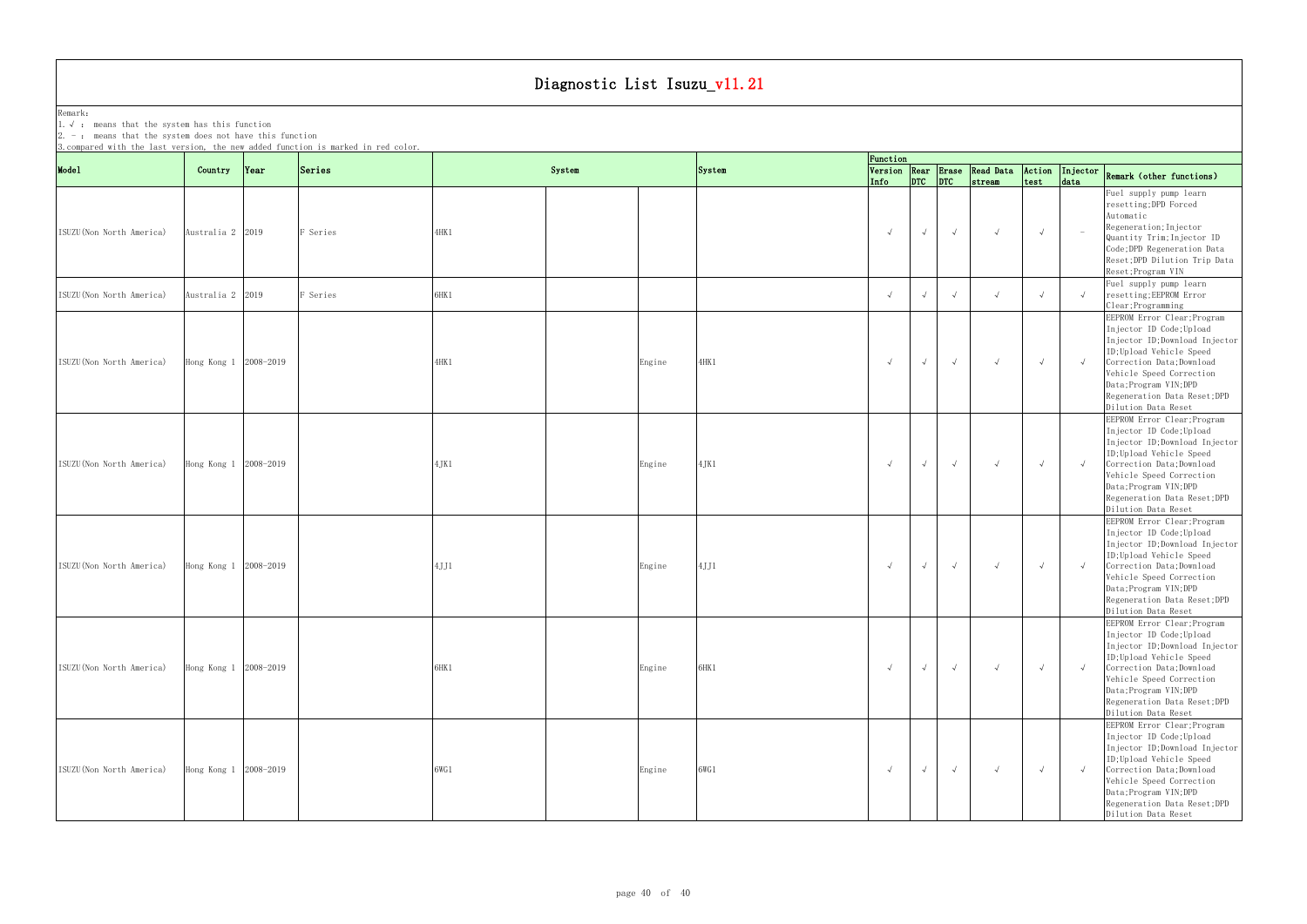# Diagnostic List Isuzu_v11.21

Remark:
1. √ : means that the system has this function
2. - : means that the system does not have this function
3. compared with the last version, the new added function is marked in red color.

| Model | Country | Year | Series | System | | | System | Function | | | | | | |
|---|---|---|---|---|---|---|---|---|---|---|---|---|---|---|
| | | | | | | | | Version Info | Rear DTC | Erase DTC | Read Data stream | Action test | Injector data | Remark (other functions) |
| ISUZU(Non North America) | Australia 2 | 2019 | F Series | 4HK1 | | | | √ | √ | √ | √ | √ | - | Fuel supply pump learn resetting;DPD Forced Automatic Regeneration;Injector Quantity Trim;Injector ID Code;DPD Regeneration Data Reset;DPD Dilution Trip Data Reset;Program VIN |
| ISUZU(Non North America) | Australia 2 | 2019 | F Series | 6HK1 | | | | √ | √ | √ | √ | √ | √ | Fuel supply pump learn resetting;EEPROM Error Clear;Programming |
| ISUZU(Non North America) | Hong Kong 1 | 2008-2019 | | 4HK1 | | Engine | 4HK1 | √ | √ | √ | √ | √ | √ | EEPROM Error Clear;Program Injector ID Code;Upload Injector ID;Download Injector ID;Upload Vehicle Speed Correction Data;Download Vehicle Speed Correction Data;Program VIN;DPD Regeneration Data Reset;DPD Dilution Data Reset |
| ISUZU(Non North America) | Hong Kong 1 | 2008-2019 | | 4JK1 | | Engine | 4JK1 | √ | √ | √ | √ | √ | √ | EEPROM Error Clear;Program Injector ID Code;Upload Injector ID;Download Injector ID;Upload Vehicle Speed Correction Data;Download Vehicle Speed Correction Data;Program VIN;DPD Regeneration Data Reset;DPD Dilution Data Reset |
| ISUZU(Non North America) | Hong Kong 1 | 2008-2019 | | 4JJ1 | | Engine | 4JJ1 | √ | √ | √ | √ | √ | √ | EEPROM Error Clear;Program Injector ID Code;Upload Injector ID;Download Injector ID;Upload Vehicle Speed Correction Data;Download Vehicle Speed Correction Data;Program VIN;DPD Regeneration Data Reset;DPD Dilution Data Reset |
| ISUZU(Non North America) | Hong Kong 1 | 2008-2019 | | 6HK1 | | Engine | 6HK1 | √ | √ | √ | √ | √ | √ | EEPROM Error Clear;Program Injector ID Code;Upload Injector ID;Download Injector ID;Upload Vehicle Speed Correction Data;Download Vehicle Speed Correction Data;Program VIN;DPD Regeneration Data Reset;DPD Dilution Data Reset |
| ISUZU(Non North America) | Hong Kong 1 | 2008-2019 | | 6WG1 | | Engine | 6WG1 | √ | √ | √ | √ | √ | √ | EEPROM Error Clear;Program Injector ID Code;Upload Injector ID;Download Injector ID;Upload Vehicle Speed Correction Data;Download Vehicle Speed Correction Data;Program VIN;DPD Regeneration Data Reset;DPD Dilution Data Reset |